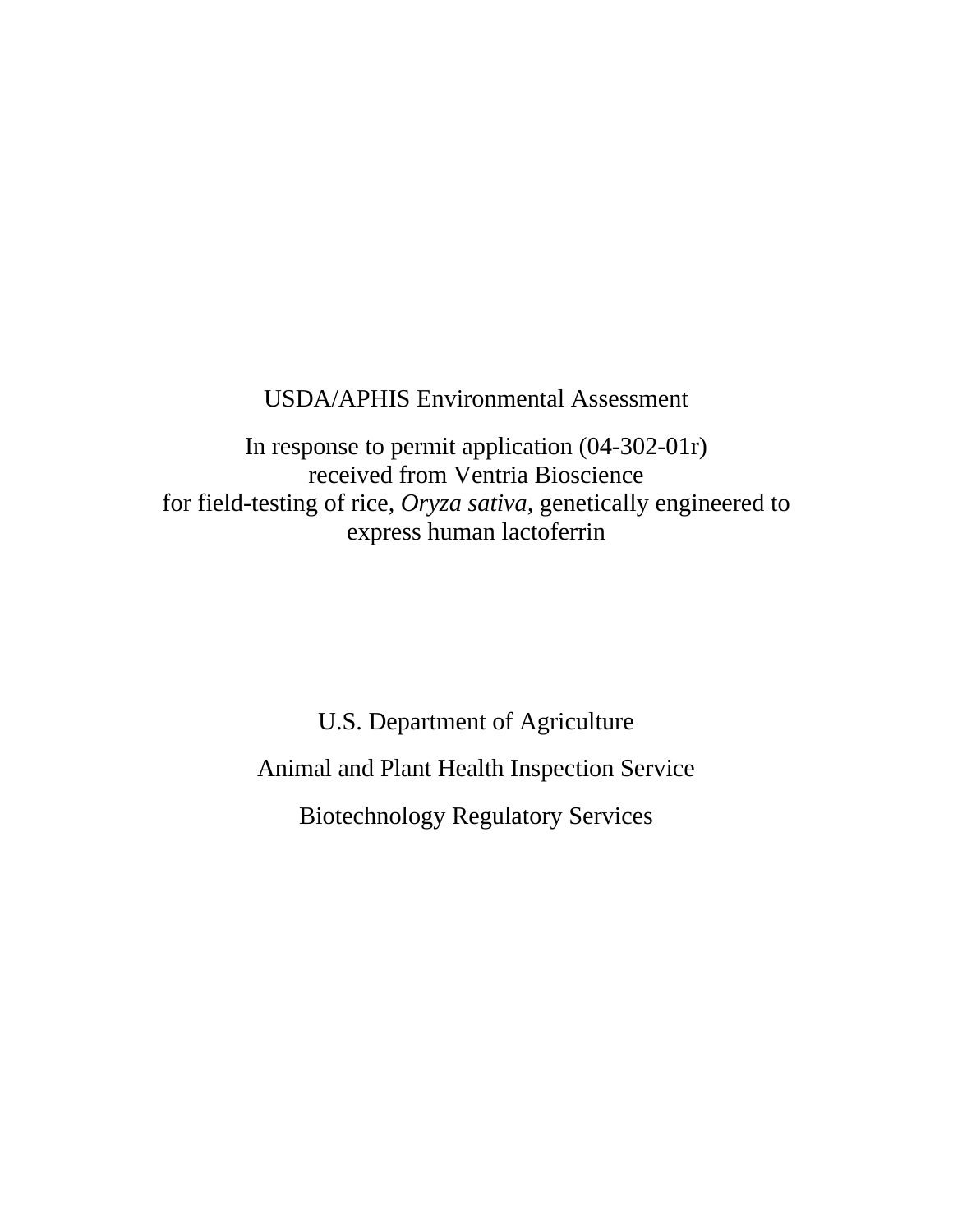# USDA/APHIS Environmental Assessment

In response to permit application (04-302-01r)
received from Ventria Bioscience
for field-testing of rice, *Oryza sativa*, genetically engineered to
express human lactoferrin

U.S. Department of Agriculture

Animal and Plant Health Inspection Service

Biotechnology Regulatory Services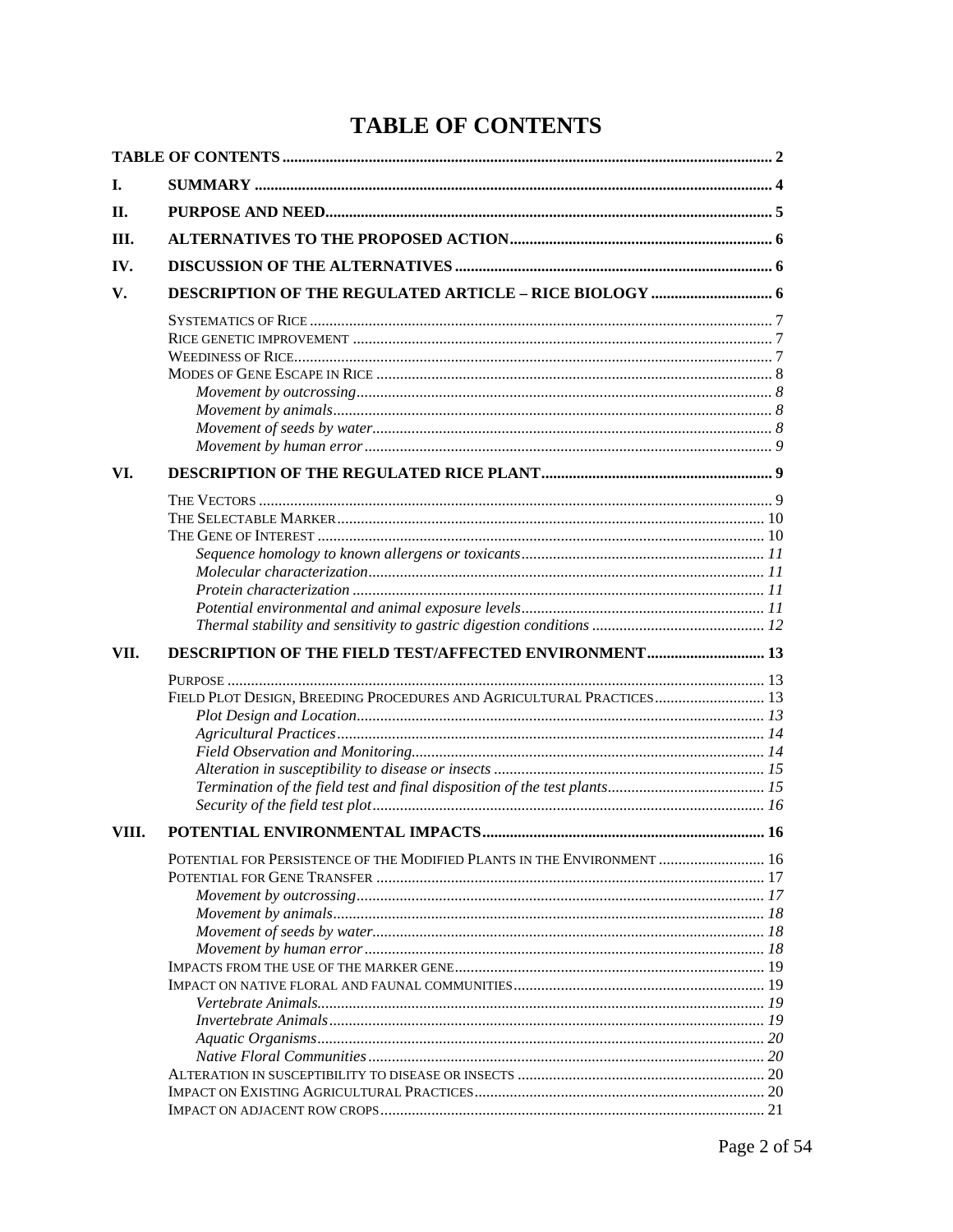# TABLE OF CONTENTS

**TABLE OF CONTENTS** .......... 2

**I. SUMMARY** .......... 4

**II. PURPOSE AND NEED** .......... 5

**III. ALTERNATIVES TO THE PROPOSED ACTION** .......... 6

**IV. DISCUSSION OF THE ALTERNATIVES** .......... 6

**V. DESCRIPTION OF THE REGULATED ARTICLE – RICE BIOLOGY** .......... 6

- SYSTEMATICS OF RICE .......... 7
- RICE GENETIC IMPROVEMENT .......... 7
- WEEDINESS OF RICE .......... 7
- MODES OF GENE ESCAPE IN RICE .......... 8
  - *Movement by outcrossing* .......... 8
  - *Movement by animals* .......... 8
  - *Movement of seeds by water* .......... 8
  - *Movement by human error* .......... 9

**VI. DESCRIPTION OF THE REGULATED RICE PLANT** .......... 9

- THE VECTORS .......... 9
- THE SELECTABLE MARKER .......... 10
- THE GENE OF INTEREST .......... 10
  - *Sequence homology to known allergens or toxicants* .......... 11
  - *Molecular characterization* .......... 11
  - *Protein characterization* .......... 11
  - *Potential environmental and animal exposure levels* .......... 11
  - *Thermal stability and sensitivity to gastric digestion conditions* .......... 12

**VII. DESCRIPTION OF THE FIELD TEST/AFFECTED ENVIRONMENT** .......... 13

- PURPOSE .......... 13
- FIELD PLOT DESIGN, BREEDING PROCEDURES AND AGRICULTURAL PRACTICES .......... 13
  - *Plot Design and Location* .......... 13
  - *Agricultural Practices* .......... 14
  - *Field Observation and Monitoring* .......... 14
  - *Alteration in susceptibility to disease or insects* .......... 15
  - *Termination of the field test and final disposition of the test plants* .......... 15
  - *Security of the field test plot* .......... 16

**VIII. POTENTIAL ENVIRONMENTAL IMPACTS** .......... 16

- POTENTIAL FOR PERSISTENCE OF THE MODIFIED PLANTS IN THE ENVIRONMENT .......... 16
- POTENTIAL FOR GENE TRANSFER .......... 17
  - *Movement by outcrossing* .......... 17
  - *Movement by animals* .......... 18
  - *Movement of seeds by water* .......... 18
  - *Movement by human error* .......... 18
- IMPACTS FROM THE USE OF THE MARKER GENE .......... 19
- IMPACT ON NATIVE FLORAL AND FAUNAL COMMUNITIES .......... 19
  - *Vertebrate Animals* .......... 19
  - *Invertebrate Animals* .......... 19
  - *Aquatic Organisms* .......... 20
  - *Native Floral Communities* .......... 20
- ALTERATION IN SUSCEPTIBILITY TO DISEASE OR INSECTS .......... 20
- IMPACT ON EXISTING AGRICULTURAL PRACTICES .......... 20
- IMPACT ON ADJACENT ROW CROPS .......... 21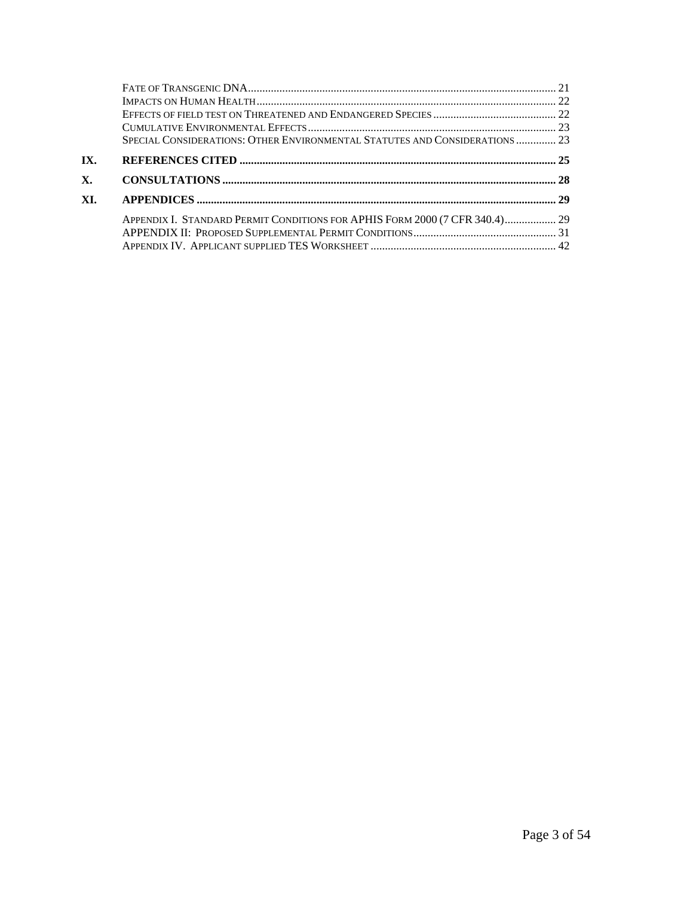Fate of Transgenic DNA ........................................................................................................ 21
Impacts on Human Health ...................................................................................................... 22
Effects of field test on Threatened and Endangered Species ............................................ 22
Cumulative Environmental Effects ...................................................................................... 23
Special Considerations: Other Environmental Statutes and Considerations .............. 23

**IX. REFERENCES CITED .............................................................................................................. 25**

**X. CONSULTATIONS ..................................................................................................................... 28**

**XI. APPENDICES ............................................................................................................................. 29**

Appendix I. Standard Permit Conditions for APHIS Form 2000 (7 CFR 340.4) .................. 29
APPENDIX II: Proposed Supplemental Permit Conditions .................................................. 31
Appendix IV. Applicant supplied TES Worksheet ................................................................. 42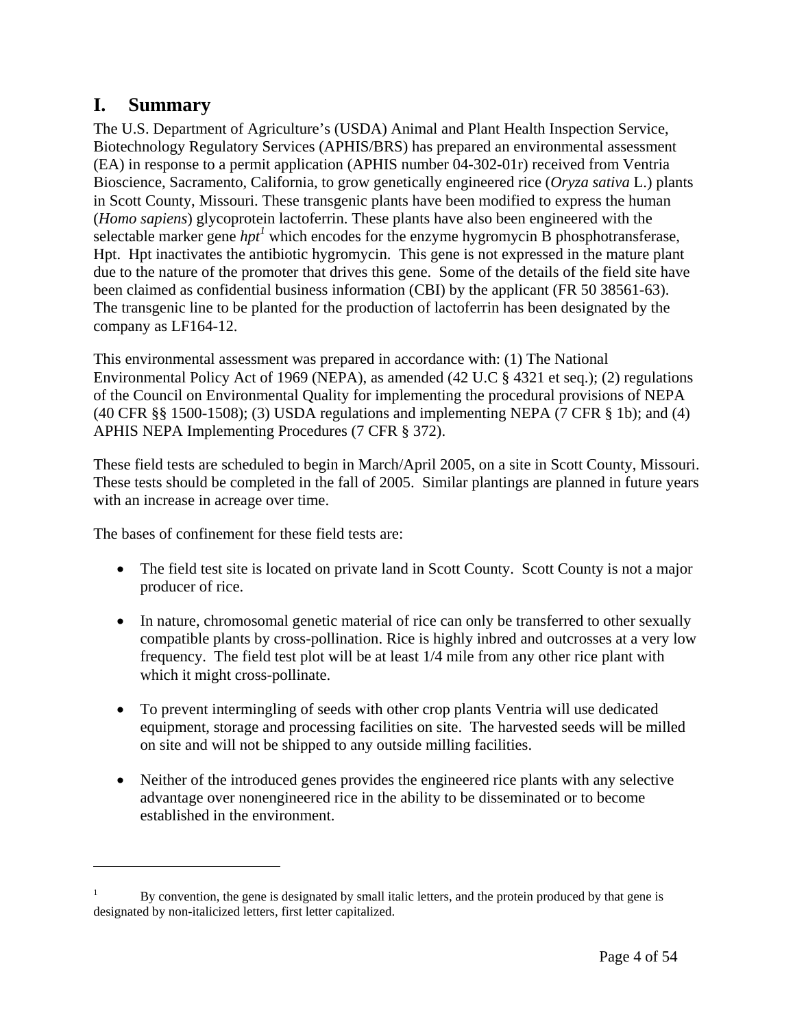## I. Summary

The U.S. Department of Agriculture's (USDA) Animal and Plant Health Inspection Service, Biotechnology Regulatory Services (APHIS/BRS) has prepared an environmental assessment (EA) in response to a permit application (APHIS number 04-302-01r) received from Ventria Bioscience, Sacramento, California, to grow genetically engineered rice (*Oryza sativa* L.) plants in Scott County, Missouri. These transgenic plants have been modified to express the human (*Homo sapiens*) glycoprotein lactoferrin. These plants have also been engineered with the selectable marker gene *hpt*[1] which encodes for the enzyme hygromycin B phosphotransferase, Hpt. Hpt inactivates the antibiotic hygromycin. This gene is not expressed in the mature plant due to the nature of the promoter that drives this gene. Some of the details of the field site have been claimed as confidential business information (CBI) by the applicant (FR 50 38561-63). The transgenic line to be planted for the production of lactoferrin has been designated by the company as LF164-12.

This environmental assessment was prepared in accordance with: (1) The National Environmental Policy Act of 1969 (NEPA), as amended (42 U.C § 4321 et seq.); (2) regulations of the Council on Environmental Quality for implementing the procedural provisions of NEPA (40 CFR §§ 1500-1508); (3) USDA regulations and implementing NEPA (7 CFR § 1b); and (4) APHIS NEPA Implementing Procedures (7 CFR § 372).

These field tests are scheduled to begin in March/April 2005, on a site in Scott County, Missouri. These tests should be completed in the fall of 2005. Similar plantings are planned in future years with an increase in acreage over time.

The bases of confinement for these field tests are:

- The field test site is located on private land in Scott County. Scott County is not a major producer of rice.
- In nature, chromosomal genetic material of rice can only be transferred to other sexually compatible plants by cross-pollination. Rice is highly inbred and outcrosses at a very low frequency. The field test plot will be at least 1/4 mile from any other rice plant with which it might cross-pollinate.
- To prevent intermingling of seeds with other crop plants Ventria will use dedicated equipment, storage and processing facilities on site. The harvested seeds will be milled on site and will not be shipped to any outside milling facilities.
- Neither of the introduced genes provides the engineered rice plants with any selective advantage over nonengineered rice in the ability to be disseminated or to become established in the environment.

---

[1] By convention, the gene is designated by small italic letters, and the protein produced by that gene is designated by non-italicized letters, first letter capitalized.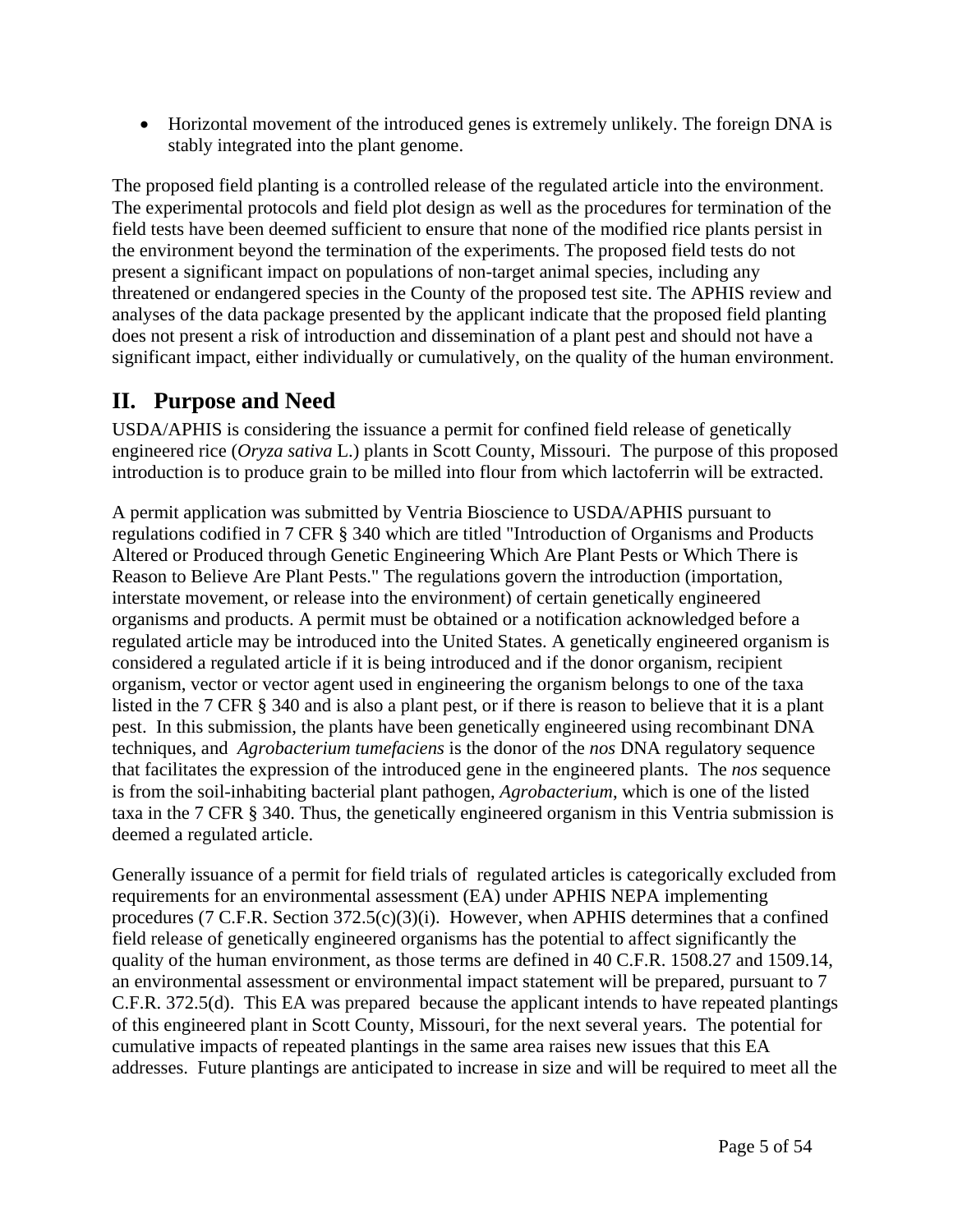- Horizontal movement of the introduced genes is extremely unlikely. The foreign DNA is stably integrated into the plant genome.

The proposed field planting is a controlled release of the regulated article into the environment. The experimental protocols and field plot design as well as the procedures for termination of the field tests have been deemed sufficient to ensure that none of the modified rice plants persist in the environment beyond the termination of the experiments. The proposed field tests do not present a significant impact on populations of non-target animal species, including any threatened or endangered species in the County of the proposed test site. The APHIS review and analyses of the data package presented by the applicant indicate that the proposed field planting does not present a risk of introduction and dissemination of a plant pest and should not have a significant impact, either individually or cumulatively, on the quality of the human environment.

## II. Purpose and Need

USDA/APHIS is considering the issuance a permit for confined field release of genetically engineered rice (*Oryza sativa* L.) plants in Scott County, Missouri. The purpose of this proposed introduction is to produce grain to be milled into flour from which lactoferrin will be extracted.

A permit application was submitted by Ventria Bioscience to USDA/APHIS pursuant to regulations codified in 7 CFR § 340 which are titled "Introduction of Organisms and Products Altered or Produced through Genetic Engineering Which Are Plant Pests or Which There is Reason to Believe Are Plant Pests." The regulations govern the introduction (importation, interstate movement, or release into the environment) of certain genetically engineered organisms and products. A permit must be obtained or a notification acknowledged before a regulated article may be introduced into the United States. A genetically engineered organism is considered a regulated article if it is being introduced and if the donor organism, recipient organism, vector or vector agent used in engineering the organism belongs to one of the taxa listed in the 7 CFR § 340 and is also a plant pest, or if there is reason to believe that it is a plant pest. In this submission, the plants have been genetically engineered using recombinant DNA techniques, and *Agrobacterium tumefaciens* is the donor of the *nos* DNA regulatory sequence that facilitates the expression of the introduced gene in the engineered plants. The *nos* sequence is from the soil-inhabiting bacterial plant pathogen, *Agrobacterium*, which is one of the listed taxa in the 7 CFR § 340. Thus, the genetically engineered organism in this Ventria submission is deemed a regulated article.

Generally issuance of a permit for field trials of regulated articles is categorically excluded from requirements for an environmental assessment (EA) under APHIS NEPA implementing procedures (7 C.F.R. Section 372.5(c)(3)(i). However, when APHIS determines that a confined field release of genetically engineered organisms has the potential to affect significantly the quality of the human environment, as those terms are defined in 40 C.F.R. 1508.27 and 1509.14, an environmental assessment or environmental impact statement will be prepared, pursuant to 7 C.F.R. 372.5(d). This EA was prepared because the applicant intends to have repeated plantings of this engineered plant in Scott County, Missouri, for the next several years. The potential for cumulative impacts of repeated plantings in the same area raises new issues that this EA addresses. Future plantings are anticipated to increase in size and will be required to meet all the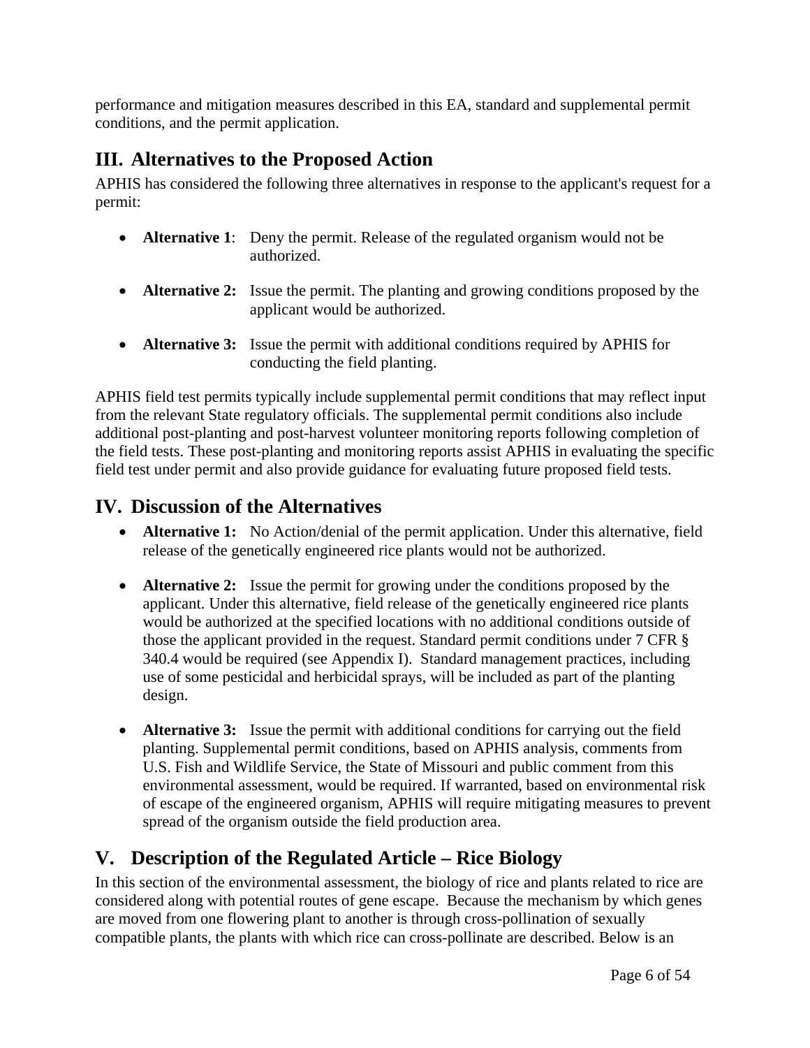performance and mitigation measures described in this EA, standard and supplemental permit conditions, and the permit application.

## III. Alternatives to the Proposed Action

APHIS has considered the following three alternatives in response to the applicant's request for a permit:

- **Alternative 1**: Deny the permit. Release of the regulated organism would not be authorized.
- **Alternative 2:** Issue the permit. The planting and growing conditions proposed by the applicant would be authorized.
- **Alternative 3:** Issue the permit with additional conditions required by APHIS for conducting the field planting.

APHIS field test permits typically include supplemental permit conditions that may reflect input from the relevant State regulatory officials. The supplemental permit conditions also include additional post-planting and post-harvest volunteer monitoring reports following completion of the field tests. These post-planting and monitoring reports assist APHIS in evaluating the specific field test under permit and also provide guidance for evaluating future proposed field tests.

## IV. Discussion of the Alternatives

- **Alternative 1:** No Action/denial of the permit application. Under this alternative, field release of the genetically engineered rice plants would not be authorized.
- **Alternative 2:** Issue the permit for growing under the conditions proposed by the applicant. Under this alternative, field release of the genetically engineered rice plants would be authorized at the specified locations with no additional conditions outside of those the applicant provided in the request. Standard permit conditions under 7 CFR § 340.4 would be required (see Appendix I). Standard management practices, including use of some pesticidal and herbicidal sprays, will be included as part of the planting design.
- **Alternative 3:** Issue the permit with additional conditions for carrying out the field planting. Supplemental permit conditions, based on APHIS analysis, comments from U.S. Fish and Wildlife Service, the State of Missouri and public comment from this environmental assessment, would be required. If warranted, based on environmental risk of escape of the engineered organism, APHIS will require mitigating measures to prevent spread of the organism outside the field production area.

## V. Description of the Regulated Article – Rice Biology

In this section of the environmental assessment, the biology of rice and plants related to rice are considered along with potential routes of gene escape. Because the mechanism by which genes are moved from one flowering plant to another is through cross-pollination of sexually compatible plants, the plants with which rice can cross-pollinate are described. Below is an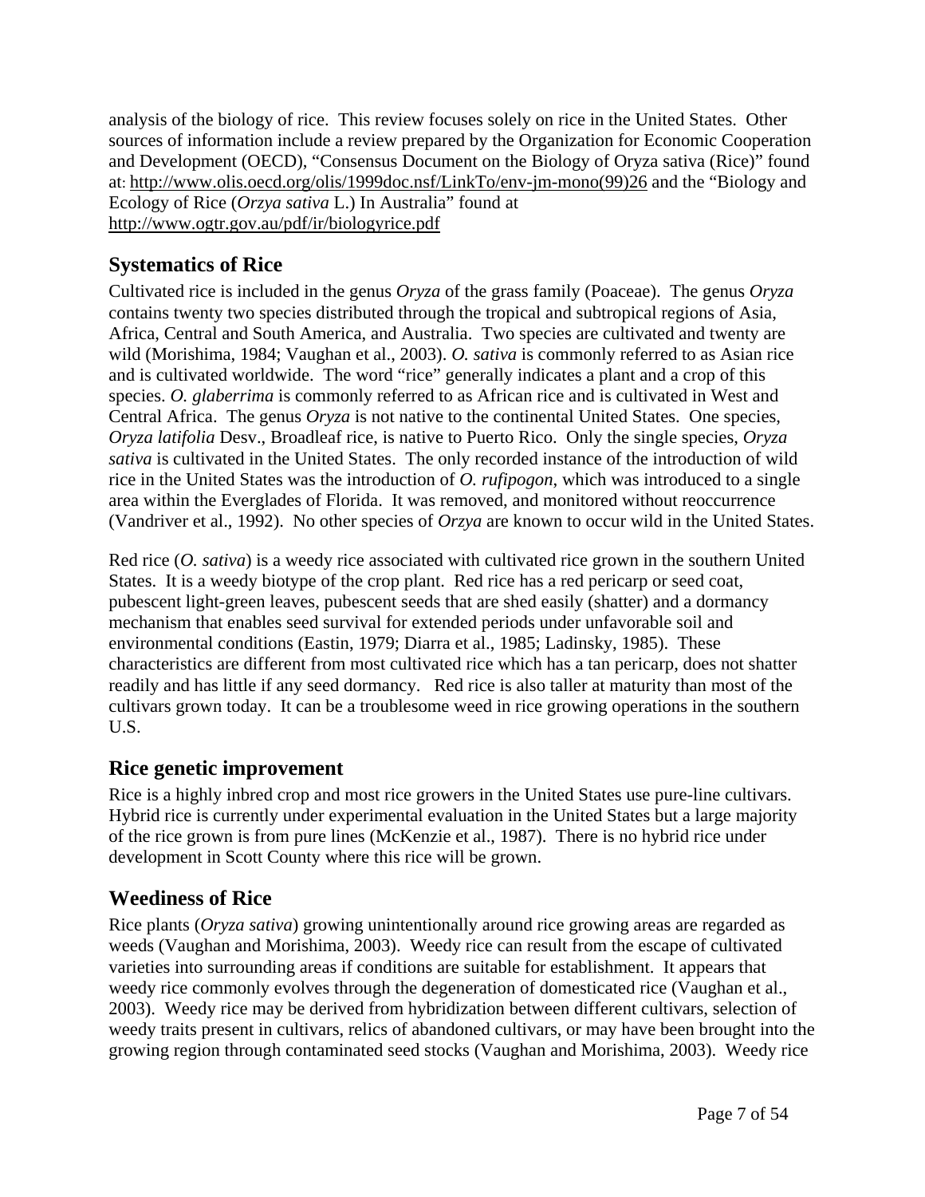analysis of the biology of rice. This review focuses solely on rice in the United States. Other sources of information include a review prepared by the Organization for Economic Cooperation and Development (OECD), "Consensus Document on the Biology of Oryza sativa (Rice)" found at: http://www.olis.oecd.org/olis/1999doc.nsf/LinkTo/env-jm-mono(99)26 and the "Biology and Ecology of Rice (*Orzya sativa* L.) In Australia" found at http://www.ogtr.gov.au/pdf/ir/biologyrice.pdf

## Systematics of Rice

Cultivated rice is included in the genus *Oryza* of the grass family (Poaceae). The genus *Oryza* contains twenty two species distributed through the tropical and subtropical regions of Asia, Africa, Central and South America, and Australia. Two species are cultivated and twenty are wild (Morishima, 1984; Vaughan et al., 2003). *O. sativa* is commonly referred to as Asian rice and is cultivated worldwide. The word "rice" generally indicates a plant and a crop of this species. *O. glaberrima* is commonly referred to as African rice and is cultivated in West and Central Africa. The genus *Oryza* is not native to the continental United States. One species, *Oryza latifolia* Desv., Broadleaf rice, is native to Puerto Rico. Only the single species, *Oryza sativa* is cultivated in the United States. The only recorded instance of the introduction of wild rice in the United States was the introduction of *O. rufipogon*, which was introduced to a single area within the Everglades of Florida. It was removed, and monitored without reoccurrence (Vandriver et al., 1992). No other species of *Orzya* are known to occur wild in the United States.

Red rice (*O. sativa*) is a weedy rice associated with cultivated rice grown in the southern United States. It is a weedy biotype of the crop plant. Red rice has a red pericarp or seed coat, pubescent light-green leaves, pubescent seeds that are shed easily (shatter) and a dormancy mechanism that enables seed survival for extended periods under unfavorable soil and environmental conditions (Eastin, 1979; Diarra et al., 1985; Ladinsky, 1985). These characteristics are different from most cultivated rice which has a tan pericarp, does not shatter readily and has little if any seed dormancy. Red rice is also taller at maturity than most of the cultivars grown today. It can be a troublesome weed in rice growing operations in the southern U.S.

## Rice genetic improvement

Rice is a highly inbred crop and most rice growers in the United States use pure-line cultivars. Hybrid rice is currently under experimental evaluation in the United States but a large majority of the rice grown is from pure lines (McKenzie et al., 1987). There is no hybrid rice under development in Scott County where this rice will be grown.

## Weediness of Rice

Rice plants (*Oryza sativa*) growing unintentionally around rice growing areas are regarded as weeds (Vaughan and Morishima, 2003). Weedy rice can result from the escape of cultivated varieties into surrounding areas if conditions are suitable for establishment. It appears that weedy rice commonly evolves through the degeneration of domesticated rice (Vaughan et al., 2003). Weedy rice may be derived from hybridization between different cultivars, selection of weedy traits present in cultivars, relics of abandoned cultivars, or may have been brought into the growing region through contaminated seed stocks (Vaughan and Morishima, 2003). Weedy rice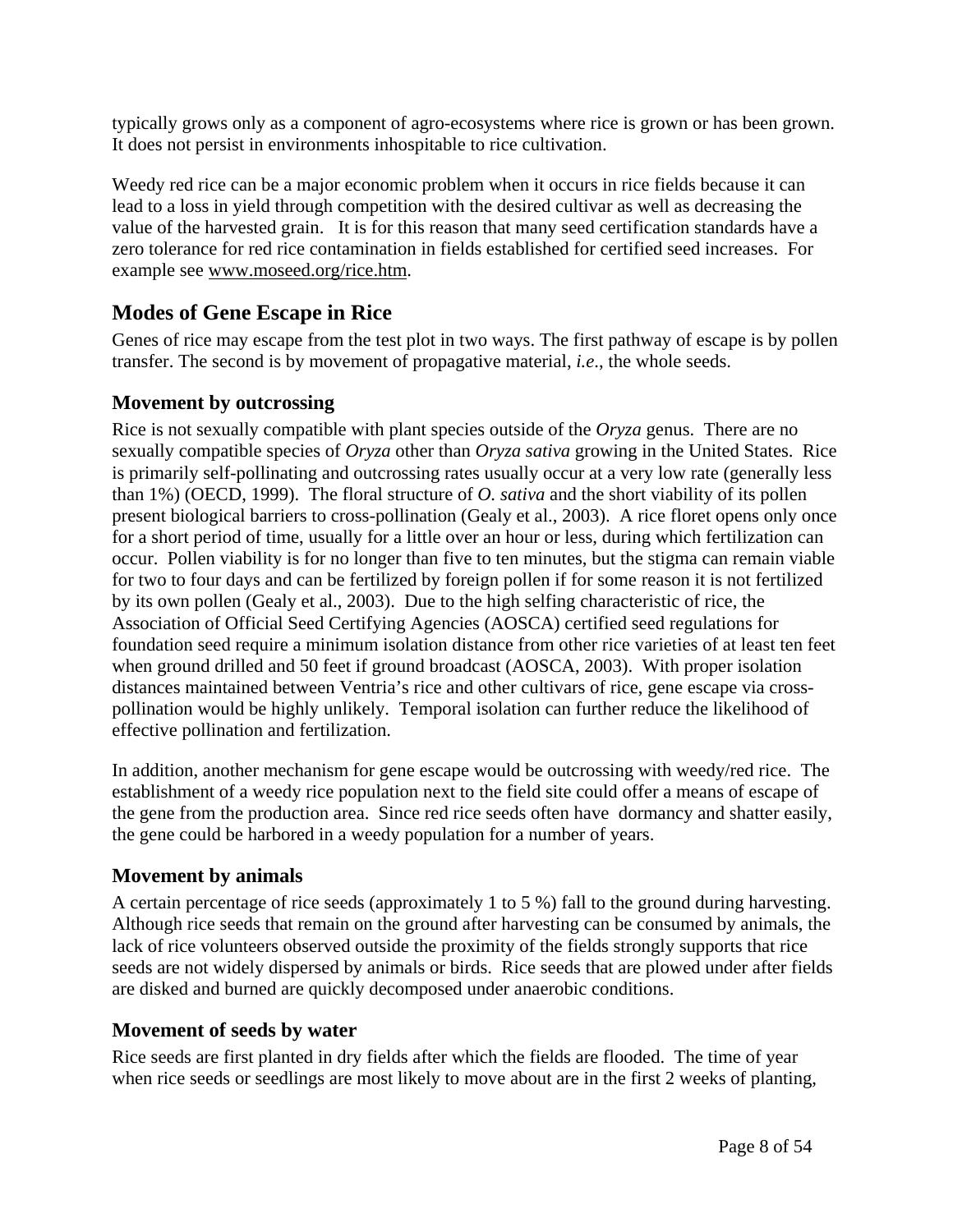typically grows only as a component of agro-ecosystems where rice is grown or has been grown. It does not persist in environments inhospitable to rice cultivation.

Weedy red rice can be a major economic problem when it occurs in rice fields because it can lead to a loss in yield through competition with the desired cultivar as well as decreasing the value of the harvested grain. It is for this reason that many seed certification standards have a zero tolerance for red rice contamination in fields established for certified seed increases. For example see www.moseed.org/rice.htm.

## Modes of Gene Escape in Rice

Genes of rice may escape from the test plot in two ways. The first pathway of escape is by pollen transfer. The second is by movement of propagative material, *i.e*., the whole seeds.

### Movement by outcrossing

Rice is not sexually compatible with plant species outside of the *Oryza* genus. There are no sexually compatible species of *Oryza* other than *Oryza sativa* growing in the United States. Rice is primarily self-pollinating and outcrossing rates usually occur at a very low rate (generally less than 1%) (OECD, 1999). The floral structure of *O. sativa* and the short viability of its pollen present biological barriers to cross-pollination (Gealy et al., 2003). A rice floret opens only once for a short period of time, usually for a little over an hour or less, during which fertilization can occur. Pollen viability is for no longer than five to ten minutes, but the stigma can remain viable for two to four days and can be fertilized by foreign pollen if for some reason it is not fertilized by its own pollen (Gealy et al., 2003). Due to the high selfing characteristic of rice, the Association of Official Seed Certifying Agencies (AOSCA) certified seed regulations for foundation seed require a minimum isolation distance from other rice varieties of at least ten feet when ground drilled and 50 feet if ground broadcast (AOSCA, 2003). With proper isolation distances maintained between Ventria's rice and other cultivars of rice, gene escape via cross-pollination would be highly unlikely. Temporal isolation can further reduce the likelihood of effective pollination and fertilization.

In addition, another mechanism for gene escape would be outcrossing with weedy/red rice. The establishment of a weedy rice population next to the field site could offer a means of escape of the gene from the production area. Since red rice seeds often have dormancy and shatter easily, the gene could be harbored in a weedy population for a number of years.

### Movement by animals

A certain percentage of rice seeds (approximately 1 to 5 %) fall to the ground during harvesting. Although rice seeds that remain on the ground after harvesting can be consumed by animals, the lack of rice volunteers observed outside the proximity of the fields strongly supports that rice seeds are not widely dispersed by animals or birds. Rice seeds that are plowed under after fields are disked and burned are quickly decomposed under anaerobic conditions.

### Movement of seeds by water

Rice seeds are first planted in dry fields after which the fields are flooded. The time of year when rice seeds or seedlings are most likely to move about are in the first 2 weeks of planting,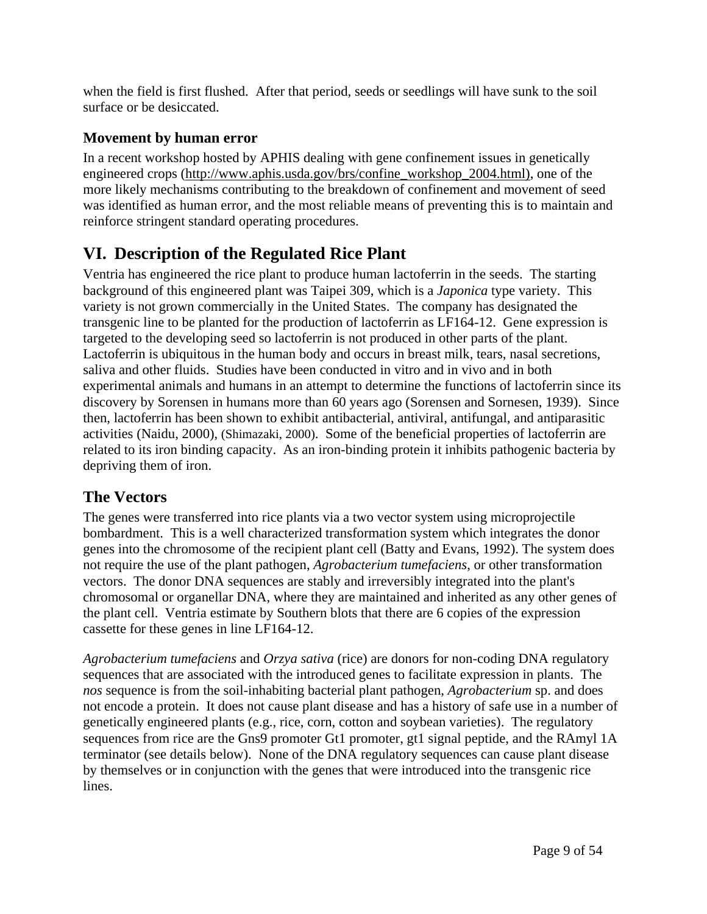when the field is first flushed. After that period, seeds or seedlings will have sunk to the soil surface or be desiccated.

### Movement by human error

In a recent workshop hosted by APHIS dealing with gene confinement issues in genetically engineered crops (http://www.aphis.usda.gov/brs/confine_workshop_2004.html), one of the more likely mechanisms contributing to the breakdown of confinement and movement of seed was identified as human error, and the most reliable means of preventing this is to maintain and reinforce stringent standard operating procedures.

## VI. Description of the Regulated Rice Plant

Ventria has engineered the rice plant to produce human lactoferrin in the seeds. The starting background of this engineered plant was Taipei 309, which is a *Japonica* type variety. This variety is not grown commercially in the United States. The company has designated the transgenic line to be planted for the production of lactoferrin as LF164-12. Gene expression is targeted to the developing seed so lactoferrin is not produced in other parts of the plant. Lactoferrin is ubiquitous in the human body and occurs in breast milk, tears, nasal secretions, saliva and other fluids. Studies have been conducted in vitro and in vivo and in both experimental animals and humans in an attempt to determine the functions of lactoferrin since its discovery by Sorensen in humans more than 60 years ago (Sorensen and Sornesen, 1939). Since then, lactoferrin has been shown to exhibit antibacterial, antiviral, antifungal, and antiparasitic activities (Naidu, 2000), (Shimazaki, 2000). Some of the beneficial properties of lactoferrin are related to its iron binding capacity. As an iron-binding protein it inhibits pathogenic bacteria by depriving them of iron.

## The Vectors

The genes were transferred into rice plants via a two vector system using microprojectile bombardment. This is a well characterized transformation system which integrates the donor genes into the chromosome of the recipient plant cell (Batty and Evans, 1992). The system does not require the use of the plant pathogen, *Agrobacterium tumefaciens*, or other transformation vectors. The donor DNA sequences are stably and irreversibly integrated into the plant's chromosomal or organellar DNA, where they are maintained and inherited as any other genes of the plant cell. Ventria estimate by Southern blots that there are 6 copies of the expression cassette for these genes in line LF164-12.

*Agrobacterium tumefaciens* and *Orzya sativa* (rice) are donors for non-coding DNA regulatory sequences that are associated with the introduced genes to facilitate expression in plants. The *nos* sequence is from the soil-inhabiting bacterial plant pathogen, *Agrobacterium* sp. and does not encode a protein. It does not cause plant disease and has a history of safe use in a number of genetically engineered plants (e.g., rice, corn, cotton and soybean varieties). The regulatory sequences from rice are the Gns9 promoter Gt1 promoter, gt1 signal peptide, and the RAmyl 1A terminator (see details below). None of the DNA regulatory sequences can cause plant disease by themselves or in conjunction with the genes that were introduced into the transgenic rice lines.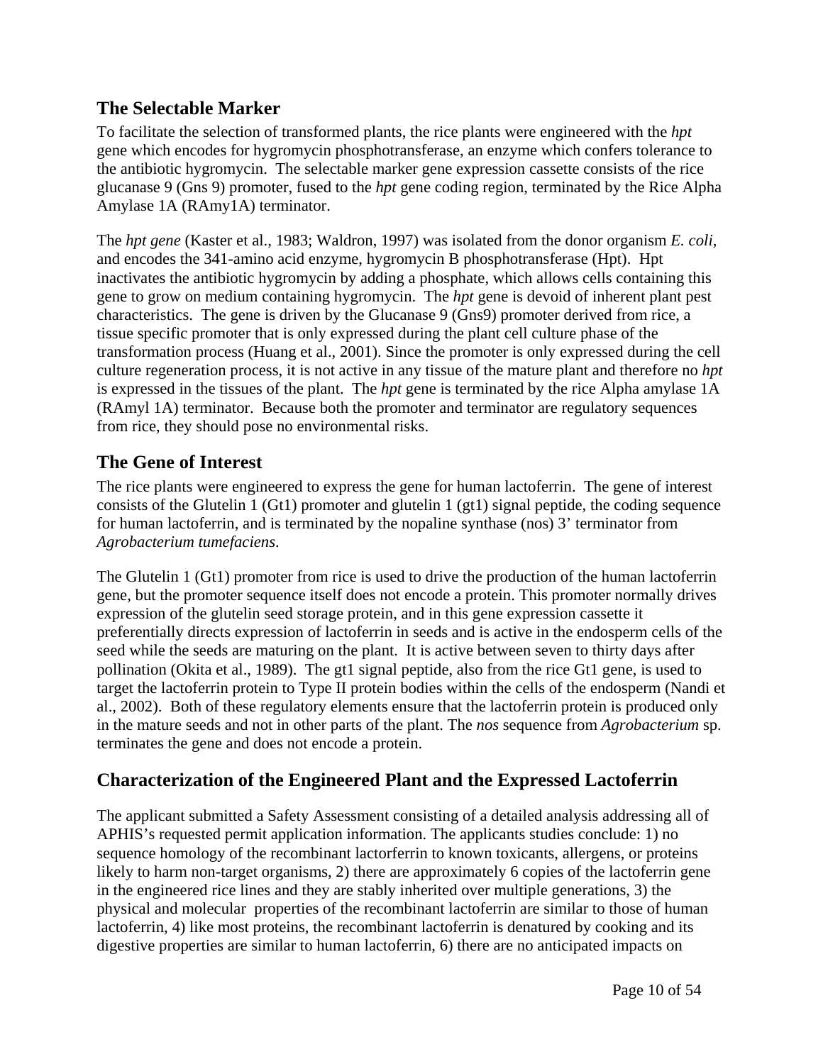## The Selectable Marker

To facilitate the selection of transformed plants, the rice plants were engineered with the *hpt* gene which encodes for hygromycin phosphotransferase, an enzyme which confers tolerance to the antibiotic hygromycin. The selectable marker gene expression cassette consists of the rice glucanase 9 (Gns 9) promoter, fused to the *hpt* gene coding region, terminated by the Rice Alpha Amylase 1A (RAmy1A) terminator.

The *hpt gene* (Kaster et al., 1983; Waldron, 1997) was isolated from the donor organism *E. coli,* and encodes the 341-amino acid enzyme, hygromycin B phosphotransferase (Hpt). Hpt inactivates the antibiotic hygromycin by adding a phosphate, which allows cells containing this gene to grow on medium containing hygromycin. The *hpt* gene is devoid of inherent plant pest characteristics. The gene is driven by the Glucanase 9 (Gns9) promoter derived from rice, a tissue specific promoter that is only expressed during the plant cell culture phase of the transformation process (Huang et al., 2001). Since the promoter is only expressed during the cell culture regeneration process, it is not active in any tissue of the mature plant and therefore no *hpt* is expressed in the tissues of the plant. The *hpt* gene is terminated by the rice Alpha amylase 1A (RAmyl 1A) terminator. Because both the promoter and terminator are regulatory sequences from rice, they should pose no environmental risks.

## The Gene of Interest

The rice plants were engineered to express the gene for human lactoferrin. The gene of interest consists of the Glutelin 1 (Gt1) promoter and glutelin 1 (gt1) signal peptide, the coding sequence for human lactoferrin, and is terminated by the nopaline synthase (nos) 3' terminator from *Agrobacterium tumefaciens*.

The Glutelin 1 (Gt1) promoter from rice is used to drive the production of the human lactoferrin gene, but the promoter sequence itself does not encode a protein. This promoter normally drives expression of the glutelin seed storage protein, and in this gene expression cassette it preferentially directs expression of lactoferrin in seeds and is active in the endosperm cells of the seed while the seeds are maturing on the plant. It is active between seven to thirty days after pollination (Okita et al., 1989). The gt1 signal peptide, also from the rice Gt1 gene, is used to target the lactoferrin protein to Type II protein bodies within the cells of the endosperm (Nandi et al., 2002). Both of these regulatory elements ensure that the lactoferrin protein is produced only in the mature seeds and not in other parts of the plant. The *nos* sequence from *Agrobacterium* sp. terminates the gene and does not encode a protein.

## Characterization of the Engineered Plant and the Expressed Lactoferrin

The applicant submitted a Safety Assessment consisting of a detailed analysis addressing all of APHIS's requested permit application information. The applicants studies conclude: 1) no sequence homology of the recombinant lactorferrin to known toxicants, allergens, or proteins likely to harm non-target organisms, 2) there are approximately 6 copies of the lactoferrin gene in the engineered rice lines and they are stably inherited over multiple generations, 3) the physical and molecular properties of the recombinant lactoferrin are similar to those of human lactoferrin, 4) like most proteins, the recombinant lactoferrin is denatured by cooking and its digestive properties are similar to human lactoferrin, 6) there are no anticipated impacts on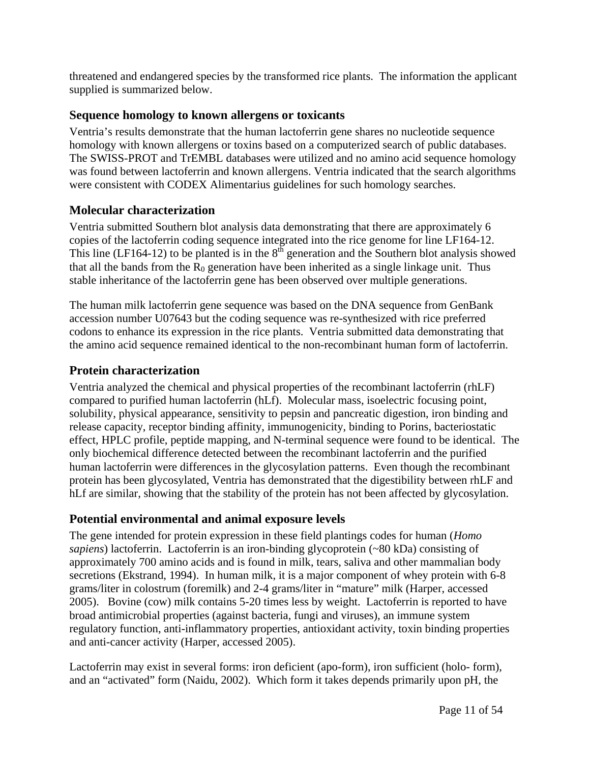threatened and endangered species by the transformed rice plants. The information the applicant supplied is summarized below.

### Sequence homology to known allergens or toxicants

Ventria's results demonstrate that the human lactoferrin gene shares no nucleotide sequence homology with known allergens or toxins based on a computerized search of public databases. The SWISS-PROT and TrEMBL databases were utilized and no amino acid sequence homology was found between lactoferrin and known allergens. Ventria indicated that the search algorithms were consistent with CODEX Alimentarius guidelines for such homology searches.

### Molecular characterization

Ventria submitted Southern blot analysis data demonstrating that there are approximately 6 copies of the lactoferrin coding sequence integrated into the rice genome for line LF164-12. This line (LF164-12) to be planted is in the 8th generation and the Southern blot analysis showed that all the bands from the $R_0$ generation have been inherited as a single linkage unit. Thus stable inheritance of the lactoferrin gene has been observed over multiple generations.

The human milk lactoferrin gene sequence was based on the DNA sequence from GenBank accession number U07643 but the coding sequence was re-synthesized with rice preferred codons to enhance its expression in the rice plants. Ventria submitted data demonstrating that the amino acid sequence remained identical to the non-recombinant human form of lactoferrin.

### Protein characterization

Ventria analyzed the chemical and physical properties of the recombinant lactoferrin (rhLF) compared to purified human lactoferrin (hLf). Molecular mass, isoelectric focusing point, solubility, physical appearance, sensitivity to pepsin and pancreatic digestion, iron binding and release capacity, receptor binding affinity, immunogenicity, binding to Porins, bacteriostatic effect, HPLC profile, peptide mapping, and N-terminal sequence were found to be identical. The only biochemical difference detected between the recombinant lactoferrin and the purified human lactoferrin were differences in the glycosylation patterns. Even though the recombinant protein has been glycosylated, Ventria has demonstrated that the digestibility between rhLF and hLf are similar, showing that the stability of the protein has not been affected by glycosylation.

### Potential environmental and animal exposure levels

The gene intended for protein expression in these field plantings codes for human (*Homo sapiens*) lactoferrin. Lactoferrin is an iron-binding glycoprotein (~80 kDa) consisting of approximately 700 amino acids and is found in milk, tears, saliva and other mammalian body secretions (Ekstrand, 1994). In human milk, it is a major component of whey protein with 6-8 grams/liter in colostrum (foremilk) and 2-4 grams/liter in "mature" milk (Harper, accessed 2005). Bovine (cow) milk contains 5-20 times less by weight. Lactoferrin is reported to have broad antimicrobial properties (against bacteria, fungi and viruses), an immune system regulatory function, anti-inflammatory properties, antioxidant activity, toxin binding properties and anti-cancer activity (Harper, accessed 2005).

Lactoferrin may exist in several forms: iron deficient (apo-form), iron sufficient (holo- form), and an "activated" form (Naidu, 2002). Which form it takes depends primarily upon pH, the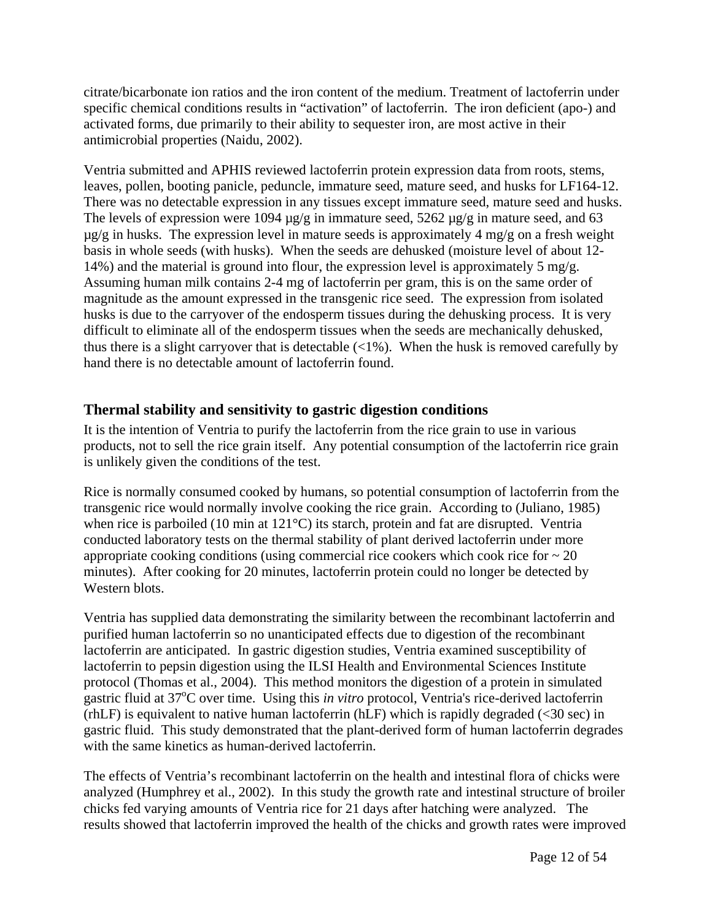citrate/bicarbonate ion ratios and the iron content of the medium. Treatment of lactoferrin under specific chemical conditions results in "activation" of lactoferrin. The iron deficient (apo-) and activated forms, due primarily to their ability to sequester iron, are most active in their antimicrobial properties (Naidu, 2002).

Ventria submitted and APHIS reviewed lactoferrin protein expression data from roots, stems, leaves, pollen, booting panicle, peduncle, immature seed, mature seed, and husks for LF164-12. There was no detectable expression in any tissues except immature seed, mature seed and husks. The levels of expression were 1094 µg/g in immature seed, 5262 µg/g in mature seed, and 63 µg/g in husks. The expression level in mature seeds is approximately 4 mg/g on a fresh weight basis in whole seeds (with husks). When the seeds are dehusked (moisture level of about 12-14%) and the material is ground into flour, the expression level is approximately 5 mg/g. Assuming human milk contains 2-4 mg of lactoferrin per gram, this is on the same order of magnitude as the amount expressed in the transgenic rice seed. The expression from isolated husks is due to the carryover of the endosperm tissues during the dehusking process. It is very difficult to eliminate all of the endosperm tissues when the seeds are mechanically dehusked, thus there is a slight carryover that is detectable (<1%). When the husk is removed carefully by hand there is no detectable amount of lactoferrin found.

## Thermal stability and sensitivity to gastric digestion conditions

It is the intention of Ventria to purify the lactoferrin from the rice grain to use in various products, not to sell the rice grain itself. Any potential consumption of the lactoferrin rice grain is unlikely given the conditions of the test.

Rice is normally consumed cooked by humans, so potential consumption of lactoferrin from the transgenic rice would normally involve cooking the rice grain. According to (Juliano, 1985) when rice is parboiled (10 min at 121°C) its starch, protein and fat are disrupted. Ventria conducted laboratory tests on the thermal stability of plant derived lactoferrin under more appropriate cooking conditions (using commercial rice cookers which cook rice for ~ 20 minutes). After cooking for 20 minutes, lactoferrin protein could no longer be detected by Western blots.

Ventria has supplied data demonstrating the similarity between the recombinant lactoferrin and purified human lactoferrin so no unanticipated effects due to digestion of the recombinant lactoferrin are anticipated. In gastric digestion studies, Ventria examined susceptibility of lactoferrin to pepsin digestion using the ILSI Health and Environmental Sciences Institute protocol (Thomas et al., 2004). This method monitors the digestion of a protein in simulated gastric fluid at 37°C over time. Using this *in vitro* protocol, Ventria's rice-derived lactoferrin (rhLF) is equivalent to native human lactoferrin (hLF) which is rapidly degraded (<30 sec) in gastric fluid. This study demonstrated that the plant-derived form of human lactoferrin degrades with the same kinetics as human-derived lactoferrin.

The effects of Ventria's recombinant lactoferrin on the health and intestinal flora of chicks were analyzed (Humphrey et al., 2002). In this study the growth rate and intestinal structure of broiler chicks fed varying amounts of Ventria rice for 21 days after hatching were analyzed. The results showed that lactoferrin improved the health of the chicks and growth rates were improved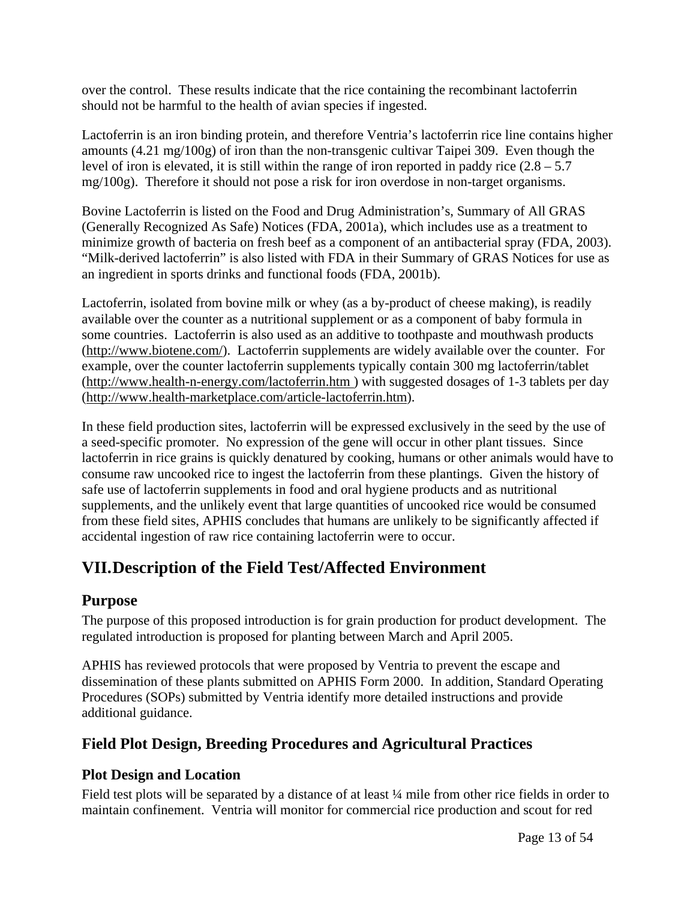over the control. These results indicate that the rice containing the recombinant lactoferrin should not be harmful to the health of avian species if ingested.

Lactoferrin is an iron binding protein, and therefore Ventria's lactoferrin rice line contains higher amounts (4.21 mg/100g) of iron than the non-transgenic cultivar Taipei 309. Even though the level of iron is elevated, it is still within the range of iron reported in paddy rice (2.8 – 5.7 mg/100g). Therefore it should not pose a risk for iron overdose in non-target organisms.

Bovine Lactoferrin is listed on the Food and Drug Administration's, Summary of All GRAS (Generally Recognized As Safe) Notices (FDA, 2001a), which includes use as a treatment to minimize growth of bacteria on fresh beef as a component of an antibacterial spray (FDA, 2003). "Milk-derived lactoferrin" is also listed with FDA in their Summary of GRAS Notices for use as an ingredient in sports drinks and functional foods (FDA, 2001b).

Lactoferrin, isolated from bovine milk or whey (as a by-product of cheese making), is readily available over the counter as a nutritional supplement or as a component of baby formula in some countries. Lactoferrin is also used as an additive to toothpaste and mouthwash products (http://www.biotene.com/). Lactoferrin supplements are widely available over the counter. For example, over the counter lactoferrin supplements typically contain 300 mg lactoferrin/tablet (http://www.health-n-energy.com/lactoferrin.htm ) with suggested dosages of 1-3 tablets per day (http://www.health-marketplace.com/article-lactoferrin.htm).

In these field production sites, lactoferrin will be expressed exclusively in the seed by the use of a seed-specific promoter. No expression of the gene will occur in other plant tissues. Since lactoferrin in rice grains is quickly denatured by cooking, humans or other animals would have to consume raw uncooked rice to ingest the lactoferrin from these plantings. Given the history of safe use of lactoferrin supplements in food and oral hygiene products and as nutritional supplements, and the unlikely event that large quantities of uncooked rice would be consumed from these field sites, APHIS concludes that humans are unlikely to be significantly affected if accidental ingestion of raw rice containing lactoferrin were to occur.

# VII. Description of the Field Test/Affected Environment

## Purpose

The purpose of this proposed introduction is for grain production for product development. The regulated introduction is proposed for planting between March and April 2005.

APHIS has reviewed protocols that were proposed by Ventria to prevent the escape and dissemination of these plants submitted on APHIS Form 2000. In addition, Standard Operating Procedures (SOPs) submitted by Ventria identify more detailed instructions and provide additional guidance.

## Field Plot Design, Breeding Procedures and Agricultural Practices

### Plot Design and Location

Field test plots will be separated by a distance of at least ¼ mile from other rice fields in order to maintain confinement. Ventria will monitor for commercial rice production and scout for red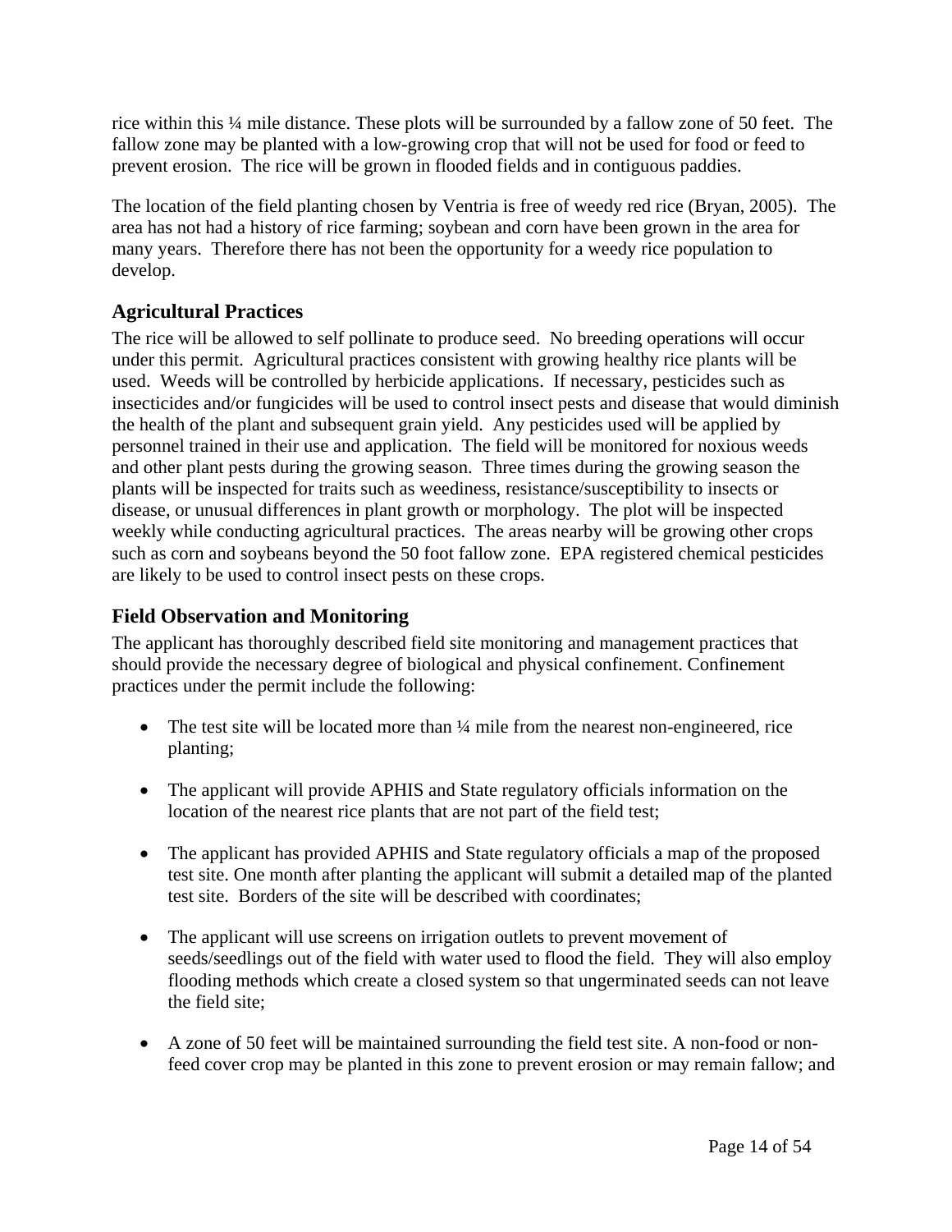rice within this ¼ mile distance. These plots will be surrounded by a fallow zone of 50 feet. The fallow zone may be planted with a low-growing crop that will not be used for food or feed to prevent erosion. The rice will be grown in flooded fields and in contiguous paddies.

The location of the field planting chosen by Ventria is free of weedy red rice (Bryan, 2005). The area has not had a history of rice farming; soybean and corn have been grown in the area for many years. Therefore there has not been the opportunity for a weedy rice population to develop.

## Agricultural Practices

The rice will be allowed to self pollinate to produce seed. No breeding operations will occur under this permit. Agricultural practices consistent with growing healthy rice plants will be used. Weeds will be controlled by herbicide applications. If necessary, pesticides such as insecticides and/or fungicides will be used to control insect pests and disease that would diminish the health of the plant and subsequent grain yield. Any pesticides used will be applied by personnel trained in their use and application. The field will be monitored for noxious weeds and other plant pests during the growing season. Three times during the growing season the plants will be inspected for traits such as weediness, resistance/susceptibility to insects or disease, or unusual differences in plant growth or morphology. The plot will be inspected weekly while conducting agricultural practices. The areas nearby will be growing other crops such as corn and soybeans beyond the 50 foot fallow zone. EPA registered chemical pesticides are likely to be used to control insect pests on these crops.

## Field Observation and Monitoring

The applicant has thoroughly described field site monitoring and management practices that should provide the necessary degree of biological and physical confinement. Confinement practices under the permit include the following:

- The test site will be located more than ¼ mile from the nearest non-engineered, rice planting;
- The applicant will provide APHIS and State regulatory officials information on the location of the nearest rice plants that are not part of the field test;
- The applicant has provided APHIS and State regulatory officials a map of the proposed test site. One month after planting the applicant will submit a detailed map of the planted test site. Borders of the site will be described with coordinates;
- The applicant will use screens on irrigation outlets to prevent movement of seeds/seedlings out of the field with water used to flood the field. They will also employ flooding methods which create a closed system so that ungerminated seeds can not leave the field site;
- A zone of 50 feet will be maintained surrounding the field test site. A non-food or non-feed cover crop may be planted in this zone to prevent erosion or may remain fallow; and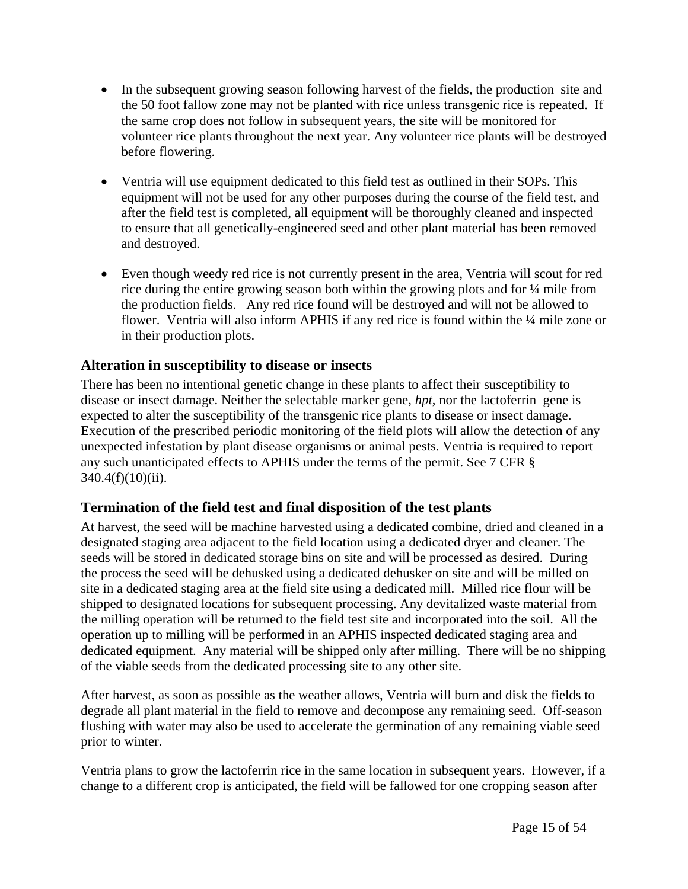- In the subsequent growing season following harvest of the fields, the production site and the 50 foot fallow zone may not be planted with rice unless transgenic rice is repeated. If the same crop does not follow in subsequent years, the site will be monitored for volunteer rice plants throughout the next year. Any volunteer rice plants will be destroyed before flowering.

- Ventria will use equipment dedicated to this field test as outlined in their SOPs. This equipment will not be used for any other purposes during the course of the field test, and after the field test is completed, all equipment will be thoroughly cleaned and inspected to ensure that all genetically-engineered seed and other plant material has been removed and destroyed.

- Even though weedy red rice is not currently present in the area, Ventria will scout for red rice during the entire growing season both within the growing plots and for ¼ mile from the production fields. Any red rice found will be destroyed and will not be allowed to flower. Ventria will also inform APHIS if any red rice is found within the ¼ mile zone or in their production plots.

## Alteration in susceptibility to disease or insects

There has been no intentional genetic change in these plants to affect their susceptibility to disease or insect damage. Neither the selectable marker gene, *hpt*, nor the lactoferrin gene is expected to alter the susceptibility of the transgenic rice plants to disease or insect damage. Execution of the prescribed periodic monitoring of the field plots will allow the detection of any unexpected infestation by plant disease organisms or animal pests. Ventria is required to report any such unanticipated effects to APHIS under the terms of the permit. See 7 CFR § 340.4(f)(10)(ii).

## Termination of the field test and final disposition of the test plants

At harvest, the seed will be machine harvested using a dedicated combine, dried and cleaned in a designated staging area adjacent to the field location using a dedicated dryer and cleaner. The seeds will be stored in dedicated storage bins on site and will be processed as desired. During the process the seed will be dehusked using a dedicated dehusker on site and will be milled on site in a dedicated staging area at the field site using a dedicated mill. Milled rice flour will be shipped to designated locations for subsequent processing. Any devitalized waste material from the milling operation will be returned to the field test site and incorporated into the soil. All the operation up to milling will be performed in an APHIS inspected dedicated staging area and dedicated equipment. Any material will be shipped only after milling. There will be no shipping of the viable seeds from the dedicated processing site to any other site.

After harvest, as soon as possible as the weather allows, Ventria will burn and disk the fields to degrade all plant material in the field to remove and decompose any remaining seed. Off-season flushing with water may also be used to accelerate the germination of any remaining viable seed prior to winter.

Ventria plans to grow the lactoferrin rice in the same location in subsequent years. However, if a change to a different crop is anticipated, the field will be fallowed for one cropping season after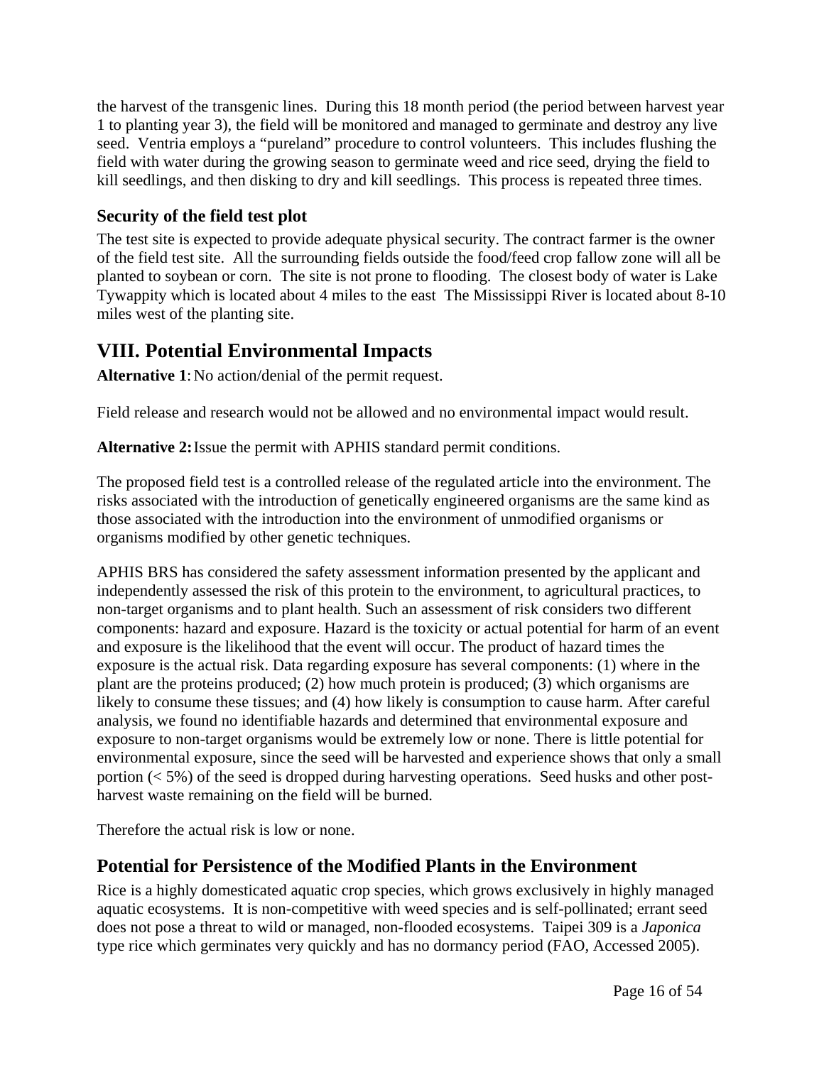the harvest of the transgenic lines. During this 18 month period (the period between harvest year 1 to planting year 3), the field will be monitored and managed to germinate and destroy any live seed. Ventria employs a "pureland" procedure to control volunteers. This includes flushing the field with water during the growing season to germinate weed and rice seed, drying the field to kill seedlings, and then disking to dry and kill seedlings. This process is repeated three times.

### Security of the field test plot

The test site is expected to provide adequate physical security. The contract farmer is the owner of the field test site. All the surrounding fields outside the food/feed crop fallow zone will all be planted to soybean or corn. The site is not prone to flooding. The closest body of water is Lake Tywappity which is located about 4 miles to the east The Mississippi River is located about 8-10 miles west of the planting site.

## VIII. Potential Environmental Impacts

**Alternative 1**: No action/denial of the permit request.

Field release and research would not be allowed and no environmental impact would result.

**Alternative 2:** Issue the permit with APHIS standard permit conditions.

The proposed field test is a controlled release of the regulated article into the environment. The risks associated with the introduction of genetically engineered organisms are the same kind as those associated with the introduction into the environment of unmodified organisms or organisms modified by other genetic techniques.

APHIS BRS has considered the safety assessment information presented by the applicant and independently assessed the risk of this protein to the environment, to agricultural practices, to non-target organisms and to plant health. Such an assessment of risk considers two different components: hazard and exposure. Hazard is the toxicity or actual potential for harm of an event and exposure is the likelihood that the event will occur. The product of hazard times the exposure is the actual risk. Data regarding exposure has several components: (1) where in the plant are the proteins produced; (2) how much protein is produced; (3) which organisms are likely to consume these tissues; and (4) how likely is consumption to cause harm. After careful analysis, we found no identifiable hazards and determined that environmental exposure and exposure to non-target organisms would be extremely low or none. There is little potential for environmental exposure, since the seed will be harvested and experience shows that only a small portion (< 5%) of the seed is dropped during harvesting operations. Seed husks and other post-harvest waste remaining on the field will be burned.

Therefore the actual risk is low or none.

## Potential for Persistence of the Modified Plants in the Environment

Rice is a highly domesticated aquatic crop species, which grows exclusively in highly managed aquatic ecosystems. It is non-competitive with weed species and is self-pollinated; errant seed does not pose a threat to wild or managed, non-flooded ecosystems. Taipei 309 is a *Japonica* type rice which germinates very quickly and has no dormancy period (FAO, Accessed 2005).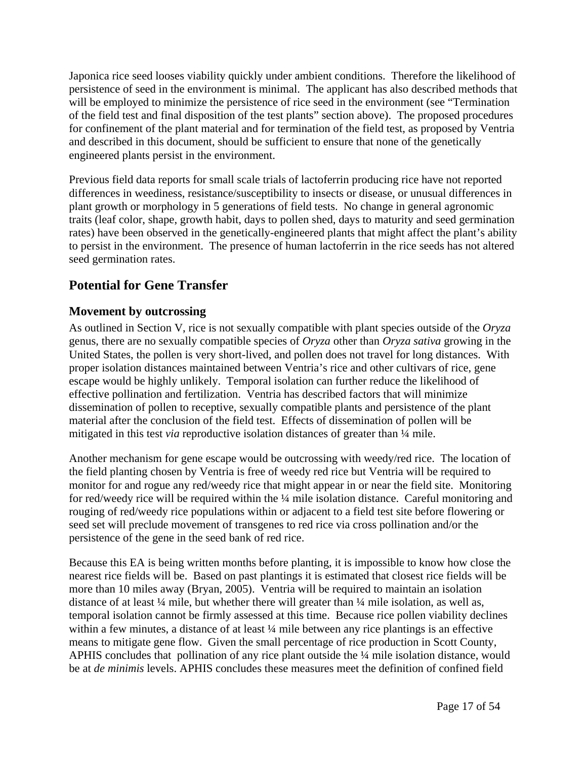Japonica rice seed looses viability quickly under ambient conditions. Therefore the likelihood of persistence of seed in the environment is minimal. The applicant has also described methods that will be employed to minimize the persistence of rice seed in the environment (see "Termination of the field test and final disposition of the test plants" section above). The proposed procedures for confinement of the plant material and for termination of the field test, as proposed by Ventria and described in this document, should be sufficient to ensure that none of the genetically engineered plants persist in the environment.

Previous field data reports for small scale trials of lactoferrin producing rice have not reported differences in weediness, resistance/susceptibility to insects or disease, or unusual differences in plant growth or morphology in 5 generations of field tests. No change in general agronomic traits (leaf color, shape, growth habit, days to pollen shed, days to maturity and seed germination rates) have been observed in the genetically-engineered plants that might affect the plant's ability to persist in the environment. The presence of human lactoferrin in the rice seeds has not altered seed germination rates.

## Potential for Gene Transfer

### Movement by outcrossing

As outlined in Section V, rice is not sexually compatible with plant species outside of the *Oryza* genus, there are no sexually compatible species of *Oryza* other than *Oryza sativa* growing in the United States, the pollen is very short-lived, and pollen does not travel for long distances. With proper isolation distances maintained between Ventria's rice and other cultivars of rice, gene escape would be highly unlikely. Temporal isolation can further reduce the likelihood of effective pollination and fertilization. Ventria has described factors that will minimize dissemination of pollen to receptive, sexually compatible plants and persistence of the plant material after the conclusion of the field test. Effects of dissemination of pollen will be mitigated in this test *via* reproductive isolation distances of greater than ¼ mile.

Another mechanism for gene escape would be outcrossing with weedy/red rice. The location of the field planting chosen by Ventria is free of weedy red rice but Ventria will be required to monitor for and rogue any red/weedy rice that might appear in or near the field site. Monitoring for red/weedy rice will be required within the ¼ mile isolation distance. Careful monitoring and rouging of red/weedy rice populations within or adjacent to a field test site before flowering or seed set will preclude movement of transgenes to red rice via cross pollination and/or the persistence of the gene in the seed bank of red rice.

Because this EA is being written months before planting, it is impossible to know how close the nearest rice fields will be. Based on past plantings it is estimated that closest rice fields will be more than 10 miles away (Bryan, 2005). Ventria will be required to maintain an isolation distance of at least ¼ mile, but whether there will greater than ¼ mile isolation, as well as, temporal isolation cannot be firmly assessed at this time. Because rice pollen viability declines within a few minutes, a distance of at least ¼ mile between any rice plantings is an effective means to mitigate gene flow. Given the small percentage of rice production in Scott County, APHIS concludes that pollination of any rice plant outside the ¼ mile isolation distance, would be at *de minimis* levels. APHIS concludes these measures meet the definition of confined field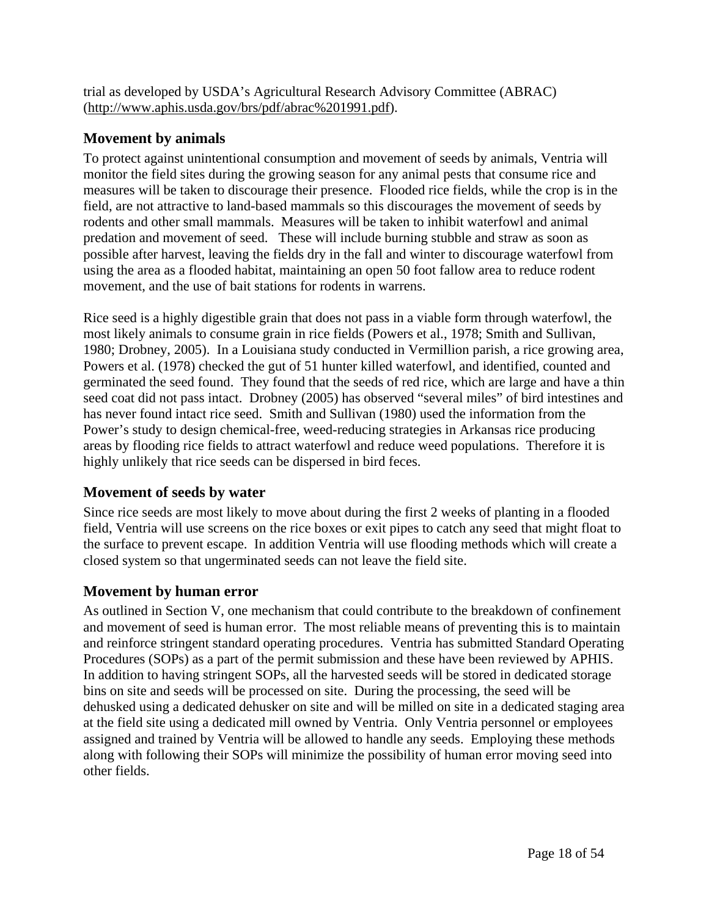trial as developed by USDA's Agricultural Research Advisory Committee (ABRAC) (http://www.aphis.usda.gov/brs/pdf/abrac%201991.pdf).

### Movement by animals

To protect against unintentional consumption and movement of seeds by animals, Ventria will monitor the field sites during the growing season for any animal pests that consume rice and measures will be taken to discourage their presence. Flooded rice fields, while the crop is in the field, are not attractive to land-based mammals so this discourages the movement of seeds by rodents and other small mammals. Measures will be taken to inhibit waterfowl and animal predation and movement of seed. These will include burning stubble and straw as soon as possible after harvest, leaving the fields dry in the fall and winter to discourage waterfowl from using the area as a flooded habitat, maintaining an open 50 foot fallow area to reduce rodent movement, and the use of bait stations for rodents in warrens.

Rice seed is a highly digestible grain that does not pass in a viable form through waterfowl, the most likely animals to consume grain in rice fields (Powers et al., 1978; Smith and Sullivan, 1980; Drobney, 2005). In a Louisiana study conducted in Vermillion parish, a rice growing area, Powers et al. (1978) checked the gut of 51 hunter killed waterfowl, and identified, counted and germinated the seed found. They found that the seeds of red rice, which are large and have a thin seed coat did not pass intact. Drobney (2005) has observed "several miles" of bird intestines and has never found intact rice seed. Smith and Sullivan (1980) used the information from the Power's study to design chemical-free, weed-reducing strategies in Arkansas rice producing areas by flooding rice fields to attract waterfowl and reduce weed populations. Therefore it is highly unlikely that rice seeds can be dispersed in bird feces.

### Movement of seeds by water

Since rice seeds are most likely to move about during the first 2 weeks of planting in a flooded field, Ventria will use screens on the rice boxes or exit pipes to catch any seed that might float to the surface to prevent escape. In addition Ventria will use flooding methods which will create a closed system so that ungerminated seeds can not leave the field site.

### Movement by human error

As outlined in Section V, one mechanism that could contribute to the breakdown of confinement and movement of seed is human error. The most reliable means of preventing this is to maintain and reinforce stringent standard operating procedures. Ventria has submitted Standard Operating Procedures (SOPs) as a part of the permit submission and these have been reviewed by APHIS. In addition to having stringent SOPs, all the harvested seeds will be stored in dedicated storage bins on site and seeds will be processed on site. During the processing, the seed will be dehusked using a dedicated dehusker on site and will be milled on site in a dedicated staging area at the field site using a dedicated mill owned by Ventria. Only Ventria personnel or employees assigned and trained by Ventria will be allowed to handle any seeds. Employing these methods along with following their SOPs will minimize the possibility of human error moving seed into other fields.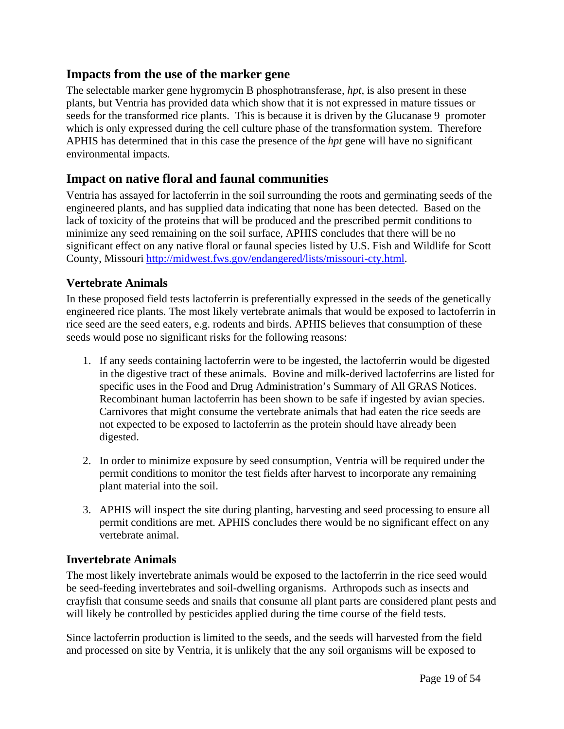## Impacts from the use of the marker gene

The selectable marker gene hygromycin B phosphotransferase, *hpt*, is also present in these plants, but Ventria has provided data which show that it is not expressed in mature tissues or seeds for the transformed rice plants. This is because it is driven by the Glucanase 9 promoter which is only expressed during the cell culture phase of the transformation system. Therefore APHIS has determined that in this case the presence of the *hpt* gene will have no significant environmental impacts.

## Impact on native floral and faunal communities

Ventria has assayed for lactoferrin in the soil surrounding the roots and germinating seeds of the engineered plants, and has supplied data indicating that none has been detected. Based on the lack of toxicity of the proteins that will be produced and the prescribed permit conditions to minimize any seed remaining on the soil surface, APHIS concludes that there will be no significant effect on any native floral or faunal species listed by U.S. Fish and Wildlife for Scott County, Missouri http://midwest.fws.gov/endangered/lists/missouri-cty.html.

### Vertebrate Animals

In these proposed field tests lactoferrin is preferentially expressed in the seeds of the genetically engineered rice plants. The most likely vertebrate animals that would be exposed to lactoferrin in rice seed are the seed eaters, e.g. rodents and birds. APHIS believes that consumption of these seeds would pose no significant risks for the following reasons:

1. If any seeds containing lactoferrin were to be ingested, the lactoferrin would be digested in the digestive tract of these animals. Bovine and milk-derived lactoferrins are listed for specific uses in the Food and Drug Administration's Summary of All GRAS Notices. Recombinant human lactoferrin has been shown to be safe if ingested by avian species. Carnivores that might consume the vertebrate animals that had eaten the rice seeds are not expected to be exposed to lactoferrin as the protein should have already been digested.

2. In order to minimize exposure by seed consumption, Ventria will be required under the permit conditions to monitor the test fields after harvest to incorporate any remaining plant material into the soil.

3. APHIS will inspect the site during planting, harvesting and seed processing to ensure all permit conditions are met. APHIS concludes there would be no significant effect on any vertebrate animal.

### Invertebrate Animals

The most likely invertebrate animals would be exposed to the lactoferrin in the rice seed would be seed-feeding invertebrates and soil-dwelling organisms. Arthropods such as insects and crayfish that consume seeds and snails that consume all plant parts are considered plant pests and will likely be controlled by pesticides applied during the time course of the field tests.

Since lactoferrin production is limited to the seeds, and the seeds will harvested from the field and processed on site by Ventria, it is unlikely that the any soil organisms will be exposed to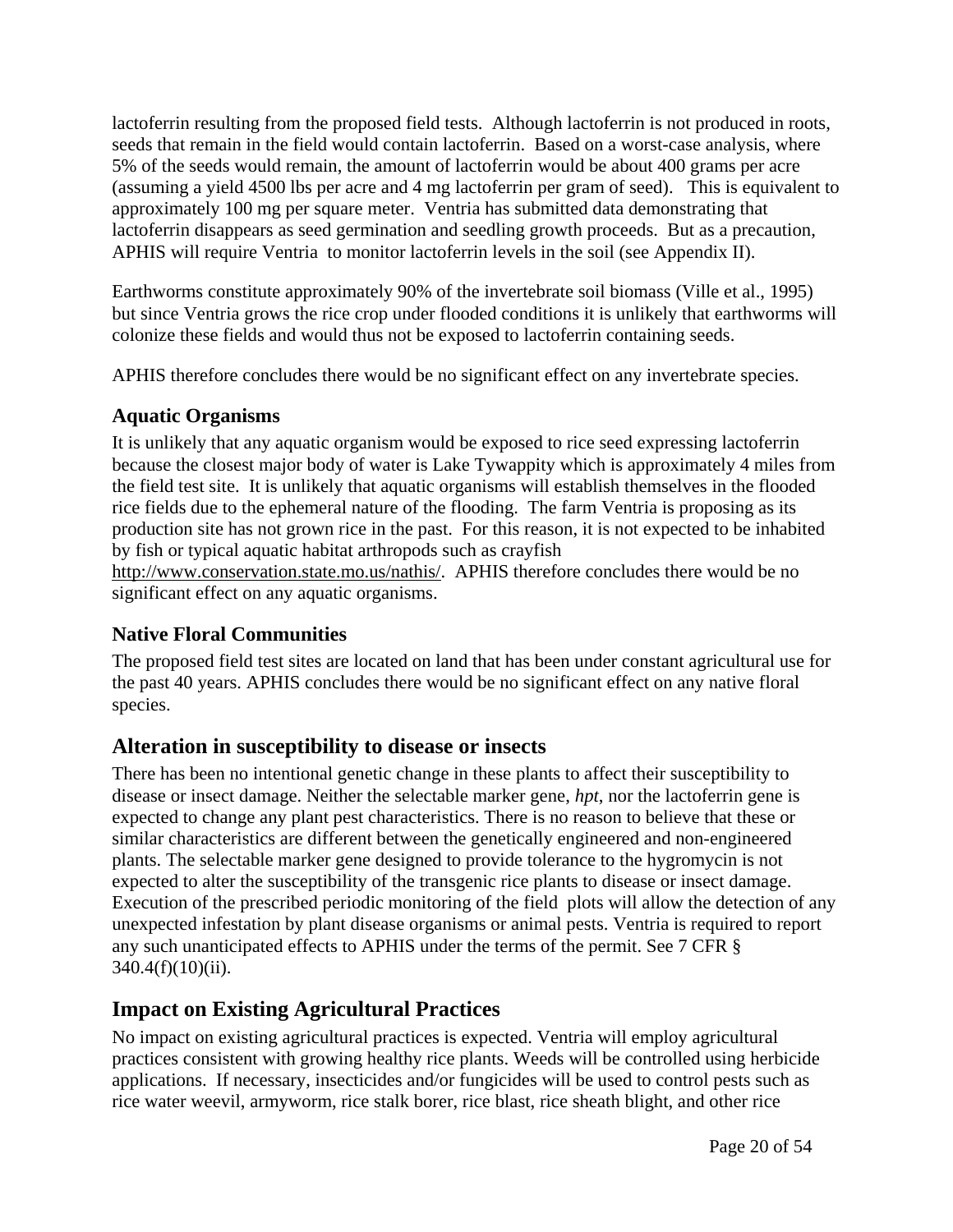lactoferrin resulting from the proposed field tests. Although lactoferrin is not produced in roots, seeds that remain in the field would contain lactoferrin. Based on a worst-case analysis, where 5% of the seeds would remain, the amount of lactoferrin would be about 400 grams per acre (assuming a yield 4500 lbs per acre and 4 mg lactoferrin per gram of seed). This is equivalent to approximately 100 mg per square meter. Ventria has submitted data demonstrating that lactoferrin disappears as seed germination and seedling growth proceeds. But as a precaution, APHIS will require Ventria to monitor lactoferrin levels in the soil (see Appendix II).

Earthworms constitute approximately 90% of the invertebrate soil biomass (Ville et al., 1995) but since Ventria grows the rice crop under flooded conditions it is unlikely that earthworms will colonize these fields and would thus not be exposed to lactoferrin containing seeds.

APHIS therefore concludes there would be no significant effect on any invertebrate species.

### Aquatic Organisms

It is unlikely that any aquatic organism would be exposed to rice seed expressing lactoferrin because the closest major body of water is Lake Tywappity which is approximately 4 miles from the field test site. It is unlikely that aquatic organisms will establish themselves in the flooded rice fields due to the ephemeral nature of the flooding. The farm Ventria is proposing as its production site has not grown rice in the past. For this reason, it is not expected to be inhabited by fish or typical aquatic habitat arthropods such as crayfish http://www.conservation.state.mo.us/nathis/. APHIS therefore concludes there would be no significant effect on any aquatic organisms.

### Native Floral Communities

The proposed field test sites are located on land that has been under constant agricultural use for the past 40 years. APHIS concludes there would be no significant effect on any native floral species.

## Alteration in susceptibility to disease or insects

There has been no intentional genetic change in these plants to affect their susceptibility to disease or insect damage. Neither the selectable marker gene, *hpt*, nor the lactoferrin gene is expected to change any plant pest characteristics. There is no reason to believe that these or similar characteristics are different between the genetically engineered and non-engineered plants. The selectable marker gene designed to provide tolerance to the hygromycin is not expected to alter the susceptibility of the transgenic rice plants to disease or insect damage. Execution of the prescribed periodic monitoring of the field plots will allow the detection of any unexpected infestation by plant disease organisms or animal pests. Ventria is required to report any such unanticipated effects to APHIS under the terms of the permit. See 7 CFR § 340.4(f)(10)(ii).

## Impact on Existing Agricultural Practices

No impact on existing agricultural practices is expected. Ventria will employ agricultural practices consistent with growing healthy rice plants. Weeds will be controlled using herbicide applications. If necessary, insecticides and/or fungicides will be used to control pests such as rice water weevil, armyworm, rice stalk borer, rice blast, rice sheath blight, and other rice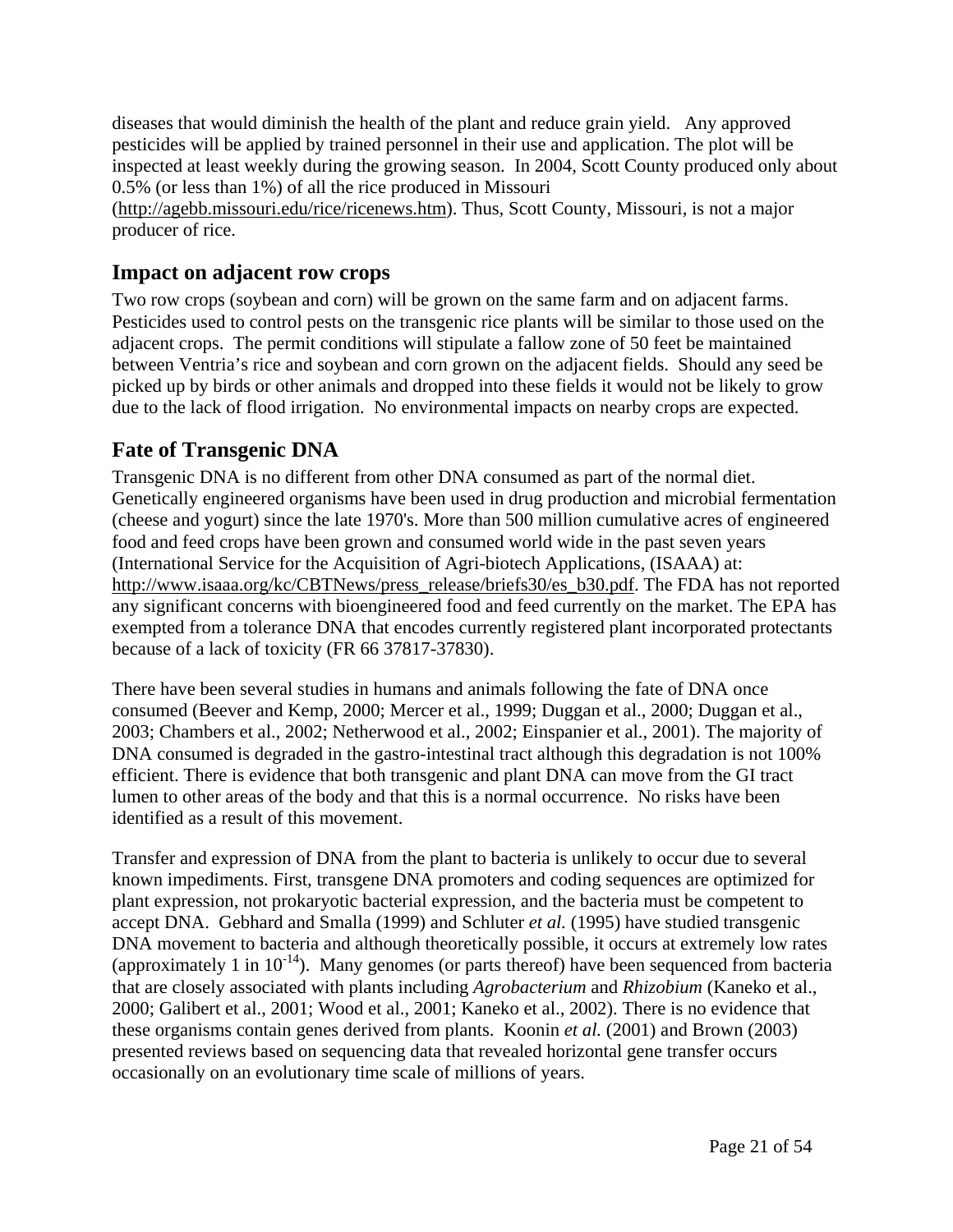diseases that would diminish the health of the plant and reduce grain yield. Any approved pesticides will be applied by trained personnel in their use and application. The plot will be inspected at least weekly during the growing season. In 2004, Scott County produced only about 0.5% (or less than 1%) of all the rice produced in Missouri (http://agebb.missouri.edu/rice/ricenews.htm). Thus, Scott County, Missouri, is not a major producer of rice.

## Impact on adjacent row crops

Two row crops (soybean and corn) will be grown on the same farm and on adjacent farms. Pesticides used to control pests on the transgenic rice plants will be similar to those used on the adjacent crops. The permit conditions will stipulate a fallow zone of 50 feet be maintained between Ventria's rice and soybean and corn grown on the adjacent fields. Should any seed be picked up by birds or other animals and dropped into these fields it would not be likely to grow due to the lack of flood irrigation. No environmental impacts on nearby crops are expected.

## Fate of Transgenic DNA

Transgenic DNA is no different from other DNA consumed as part of the normal diet. Genetically engineered organisms have been used in drug production and microbial fermentation (cheese and yogurt) since the late 1970's. More than 500 million cumulative acres of engineered food and feed crops have been grown and consumed world wide in the past seven years (International Service for the Acquisition of Agri-biotech Applications, (ISAAA) at: http://www.isaaa.org/kc/CBTNews/press_release/briefs30/es_b30.pdf. The FDA has not reported any significant concerns with bioengineered food and feed currently on the market. The EPA has exempted from a tolerance DNA that encodes currently registered plant incorporated protectants because of a lack of toxicity (FR 66 37817-37830).

There have been several studies in humans and animals following the fate of DNA once consumed (Beever and Kemp, 2000; Mercer et al., 1999; Duggan et al., 2000; Duggan et al., 2003; Chambers et al., 2002; Netherwood et al., 2002; Einspanier et al., 2001). The majority of DNA consumed is degraded in the gastro-intestinal tract although this degradation is not 100% efficient. There is evidence that both transgenic and plant DNA can move from the GI tract lumen to other areas of the body and that this is a normal occurrence. No risks have been identified as a result of this movement.

Transfer and expression of DNA from the plant to bacteria is unlikely to occur due to several known impediments. First, transgene DNA promoters and coding sequences are optimized for plant expression, not prokaryotic bacterial expression, and the bacteria must be competent to accept DNA. Gebhard and Smalla (1999) and Schluter *et al.* (1995) have studied transgenic DNA movement to bacteria and although theoretically possible, it occurs at extremely low rates (approximately 1 in $10^{-14}$). Many genomes (or parts thereof) have been sequenced from bacteria that are closely associated with plants including *Agrobacterium* and *Rhizobium* (Kaneko et al., 2000; Galibert et al., 2001; Wood et al., 2001; Kaneko et al., 2002). There is no evidence that these organisms contain genes derived from plants. Koonin *et al.* (2001) and Brown (2003) presented reviews based on sequencing data that revealed horizontal gene transfer occurs occasionally on an evolutionary time scale of millions of years.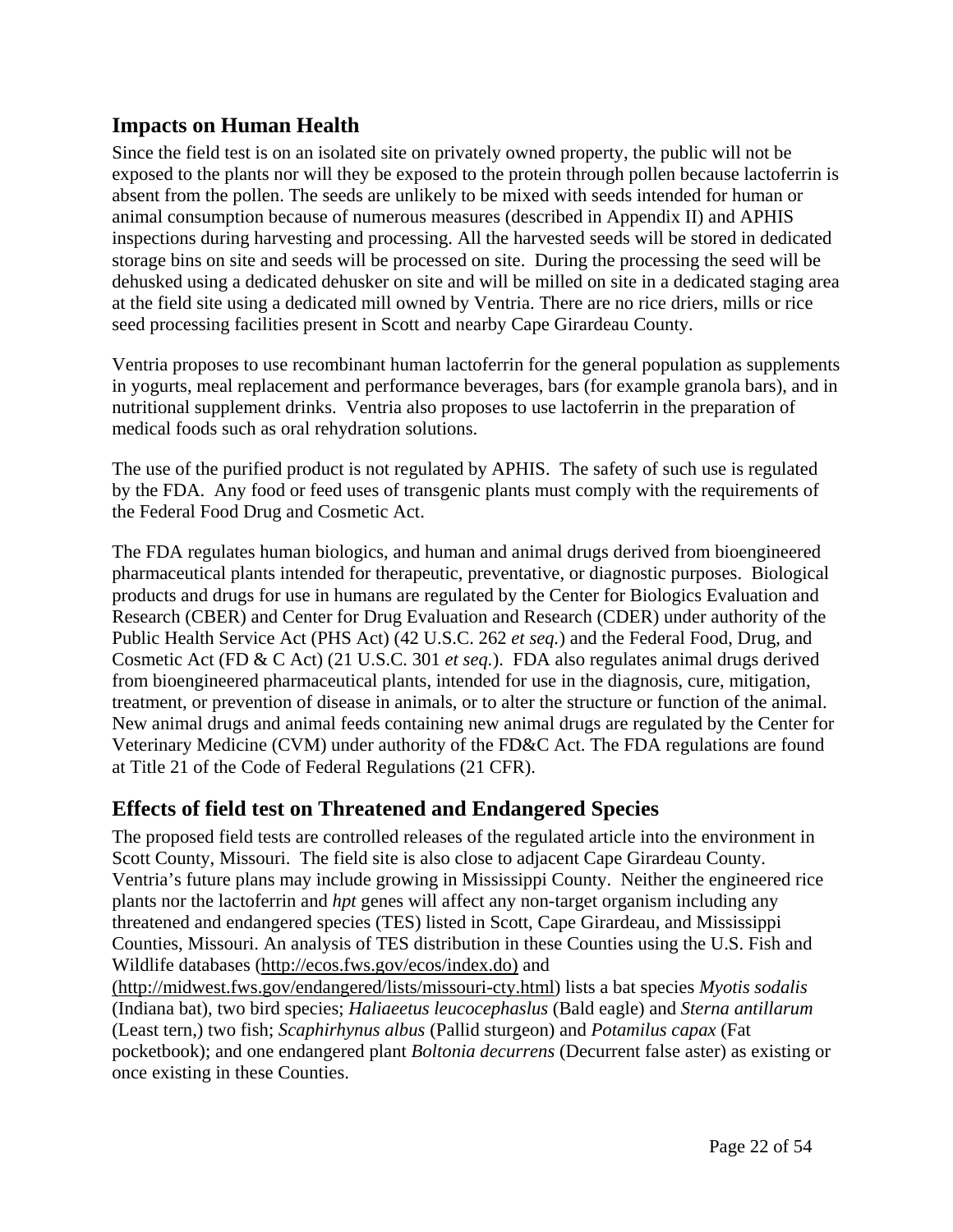## Impacts on Human Health

Since the field test is on an isolated site on privately owned property, the public will not be exposed to the plants nor will they be exposed to the protein through pollen because lactoferrin is absent from the pollen. The seeds are unlikely to be mixed with seeds intended for human or animal consumption because of numerous measures (described in Appendix II) and APHIS inspections during harvesting and processing. All the harvested seeds will be stored in dedicated storage bins on site and seeds will be processed on site. During the processing the seed will be dehusked using a dedicated dehusker on site and will be milled on site in a dedicated staging area at the field site using a dedicated mill owned by Ventria. There are no rice driers, mills or rice seed processing facilities present in Scott and nearby Cape Girardeau County.

Ventria proposes to use recombinant human lactoferrin for the general population as supplements in yogurts, meal replacement and performance beverages, bars (for example granola bars), and in nutritional supplement drinks. Ventria also proposes to use lactoferrin in the preparation of medical foods such as oral rehydration solutions.

The use of the purified product is not regulated by APHIS. The safety of such use is regulated by the FDA. Any food or feed uses of transgenic plants must comply with the requirements of the Federal Food Drug and Cosmetic Act.

The FDA regulates human biologics, and human and animal drugs derived from bioengineered pharmaceutical plants intended for therapeutic, preventative, or diagnostic purposes. Biological products and drugs for use in humans are regulated by the Center for Biologics Evaluation and Research (CBER) and Center for Drug Evaluation and Research (CDER) under authority of the Public Health Service Act (PHS Act) (42 U.S.C. 262 *et seq.*) and the Federal Food, Drug, and Cosmetic Act (FD & C Act) (21 U.S.C. 301 *et seq.*). FDA also regulates animal drugs derived from bioengineered pharmaceutical plants, intended for use in the diagnosis, cure, mitigation, treatment, or prevention of disease in animals, or to alter the structure or function of the animal. New animal drugs and animal feeds containing new animal drugs are regulated by the Center for Veterinary Medicine (CVM) under authority of the FD&C Act. The FDA regulations are found at Title 21 of the Code of Federal Regulations (21 CFR).

## Effects of field test on Threatened and Endangered Species

The proposed field tests are controlled releases of the regulated article into the environment in Scott County, Missouri. The field site is also close to adjacent Cape Girardeau County. Ventria's future plans may include growing in Mississippi County. Neither the engineered rice plants nor the lactoferrin and *hpt* genes will affect any non-target organism including any threatened and endangered species (TES) listed in Scott, Cape Girardeau, and Mississippi Counties, Missouri. An analysis of TES distribution in these Counties using the U.S. Fish and Wildlife databases (http://ecos.fws.gov/ecos/index.do) and (http://midwest.fws.gov/endangered/lists/missouri-cty.html) lists a bat species *Myotis sodalis* (Indiana bat), two bird species; *Haliaeetus leucocephaslus* (Bald eagle) and *Sterna antillarum* (Least tern,) two fish; *Scaphirhynus albus* (Pallid sturgeon) and *Potamilus capax* (Fat pocketbook); and one endangered plant *Boltonia decurrens* (Decurrent false aster) as existing or once existing in these Counties.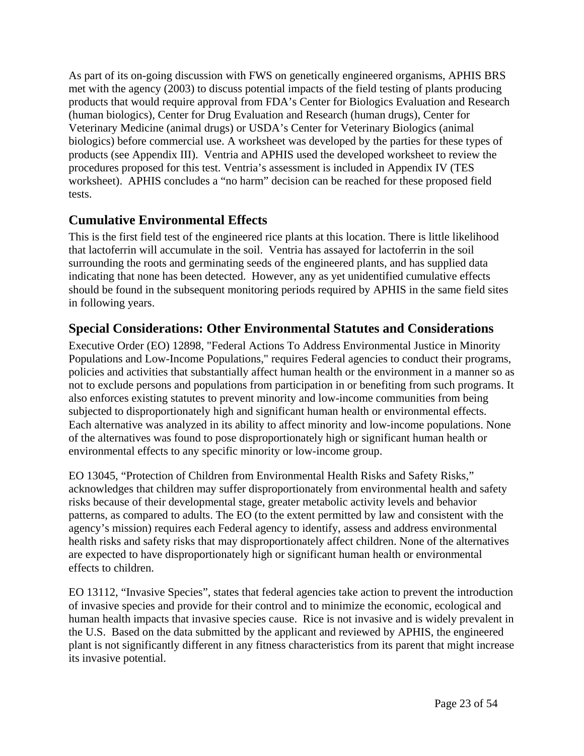As part of its on-going discussion with FWS on genetically engineered organisms, APHIS BRS met with the agency (2003) to discuss potential impacts of the field testing of plants producing products that would require approval from FDA's Center for Biologics Evaluation and Research (human biologics), Center for Drug Evaluation and Research (human drugs), Center for Veterinary Medicine (animal drugs) or USDA's Center for Veterinary Biologics (animal biologics) before commercial use. A worksheet was developed by the parties for these types of products (see Appendix III). Ventria and APHIS used the developed worksheet to review the procedures proposed for this test. Ventria's assessment is included in Appendix IV (TES worksheet). APHIS concludes a "no harm" decision can be reached for these proposed field tests.

## Cumulative Environmental Effects

This is the first field test of the engineered rice plants at this location. There is little likelihood that lactoferrin will accumulate in the soil. Ventria has assayed for lactoferrin in the soil surrounding the roots and germinating seeds of the engineered plants, and has supplied data indicating that none has been detected. However, any as yet unidentified cumulative effects should be found in the subsequent monitoring periods required by APHIS in the same field sites in following years.

## Special Considerations: Other Environmental Statutes and Considerations

Executive Order (EO) 12898, "Federal Actions To Address Environmental Justice in Minority Populations and Low-Income Populations," requires Federal agencies to conduct their programs, policies and activities that substantially affect human health or the environment in a manner so as not to exclude persons and populations from participation in or benefiting from such programs. It also enforces existing statutes to prevent minority and low-income communities from being subjected to disproportionately high and significant human health or environmental effects. Each alternative was analyzed in its ability to affect minority and low-income populations. None of the alternatives was found to pose disproportionately high or significant human health or environmental effects to any specific minority or low-income group.

EO 13045, "Protection of Children from Environmental Health Risks and Safety Risks," acknowledges that children may suffer disproportionately from environmental health and safety risks because of their developmental stage, greater metabolic activity levels and behavior patterns, as compared to adults. The EO (to the extent permitted by law and consistent with the agency's mission) requires each Federal agency to identify, assess and address environmental health risks and safety risks that may disproportionately affect children. None of the alternatives are expected to have disproportionately high or significant human health or environmental effects to children.

EO 13112, "Invasive Species", states that federal agencies take action to prevent the introduction of invasive species and provide for their control and to minimize the economic, ecological and human health impacts that invasive species cause. Rice is not invasive and is widely prevalent in the U.S. Based on the data submitted by the applicant and reviewed by APHIS, the engineered plant is not significantly different in any fitness characteristics from its parent that might increase its invasive potential.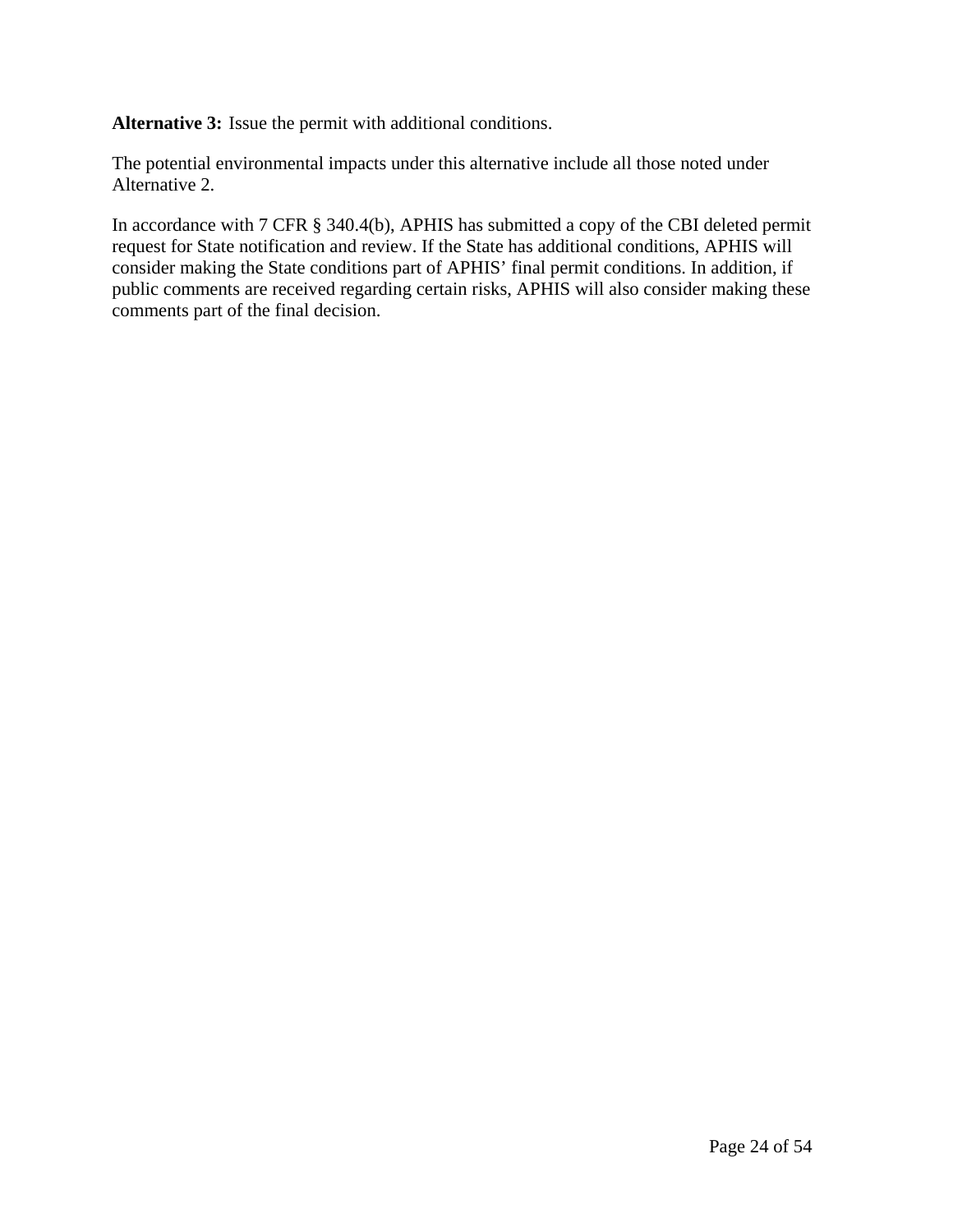**Alternative 3:** Issue the permit with additional conditions.

The potential environmental impacts under this alternative include all those noted under Alternative 2.

In accordance with 7 CFR § 340.4(b), APHIS has submitted a copy of the CBI deleted permit request for State notification and review. If the State has additional conditions, APHIS will consider making the State conditions part of APHIS' final permit conditions. In addition, if public comments are received regarding certain risks, APHIS will also consider making these comments part of the final decision.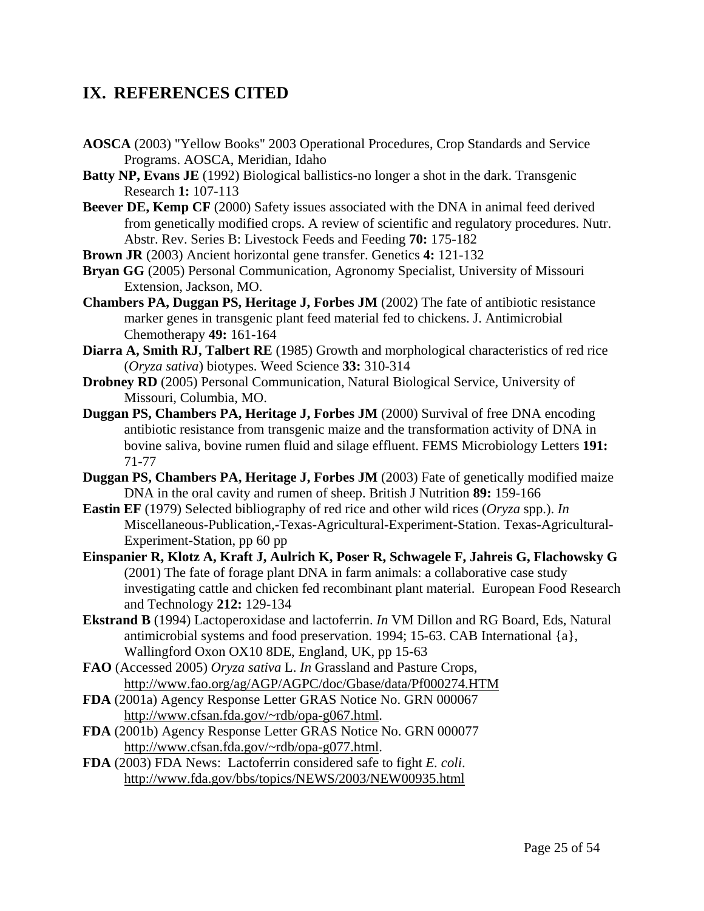## IX. REFERENCES CITED

**AOSCA** (2003) "Yellow Books" 2003 Operational Procedures, Crop Standards and Service Programs. AOSCA, Meridian, Idaho

**Batty NP, Evans JE** (1992) Biological ballistics-no longer a shot in the dark. Transgenic Research **1:** 107-113

**Beever DE, Kemp CF** (2000) Safety issues associated with the DNA in animal feed derived from genetically modified crops. A review of scientific and regulatory procedures. Nutr. Abstr. Rev. Series B: Livestock Feeds and Feeding **70:** 175-182

**Brown JR** (2003) Ancient horizontal gene transfer. Genetics **4:** 121-132

**Bryan GG** (2005) Personal Communication, Agronomy Specialist, University of Missouri Extension, Jackson, MO.

**Chambers PA, Duggan PS, Heritage J, Forbes JM** (2002) The fate of antibiotic resistance marker genes in transgenic plant feed material fed to chickens. J. Antimicrobial Chemotherapy **49:** 161-164

**Diarra A, Smith RJ, Talbert RE** (1985) Growth and morphological characteristics of red rice (*Oryza sativa*) biotypes. Weed Science **33:** 310-314

**Drobney RD** (2005) Personal Communication, Natural Biological Service, University of Missouri, Columbia, MO.

**Duggan PS, Chambers PA, Heritage J, Forbes JM** (2000) Survival of free DNA encoding antibiotic resistance from transgenic maize and the transformation activity of DNA in bovine saliva, bovine rumen fluid and silage effluent. FEMS Microbiology Letters **191:** 71-77

**Duggan PS, Chambers PA, Heritage J, Forbes JM** (2003) Fate of genetically modified maize DNA in the oral cavity and rumen of sheep. British J Nutrition **89:** 159-166

**Eastin EF** (1979) Selected bibliography of red rice and other wild rices (*Oryza* spp.). *In* Miscellaneous-Publication,-Texas-Agricultural-Experiment-Station. Texas-Agricultural-Experiment-Station, pp 60 pp

**Einspanier R, Klotz A, Kraft J, Aulrich K, Poser R, Schwagele F, Jahreis G, Flachowsky G** (2001) The fate of forage plant DNA in farm animals: a collaborative case study investigating cattle and chicken fed recombinant plant material. European Food Research and Technology **212:** 129-134

**Ekstrand B** (1994) Lactoperoxidase and lactoferrin. *In* VM Dillon and RG Board, Eds, Natural antimicrobial systems and food preservation. 1994; 15-63. CAB International {a}, Wallingford Oxon OX10 8DE, England, UK, pp 15-63

**FAO** (Accessed 2005) *Oryza sativa* L. *In* Grassland and Pasture Crops, http://www.fao.org/ag/AGP/AGPC/doc/Gbase/data/Pf000274.HTM

**FDA** (2001a) Agency Response Letter GRAS Notice No. GRN 000067 http://www.cfsan.fda.gov/~rdb/opa-g067.html.

**FDA** (2001b) Agency Response Letter GRAS Notice No. GRN 000077 http://www.cfsan.fda.gov/~rdb/opa-g077.html.

**FDA** (2003) FDA News: Lactoferrin considered safe to fight *E. coli*. http://www.fda.gov/bbs/topics/NEWS/2003/NEW00935.html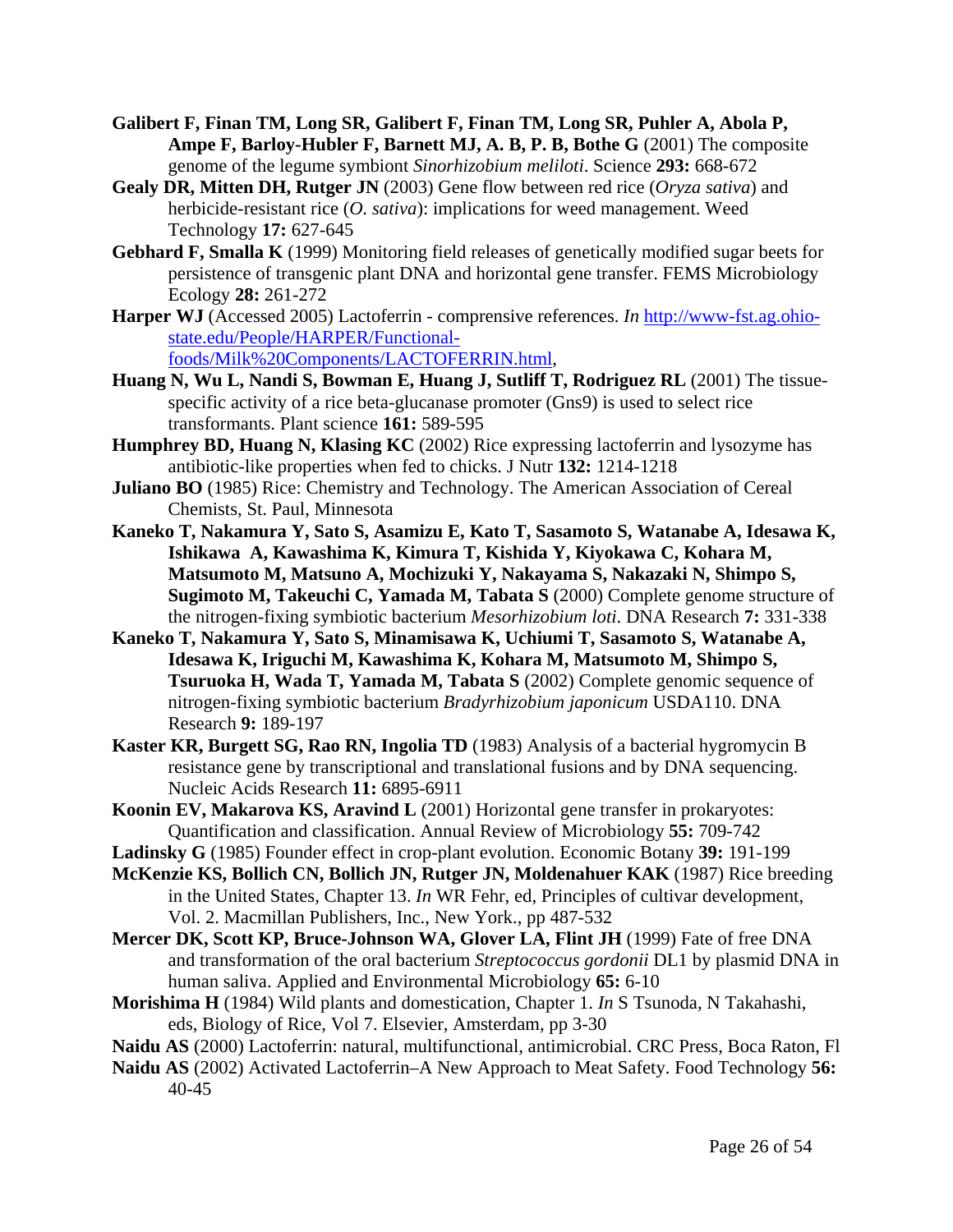**Galibert F, Finan TM, Long SR, Galibert F, Finan TM, Long SR, Puhler A, Abola P, Ampe F, Barloy-Hubler F, Barnett MJ, A. B, P. B, Bothe G** (2001) The composite genome of the legume symbiont *Sinorhizobium meliloti*. Science **293:** 668-672

**Gealy DR, Mitten DH, Rutger JN** (2003) Gene flow between red rice (*Oryza sativa*) and herbicide-resistant rice (*O. sativa*): implications for weed management. Weed Technology **17:** 627-645

**Gebhard F, Smalla K** (1999) Monitoring field releases of genetically modified sugar beets for persistence of transgenic plant DNA and horizontal gene transfer. FEMS Microbiology Ecology **28:** 261-272

**Harper WJ** (Accessed 2005) Lactoferrin - comprensive references. *In* http://www-fst.ag.ohio-state.edu/People/HARPER/Functional-foods/Milk%20Components/LACTOFERRIN.html,

**Huang N, Wu L, Nandi S, Bowman E, Huang J, Sutliff T, Rodriguez RL** (2001) The tissue-specific activity of a rice beta-glucanase promoter (Gns9) is used to select rice transformants. Plant science **161:** 589-595

**Humphrey BD, Huang N, Klasing KC** (2002) Rice expressing lactoferrin and lysozyme has antibiotic-like properties when fed to chicks. J Nutr **132:** 1214-1218

**Juliano BO** (1985) Rice: Chemistry and Technology. The American Association of Cereal Chemists, St. Paul, Minnesota

**Kaneko T, Nakamura Y, Sato S, Asamizu E, Kato T, Sasamoto S, Watanabe A, Idesawa K, Ishikawa A, Kawashima K, Kimura T, Kishida Y, Kiyokawa C, Kohara M, Matsumoto M, Matsuno A, Mochizuki Y, Nakayama S, Nakazaki N, Shimpo S, Sugimoto M, Takeuchi C, Yamada M, Tabata S** (2000) Complete genome structure of the nitrogen-fixing symbiotic bacterium *Mesorhizobium loti*. DNA Research **7:** 331-338

**Kaneko T, Nakamura Y, Sato S, Minamisawa K, Uchiumi T, Sasamoto S, Watanabe A, Idesawa K, Iriguchi M, Kawashima K, Kohara M, Matsumoto M, Shimpo S, Tsuruoka H, Wada T, Yamada M, Tabata S** (2002) Complete genomic sequence of nitrogen-fixing symbiotic bacterium *Bradyrhizobium japonicum* USDA110. DNA Research **9:** 189-197

**Kaster KR, Burgett SG, Rao RN, Ingolia TD** (1983) Analysis of a bacterial hygromycin B resistance gene by transcriptional and translational fusions and by DNA sequencing. Nucleic Acids Research **11:** 6895-6911

**Koonin EV, Makarova KS, Aravind L** (2001) Horizontal gene transfer in prokaryotes: Quantification and classification. Annual Review of Microbiology **55:** 709-742

**Ladinsky G** (1985) Founder effect in crop-plant evolution. Economic Botany **39:** 191-199

**McKenzie KS, Bollich CN, Bollich JN, Rutger JN, Moldenahuer KAK** (1987) Rice breeding in the United States, Chapter 13. *In* WR Fehr, ed, Principles of cultivar development, Vol. 2. Macmillan Publishers, Inc., New York., pp 487-532

**Mercer DK, Scott KP, Bruce-Johnson WA, Glover LA, Flint JH** (1999) Fate of free DNA and transformation of the oral bacterium *Streptococcus gordonii* DL1 by plasmid DNA in human saliva. Applied and Environmental Microbiology **65:** 6-10

**Morishima H** (1984) Wild plants and domestication, Chapter 1. *In* S Tsunoda, N Takahashi, eds, Biology of Rice, Vol 7. Elsevier, Amsterdam, pp 3-30

**Naidu AS** (2000) Lactoferrin: natural, multifunctional, antimicrobial. CRC Press, Boca Raton, Fl

**Naidu AS** (2002) Activated Lactoferrin–A New Approach to Meat Safety. Food Technology **56:** 40-45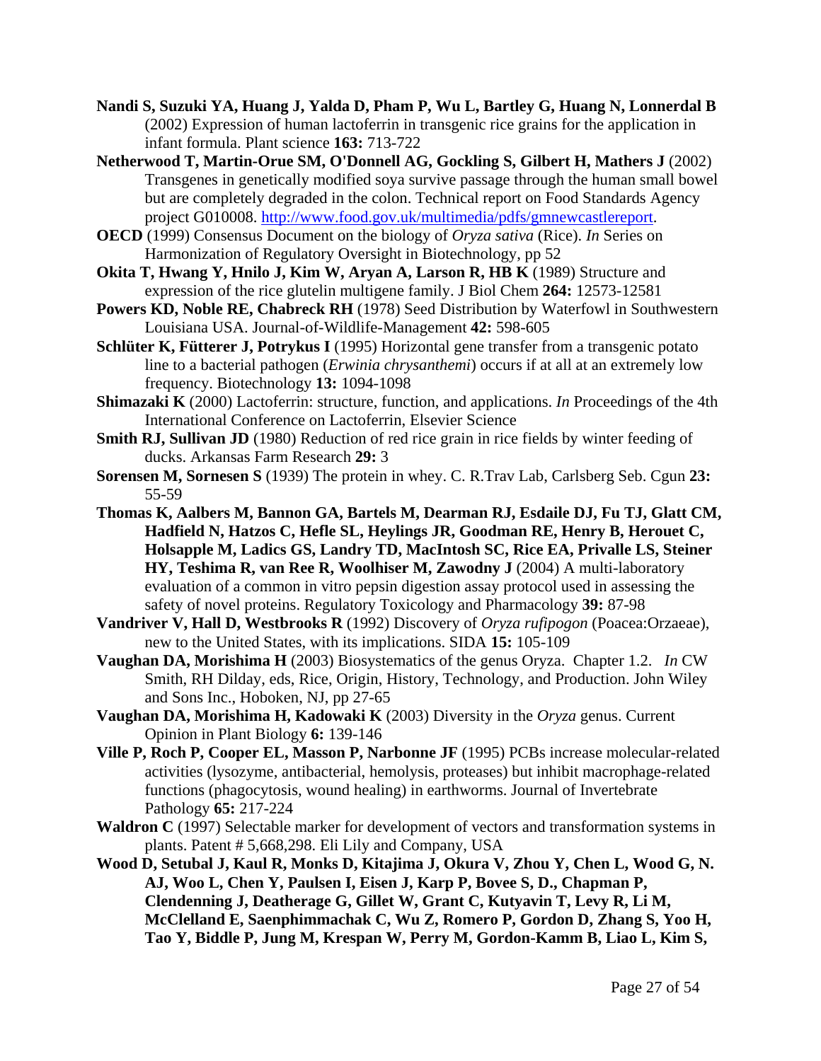**Nandi S, Suzuki YA, Huang J, Yalda D, Pham P, Wu L, Bartley G, Huang N, Lonnerdal B** (2002) Expression of human lactoferrin in transgenic rice grains for the application in infant formula. Plant science **163:** 713-722

**Netherwood T, Martin-Orue SM, O'Donnell AG, Gockling S, Gilbert H, Mathers J** (2002) Transgenes in genetically modified soya survive passage through the human small bowel but are completely degraded in the colon. Technical report on Food Standards Agency project G010008. http://www.food.gov.uk/multimedia/pdfs/gmnewcastlereport.

**OECD** (1999) Consensus Document on the biology of *Oryza sativa* (Rice). *In* Series on Harmonization of Regulatory Oversight in Biotechnology, pp 52

**Okita T, Hwang Y, Hnilo J, Kim W, Aryan A, Larson R, HB K** (1989) Structure and expression of the rice glutelin multigene family. J Biol Chem **264:** 12573-12581

**Powers KD, Noble RE, Chabreck RH** (1978) Seed Distribution by Waterfowl in Southwestern Louisiana USA. Journal-of-Wildlife-Management **42:** 598-605

**Schlüter K, Fütterer J, Potrykus I** (1995) Horizontal gene transfer from a transgenic potato line to a bacterial pathogen (*Erwinia chrysanthemi*) occurs if at all at an extremely low frequency. Biotechnology **13:** 1094-1098

**Shimazaki K** (2000) Lactoferrin: structure, function, and applications. *In* Proceedings of the 4th International Conference on Lactoferrin, Elsevier Science

**Smith RJ, Sullivan JD** (1980) Reduction of red rice grain in rice fields by winter feeding of ducks. Arkansas Farm Research **29:** 3

**Sorensen M, Sornesen S** (1939) The protein in whey. C. R.Trav Lab, Carlsberg Seb. Cgun **23:** 55-59

**Thomas K, Aalbers M, Bannon GA, Bartels M, Dearman RJ, Esdaile DJ, Fu TJ, Glatt CM, Hadfield N, Hatzos C, Hefle SL, Heylings JR, Goodman RE, Henry B, Herouet C, Holsapple M, Ladics GS, Landry TD, MacIntosh SC, Rice EA, Privalle LS, Steiner HY, Teshima R, van Ree R, Woolhiser M, Zawodny J** (2004) A multi-laboratory evaluation of a common in vitro pepsin digestion assay protocol used in assessing the safety of novel proteins. Regulatory Toxicology and Pharmacology **39:** 87-98

**Vandriver V, Hall D, Westbrooks R** (1992) Discovery of *Oryza rufipogon* (Poacea:Orzaeae), new to the United States, with its implications. SIDA **15:** 105-109

**Vaughan DA, Morishima H** (2003) Biosystematics of the genus Oryza. Chapter 1.2. *In* CW Smith, RH Dilday, eds, Rice, Origin, History, Technology, and Production. John Wiley and Sons Inc., Hoboken, NJ, pp 27-65

**Vaughan DA, Morishima H, Kadowaki K** (2003) Diversity in the *Oryza* genus. Current Opinion in Plant Biology **6:** 139-146

**Ville P, Roch P, Cooper EL, Masson P, Narbonne JF** (1995) PCBs increase molecular-related activities (lysozyme, antibacterial, hemolysis, proteases) but inhibit macrophage-related functions (phagocytosis, wound healing) in earthworms. Journal of Invertebrate Pathology **65:** 217-224

**Waldron C** (1997) Selectable marker for development of vectors and transformation systems in plants. Patent # 5,668,298. Eli Lily and Company, USA

**Wood D, Setubal J, Kaul R, Monks D, Kitajima J, Okura V, Zhou Y, Chen L, Wood G, N. AJ, Woo L, Chen Y, Paulsen I, Eisen J, Karp P, Bovee S, D., Chapman P, Clendenning J, Deatherage G, Gillet W, Grant C, Kutyavin T, Levy R, Li M, McClelland E, Saenphimmachak C, Wu Z, Romero P, Gordon D, Zhang S, Yoo H, Tao Y, Biddle P, Jung M, Krespan W, Perry M, Gordon-Kamm B, Liao L, Kim S,**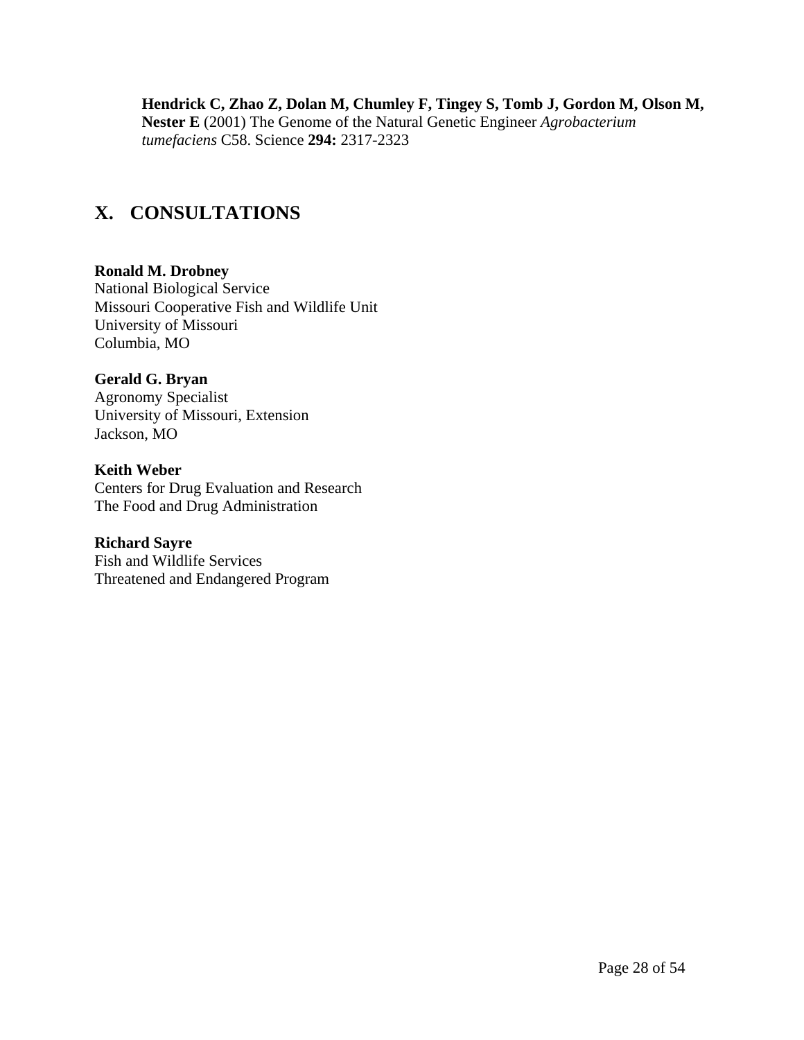**Hendrick C, Zhao Z, Dolan M, Chumley F, Tingey S, Tomb J, Gordon M, Olson M, Nester E** (2001) The Genome of the Natural Genetic Engineer *Agrobacterium tumefaciens* C58. Science **294:** 2317-2323

# X. CONSULTATIONS

**Ronald M. Drobney**
National Biological Service
Missouri Cooperative Fish and Wildlife Unit
University of Missouri
Columbia, MO

**Gerald G. Bryan**
Agronomy Specialist
University of Missouri, Extension
Jackson, MO

**Keith Weber**
Centers for Drug Evaluation and Research
The Food and Drug Administration

**Richard Sayre**
Fish and Wildlife Services
Threatened and Endangered Program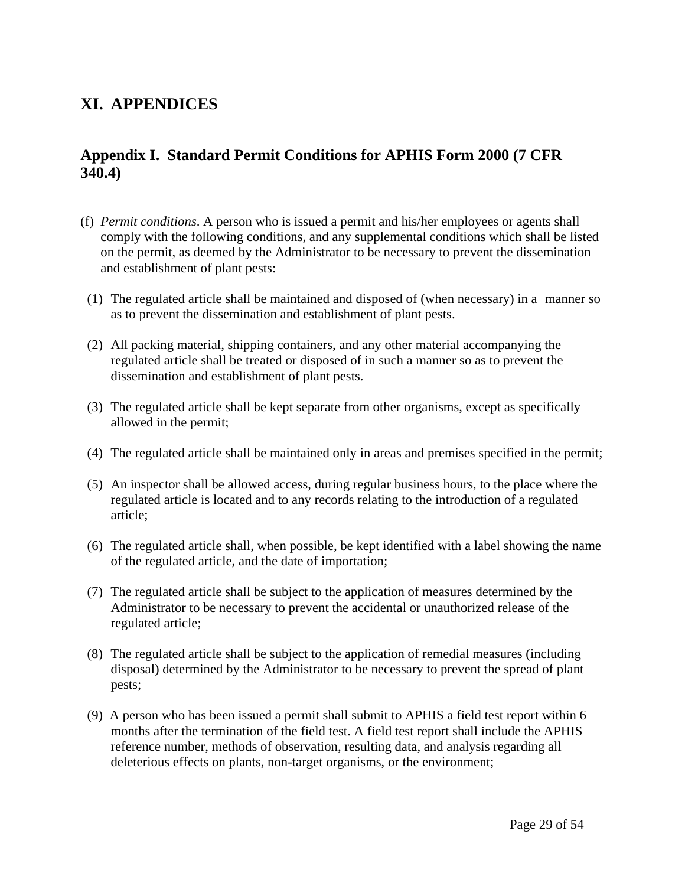# XI. APPENDICES

## Appendix I. Standard Permit Conditions for APHIS Form 2000 (7 CFR 340.4)

(f) *Permit conditions*. A person who is issued a permit and his/her employees or agents shall comply with the following conditions, and any supplemental conditions which shall be listed on the permit, as deemed by the Administrator to be necessary to prevent the dissemination and establishment of plant pests:

(1) The regulated article shall be maintained and disposed of (when necessary) in a manner so as to prevent the dissemination and establishment of plant pests.

(2) All packing material, shipping containers, and any other material accompanying the regulated article shall be treated or disposed of in such a manner so as to prevent the dissemination and establishment of plant pests.

(3) The regulated article shall be kept separate from other organisms, except as specifically allowed in the permit;

(4) The regulated article shall be maintained only in areas and premises specified in the permit;

(5) An inspector shall be allowed access, during regular business hours, to the place where the regulated article is located and to any records relating to the introduction of a regulated article;

(6) The regulated article shall, when possible, be kept identified with a label showing the name of the regulated article, and the date of importation;

(7) The regulated article shall be subject to the application of measures determined by the Administrator to be necessary to prevent the accidental or unauthorized release of the regulated article;

(8) The regulated article shall be subject to the application of remedial measures (including disposal) determined by the Administrator to be necessary to prevent the spread of plant pests;

(9) A person who has been issued a permit shall submit to APHIS a field test report within 6 months after the termination of the field test. A field test report shall include the APHIS reference number, methods of observation, resulting data, and analysis regarding all deleterious effects on plants, non-target organisms, or the environment;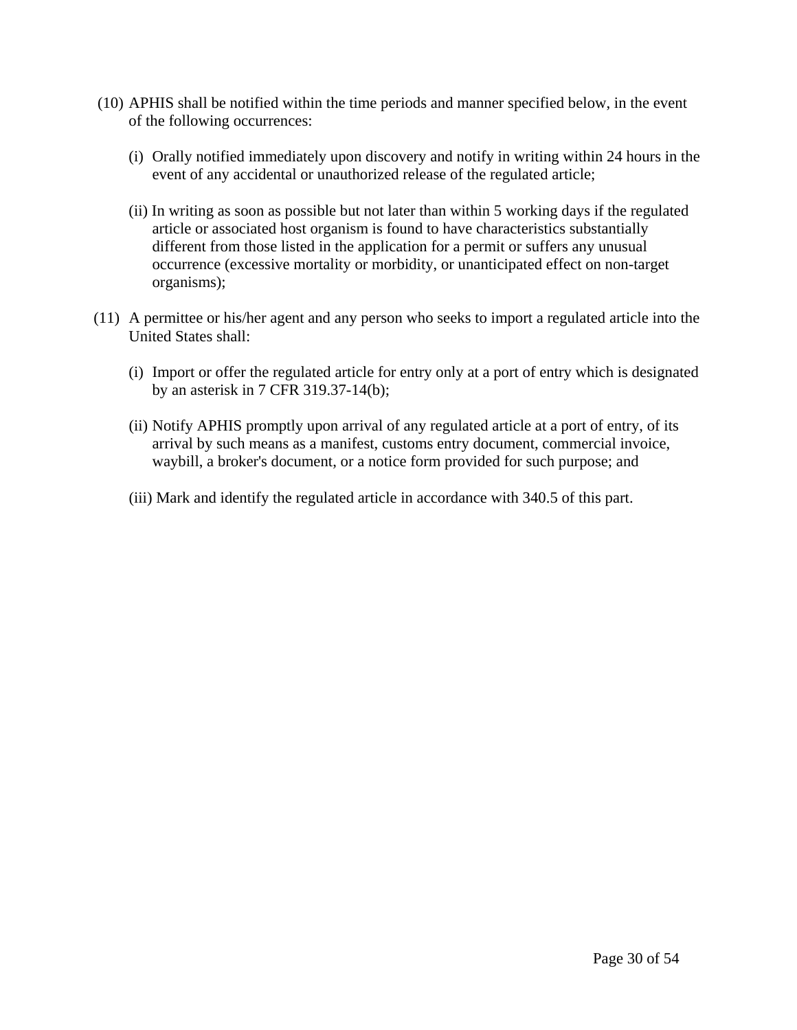(10) APHIS shall be notified within the time periods and manner specified below, in the event of the following occurrences:

   (i) Orally notified immediately upon discovery and notify in writing within 24 hours in the event of any accidental or unauthorized release of the regulated article;

   (ii) In writing as soon as possible but not later than within 5 working days if the regulated article or associated host organism is found to have characteristics substantially different from those listed in the application for a permit or suffers any unusual occurrence (excessive mortality or morbidity, or unanticipated effect on non-target organisms);

(11) A permittee or his/her agent and any person who seeks to import a regulated article into the United States shall:

   (i) Import or offer the regulated article for entry only at a port of entry which is designated by an asterisk in 7 CFR 319.37-14(b);

   (ii) Notify APHIS promptly upon arrival of any regulated article at a port of entry, of its arrival by such means as a manifest, customs entry document, commercial invoice, waybill, a broker's document, or a notice form provided for such purpose; and

   (iii) Mark and identify the regulated article in accordance with 340.5 of this part.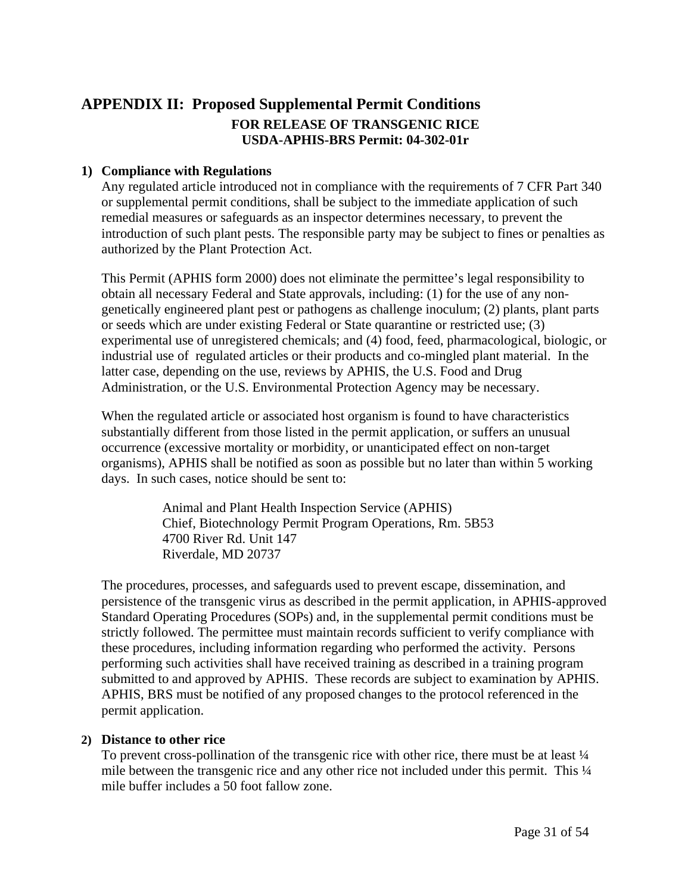# APPENDIX II: Proposed Supplemental Permit Conditions

**FOR RELEASE OF TRANSGENIC RICE**
**USDA-APHIS-BRS Permit: 04-302-01r**

**1) Compliance with Regulations**

Any regulated article introduced not in compliance with the requirements of 7 CFR Part 340 or supplemental permit conditions, shall be subject to the immediate application of such remedial measures or safeguards as an inspector determines necessary, to prevent the introduction of such plant pests. The responsible party may be subject to fines or penalties as authorized by the Plant Protection Act.

This Permit (APHIS form 2000) does not eliminate the permittee's legal responsibility to obtain all necessary Federal and State approvals, including: (1) for the use of any non-genetically engineered plant pest or pathogens as challenge inoculum; (2) plants, plant parts or seeds which are under existing Federal or State quarantine or restricted use; (3) experimental use of unregistered chemicals; and (4) food, feed, pharmacological, biologic, or industrial use of regulated articles or their products and co-mingled plant material. In the latter case, depending on the use, reviews by APHIS, the U.S. Food and Drug Administration, or the U.S. Environmental Protection Agency may be necessary.

When the regulated article or associated host organism is found to have characteristics substantially different from those listed in the permit application, or suffers an unusual occurrence (excessive mortality or morbidity, or unanticipated effect on non-target organisms), APHIS shall be notified as soon as possible but no later than within 5 working days. In such cases, notice should be sent to:

> Animal and Plant Health Inspection Service (APHIS)
> Chief, Biotechnology Permit Program Operations, Rm. 5B53
> 4700 River Rd. Unit 147
> Riverdale, MD 20737

The procedures, processes, and safeguards used to prevent escape, dissemination, and persistence of the transgenic virus as described in the permit application, in APHIS-approved Standard Operating Procedures (SOPs) and, in the supplemental permit conditions must be strictly followed. The permittee must maintain records sufficient to verify compliance with these procedures, including information regarding who performed the activity. Persons performing such activities shall have received training as described in a training program submitted to and approved by APHIS. These records are subject to examination by APHIS. APHIS, BRS must be notified of any proposed changes to the protocol referenced in the permit application.

**2) Distance to other rice**

To prevent cross-pollination of the transgenic rice with other rice, there must be at least ¼ mile between the transgenic rice and any other rice not included under this permit. This ¼ mile buffer includes a 50 foot fallow zone.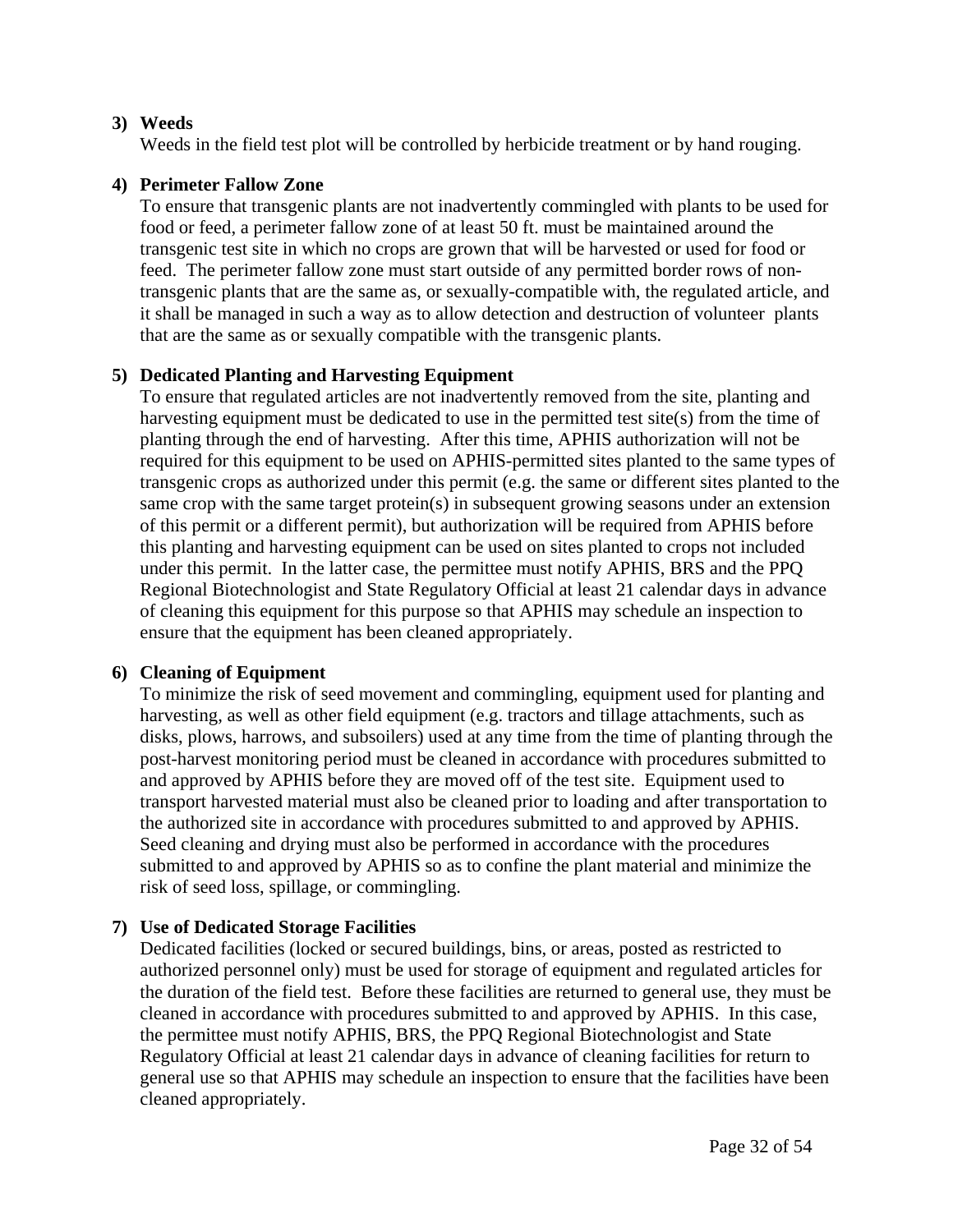**3) Weeds**

Weeds in the field test plot will be controlled by herbicide treatment or by hand rouging.

**4) Perimeter Fallow Zone**

To ensure that transgenic plants are not inadvertently commingled with plants to be used for food or feed, a perimeter fallow zone of at least 50 ft. must be maintained around the transgenic test site in which no crops are grown that will be harvested or used for food or feed. The perimeter fallow zone must start outside of any permitted border rows of non-transgenic plants that are the same as, or sexually-compatible with, the regulated article, and it shall be managed in such a way as to allow detection and destruction of volunteer plants that are the same as or sexually compatible with the transgenic plants.

**5) Dedicated Planting and Harvesting Equipment**

To ensure that regulated articles are not inadvertently removed from the site, planting and harvesting equipment must be dedicated to use in the permitted test site(s) from the time of planting through the end of harvesting. After this time, APHIS authorization will not be required for this equipment to be used on APHIS-permitted sites planted to the same types of transgenic crops as authorized under this permit (e.g. the same or different sites planted to the same crop with the same target protein(s) in subsequent growing seasons under an extension of this permit or a different permit), but authorization will be required from APHIS before this planting and harvesting equipment can be used on sites planted to crops not included under this permit. In the latter case, the permittee must notify APHIS, BRS and the PPQ Regional Biotechnologist and State Regulatory Official at least 21 calendar days in advance of cleaning this equipment for this purpose so that APHIS may schedule an inspection to ensure that the equipment has been cleaned appropriately.

**6) Cleaning of Equipment**

To minimize the risk of seed movement and commingling, equipment used for planting and harvesting, as well as other field equipment (e.g. tractors and tillage attachments, such as disks, plows, harrows, and subsoilers) used at any time from the time of planting through the post-harvest monitoring period must be cleaned in accordance with procedures submitted to and approved by APHIS before they are moved off of the test site. Equipment used to transport harvested material must also be cleaned prior to loading and after transportation to the authorized site in accordance with procedures submitted to and approved by APHIS. Seed cleaning and drying must also be performed in accordance with the procedures submitted to and approved by APHIS so as to confine the plant material and minimize the risk of seed loss, spillage, or commingling.

**7) Use of Dedicated Storage Facilities**

Dedicated facilities (locked or secured buildings, bins, or areas, posted as restricted to authorized personnel only) must be used for storage of equipment and regulated articles for the duration of the field test. Before these facilities are returned to general use, they must be cleaned in accordance with procedures submitted to and approved by APHIS. In this case, the permittee must notify APHIS, BRS, the PPQ Regional Biotechnologist and State Regulatory Official at least 21 calendar days in advance of cleaning facilities for return to general use so that APHIS may schedule an inspection to ensure that the facilities have been cleaned appropriately.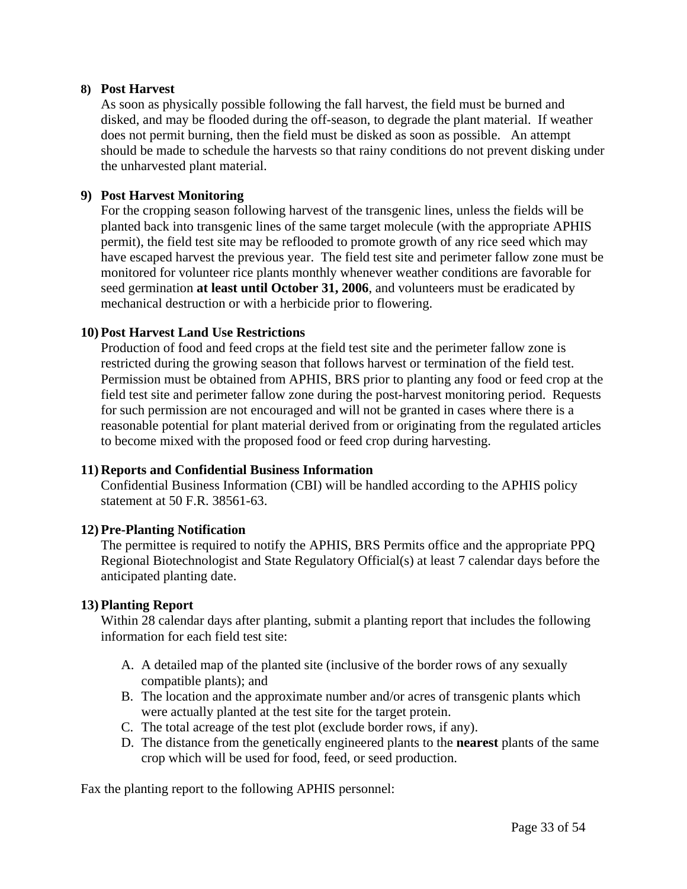**8) Post Harvest**

As soon as physically possible following the fall harvest, the field must be burned and disked, and may be flooded during the off-season, to degrade the plant material. If weather does not permit burning, then the field must be disked as soon as possible. An attempt should be made to schedule the harvests so that rainy conditions do not prevent disking under the unharvested plant material.

**9) Post Harvest Monitoring**

For the cropping season following harvest of the transgenic lines, unless the fields will be planted back into transgenic lines of the same target molecule (with the appropriate APHIS permit), the field test site may be reflooded to promote growth of any rice seed which may have escaped harvest the previous year. The field test site and perimeter fallow zone must be monitored for volunteer rice plants monthly whenever weather conditions are favorable for seed germination **at least until October 31, 2006**, and volunteers must be eradicated by mechanical destruction or with a herbicide prior to flowering.

**10) Post Harvest Land Use Restrictions**

Production of food and feed crops at the field test site and the perimeter fallow zone is restricted during the growing season that follows harvest or termination of the field test. Permission must be obtained from APHIS, BRS prior to planting any food or feed crop at the field test site and perimeter fallow zone during the post-harvest monitoring period. Requests for such permission are not encouraged and will not be granted in cases where there is a reasonable potential for plant material derived from or originating from the regulated articles to become mixed with the proposed food or feed crop during harvesting.

**11) Reports and Confidential Business Information**

Confidential Business Information (CBI) will be handled according to the APHIS policy statement at 50 F.R. 38561-63.

**12) Pre-Planting Notification**

The permittee is required to notify the APHIS, BRS Permits office and the appropriate PPQ Regional Biotechnologist and State Regulatory Official(s) at least 7 calendar days before the anticipated planting date.

**13) Planting Report**

Within 28 calendar days after planting, submit a planting report that includes the following information for each field test site:

A. A detailed map of the planted site (inclusive of the border rows of any sexually compatible plants); and
B. The location and the approximate number and/or acres of transgenic plants which were actually planted at the test site for the target protein.
C. The total acreage of the test plot (exclude border rows, if any).
D. The distance from the genetically engineered plants to the **nearest** plants of the same crop which will be used for food, feed, or seed production.

Fax the planting report to the following APHIS personnel: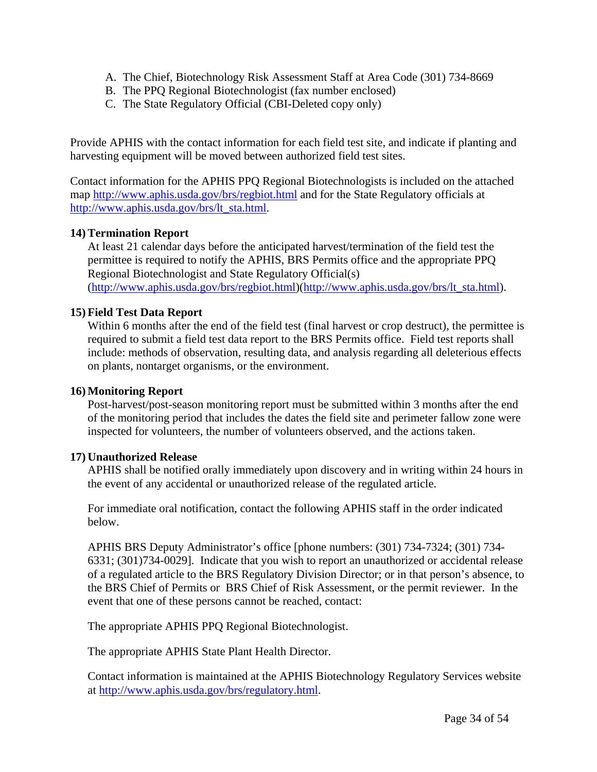A. The Chief, Biotechnology Risk Assessment Staff at Area Code (301) 734-8669
B. The PPQ Regional Biotechnologist (fax number enclosed)
C. The State Regulatory Official (CBI-Deleted copy only)

Provide APHIS with the contact information for each field test site, and indicate if planting and harvesting equipment will be moved between authorized field test sites.

Contact information for the APHIS PPQ Regional Biotechnologists is included on the attached map http://www.aphis.usda.gov/brs/regbiot.html and for the State Regulatory officials at http://www.aphis.usda.gov/brs/lt_sta.html.

**14) Termination Report**

At least 21 calendar days before the anticipated harvest/termination of the field test the permittee is required to notify the APHIS, BRS Permits office and the appropriate PPQ Regional Biotechnologist and State Regulatory Official(s) (http://www.aphis.usda.gov/brs/regbiot.html)(http://www.aphis.usda.gov/brs/lt_sta.html).

**15) Field Test Data Report**

Within 6 months after the end of the field test (final harvest or crop destruct), the permittee is required to submit a field test data report to the BRS Permits office. Field test reports shall include: methods of observation, resulting data, and analysis regarding all deleterious effects on plants, nontarget organisms, or the environment.

**16) Monitoring Report**

Post-harvest/post-season monitoring report must be submitted within 3 months after the end of the monitoring period that includes the dates the field site and perimeter fallow zone were inspected for volunteers, the number of volunteers observed, and the actions taken.

**17) Unauthorized Release**

APHIS shall be notified orally immediately upon discovery and in writing within 24 hours in the event of any accidental or unauthorized release of the regulated article.

For immediate oral notification, contact the following APHIS staff in the order indicated below.

APHIS BRS Deputy Administrator's office [phone numbers: (301) 734-7324; (301) 734-6331; (301)734-0029]. Indicate that you wish to report an unauthorized or accidental release of a regulated article to the BRS Regulatory Division Director; or in that person's absence, to the BRS Chief of Permits or BRS Chief of Risk Assessment, or the permit reviewer. In the event that one of these persons cannot be reached, contact:

The appropriate APHIS PPQ Regional Biotechnologist.

The appropriate APHIS State Plant Health Director.

Contact information is maintained at the APHIS Biotechnology Regulatory Services website at http://www.aphis.usda.gov/brs/regulatory.html.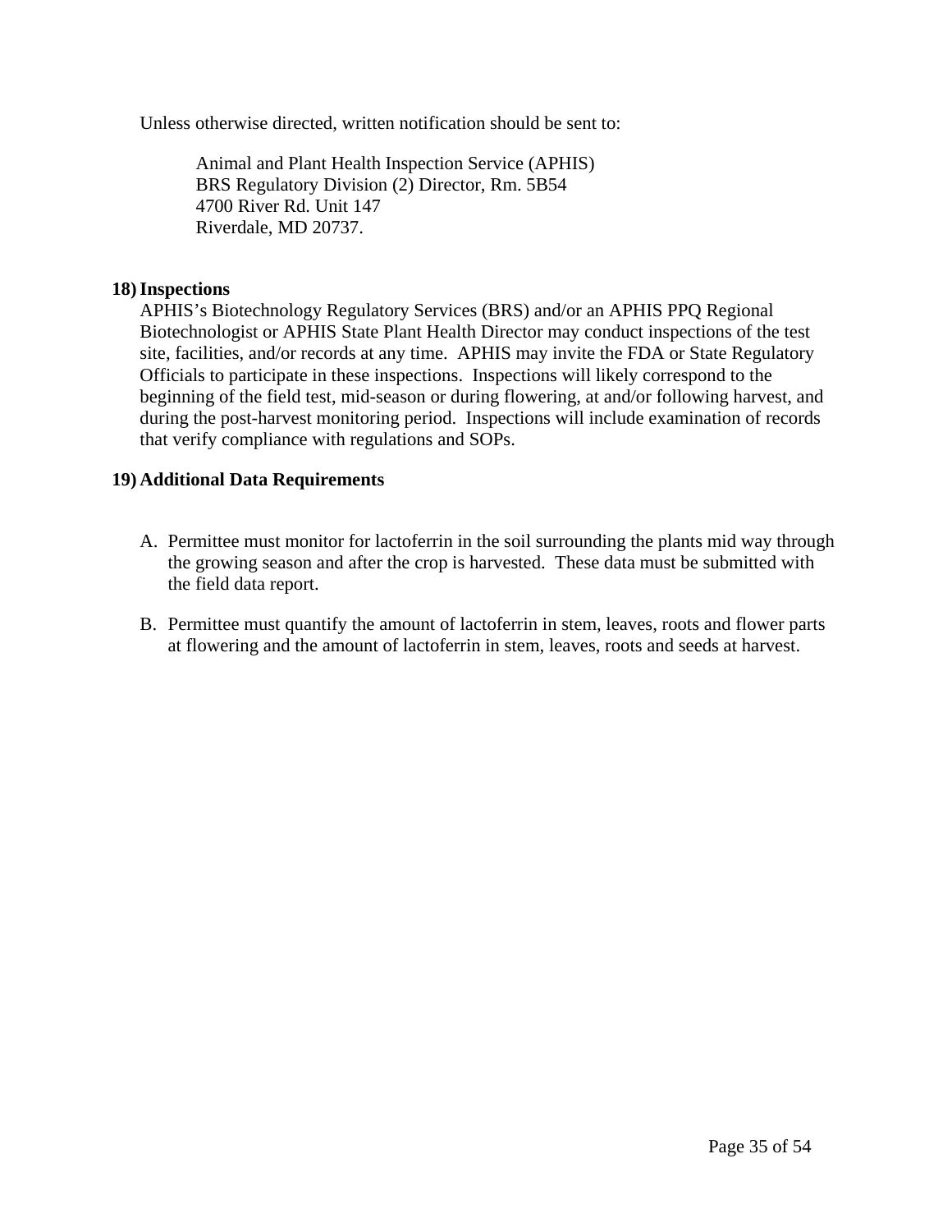Unless otherwise directed, written notification should be sent to:

> Animal and Plant Health Inspection Service (APHIS)
> BRS Regulatory Division (2) Director, Rm. 5B54
> 4700 River Rd. Unit 147
> Riverdale, MD 20737.

**18) Inspections**

APHIS's Biotechnology Regulatory Services (BRS) and/or an APHIS PPQ Regional Biotechnologist or APHIS State Plant Health Director may conduct inspections of the test site, facilities, and/or records at any time. APHIS may invite the FDA or State Regulatory Officials to participate in these inspections. Inspections will likely correspond to the beginning of the field test, mid-season or during flowering, at and/or following harvest, and during the post-harvest monitoring period. Inspections will include examination of records that verify compliance with regulations and SOPs.

**19) Additional Data Requirements**

A. Permittee must monitor for lactoferrin in the soil surrounding the plants mid way through the growing season and after the crop is harvested. These data must be submitted with the field data report.

B. Permittee must quantify the amount of lactoferrin in stem, leaves, roots and flower parts at flowering and the amount of lactoferrin in stem, leaves, roots and seeds at harvest.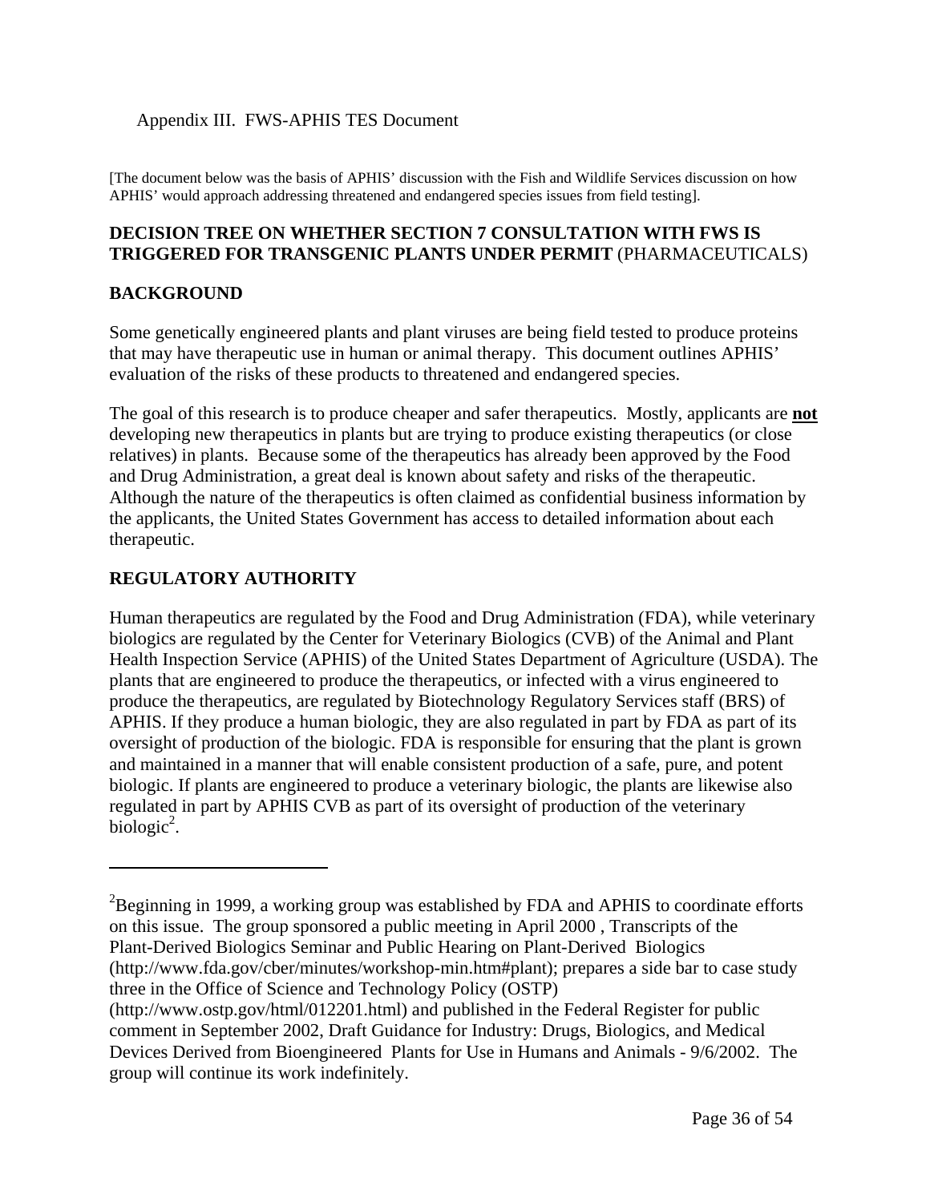Appendix III. FWS-APHIS TES Document

[The document below was the basis of APHIS' discussion with the Fish and Wildlife Services discussion on how APHIS' would approach addressing threatened and endangered species issues from field testing].

## DECISION TREE ON WHETHER SECTION 7 CONSULTATION WITH FWS IS TRIGGERED FOR TRANSGENIC PLANTS UNDER PERMIT (PHARMACEUTICALS)

## BACKGROUND

Some genetically engineered plants and plant viruses are being field tested to produce proteins that may have therapeutic use in human or animal therapy. This document outlines APHIS' evaluation of the risks of these products to threatened and endangered species.

The goal of this research is to produce cheaper and safer therapeutics. Mostly, applicants are **not** developing new therapeutics in plants but are trying to produce existing therapeutics (or close relatives) in plants. Because some of the therapeutics has already been approved by the Food and Drug Administration, a great deal is known about safety and risks of the therapeutic. Although the nature of the therapeutics is often claimed as confidential business information by the applicants, the United States Government has access to detailed information about each therapeutic.

## REGULATORY AUTHORITY

Human therapeutics are regulated by the Food and Drug Administration (FDA), while veterinary biologics are regulated by the Center for Veterinary Biologics (CVB) of the Animal and Plant Health Inspection Service (APHIS) of the United States Department of Agriculture (USDA). The plants that are engineered to produce the therapeutics, or infected with a virus engineered to produce the therapeutics, are regulated by Biotechnology Regulatory Services staff (BRS) of APHIS. If they produce a human biologic, they are also regulated in part by FDA as part of its oversight of production of the biologic. FDA is responsible for ensuring that the plant is grown and maintained in a manner that will enable consistent production of a safe, pure, and potent biologic. If plants are engineered to produce a veterinary biologic, the plants are likewise also regulated in part by APHIS CVB as part of its oversight of production of the veterinary biologic[2].

---

[2]Beginning in 1999, a working group was established by FDA and APHIS to coordinate efforts on this issue. The group sponsored a public meeting in April 2000 , Transcripts of the Plant-Derived Biologics Seminar and Public Hearing on Plant-Derived Biologics (http://www.fda.gov/cber/minutes/workshop-min.htm#plant); prepares a side bar to case study three in the Office of Science and Technology Policy (OSTP) (http://www.ostp.gov/html/012201.html) and published in the Federal Register for public comment in September 2002, Draft Guidance for Industry: Drugs, Biologics, and Medical Devices Derived from Bioengineered Plants for Use in Humans and Animals - 9/6/2002. The group will continue its work indefinitely.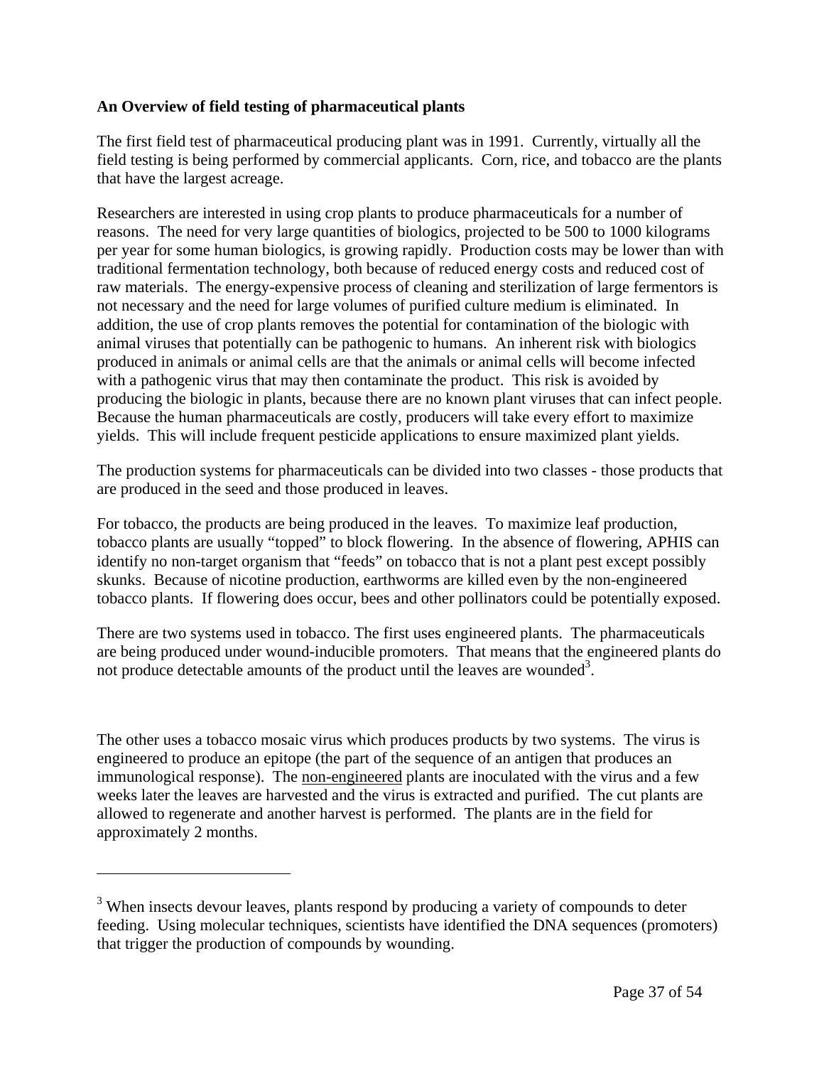**An Overview of field testing of pharmaceutical plants**

The first field test of pharmaceutical producing plant was in 1991. Currently, virtually all the field testing is being performed by commercial applicants. Corn, rice, and tobacco are the plants that have the largest acreage.

Researchers are interested in using crop plants to produce pharmaceuticals for a number of reasons. The need for very large quantities of biologics, projected to be 500 to 1000 kilograms per year for some human biologics, is growing rapidly. Production costs may be lower than with traditional fermentation technology, both because of reduced energy costs and reduced cost of raw materials. The energy-expensive process of cleaning and sterilization of large fermentors is not necessary and the need for large volumes of purified culture medium is eliminated. In addition, the use of crop plants removes the potential for contamination of the biologic with animal viruses that potentially can be pathogenic to humans. An inherent risk with biologics produced in animals or animal cells are that the animals or animal cells will become infected with a pathogenic virus that may then contaminate the product. This risk is avoided by producing the biologic in plants, because there are no known plant viruses that can infect people. Because the human pharmaceuticals are costly, producers will take every effort to maximize yields. This will include frequent pesticide applications to ensure maximized plant yields.

The production systems for pharmaceuticals can be divided into two classes - those products that are produced in the seed and those produced in leaves.

For tobacco, the products are being produced in the leaves. To maximize leaf production, tobacco plants are usually "topped" to block flowering. In the absence of flowering, APHIS can identify no non-target organism that "feeds" on tobacco that is not a plant pest except possibly skunks. Because of nicotine production, earthworms are killed even by the non-engineered tobacco plants. If flowering does occur, bees and other pollinators could be potentially exposed.

There are two systems used in tobacco. The first uses engineered plants. The pharmaceuticals are being produced under wound-inducible promoters. That means that the engineered plants do not produce detectable amounts of the product until the leaves are wounded[3].

The other uses a tobacco mosaic virus which produces products by two systems. The virus is engineered to produce an epitope (the part of the sequence of an antigen that produces an immunological response). The <u>non-engineered</u> plants are inoculated with the virus and a few weeks later the leaves are harvested and the virus is extracted and purified. The cut plants are allowed to regenerate and another harvest is performed. The plants are in the field for approximately 2 months.

---

[3] When insects devour leaves, plants respond by producing a variety of compounds to deter feeding. Using molecular techniques, scientists have identified the DNA sequences (promoters) that trigger the production of compounds by wounding.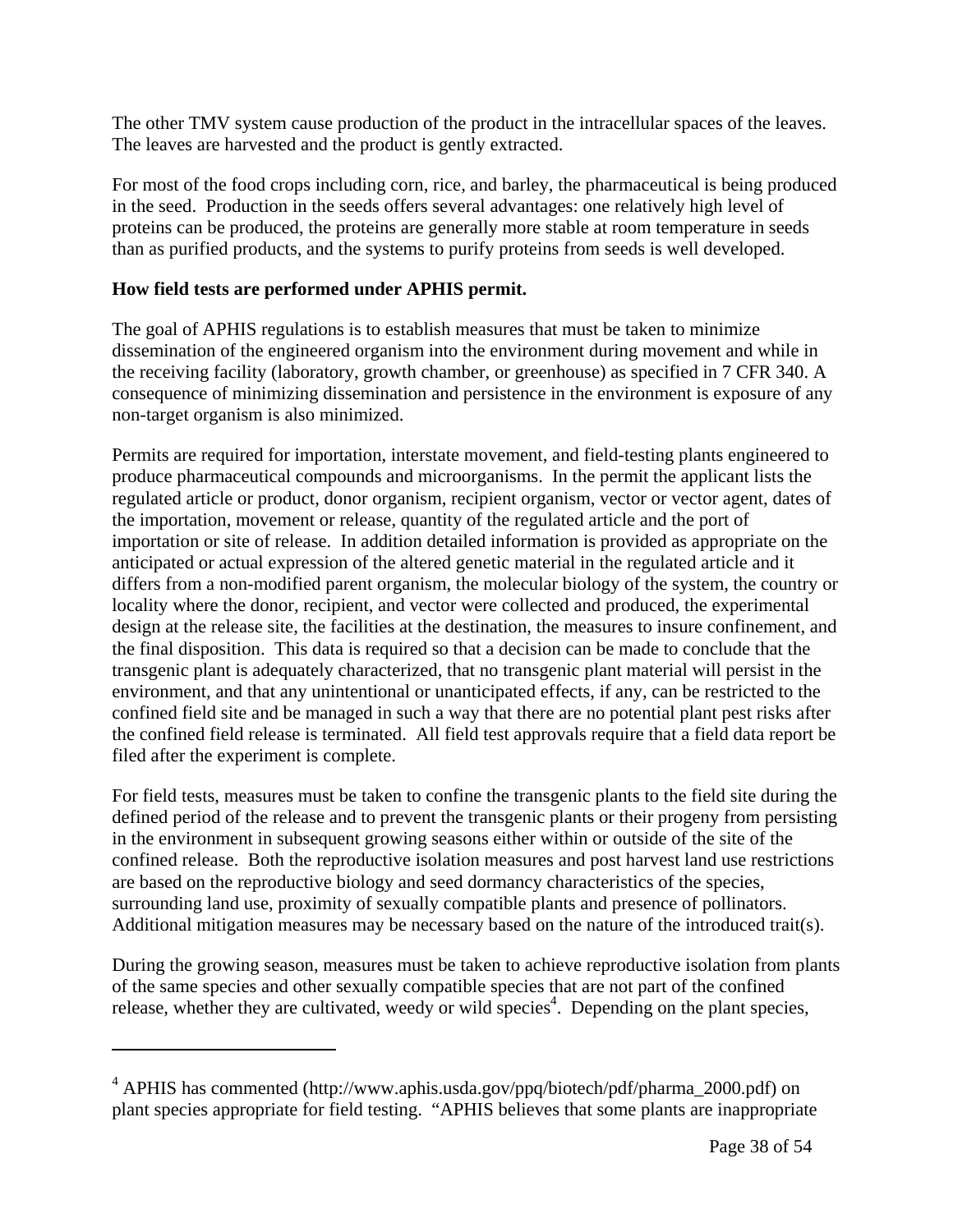The other TMV system cause production of the product in the intracellular spaces of the leaves. The leaves are harvested and the product is gently extracted.

For most of the food crops including corn, rice, and barley, the pharmaceutical is being produced in the seed. Production in the seeds offers several advantages: one relatively high level of proteins can be produced, the proteins are generally more stable at room temperature in seeds than as purified products, and the systems to purify proteins from seeds is well developed.

**How field tests are performed under APHIS permit.**

The goal of APHIS regulations is to establish measures that must be taken to minimize dissemination of the engineered organism into the environment during movement and while in the receiving facility (laboratory, growth chamber, or greenhouse) as specified in 7 CFR 340. A consequence of minimizing dissemination and persistence in the environment is exposure of any non-target organism is also minimized.

Permits are required for importation, interstate movement, and field-testing plants engineered to produce pharmaceutical compounds and microorganisms. In the permit the applicant lists the regulated article or product, donor organism, recipient organism, vector or vector agent, dates of the importation, movement or release, quantity of the regulated article and the port of importation or site of release. In addition detailed information is provided as appropriate on the anticipated or actual expression of the altered genetic material in the regulated article and it differs from a non-modified parent organism, the molecular biology of the system, the country or locality where the donor, recipient, and vector were collected and produced, the experimental design at the release site, the facilities at the destination, the measures to insure confinement, and the final disposition. This data is required so that a decision can be made to conclude that the transgenic plant is adequately characterized, that no transgenic plant material will persist in the environment, and that any unintentional or unanticipated effects, if any, can be restricted to the confined field site and be managed in such a way that there are no potential plant pest risks after the confined field release is terminated. All field test approvals require that a field data report be filed after the experiment is complete.

For field tests, measures must be taken to confine the transgenic plants to the field site during the defined period of the release and to prevent the transgenic plants or their progeny from persisting in the environment in subsequent growing seasons either within or outside of the site of the confined release. Both the reproductive isolation measures and post harvest land use restrictions are based on the reproductive biology and seed dormancy characteristics of the species, surrounding land use, proximity of sexually compatible plants and presence of pollinators. Additional mitigation measures may be necessary based on the nature of the introduced trait(s).

During the growing season, measures must be taken to achieve reproductive isolation from plants of the same species and other sexually compatible species that are not part of the confined release, whether they are cultivated, weedy or wild species[4]. Depending on the plant species,

[4] APHIS has commented (http://www.aphis.usda.gov/ppq/biotech/pdf/pharma_2000.pdf) on plant species appropriate for field testing. "APHIS believes that some plants are inappropriate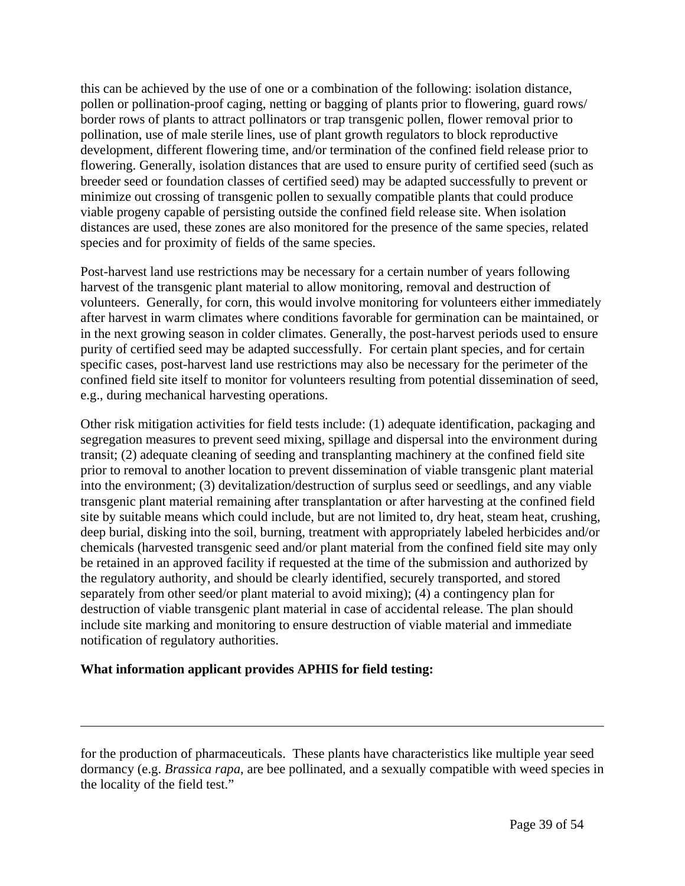this can be achieved by the use of one or a combination of the following: isolation distance, pollen or pollination-proof caging, netting or bagging of plants prior to flowering, guard rows/ border rows of plants to attract pollinators or trap transgenic pollen, flower removal prior to pollination, use of male sterile lines, use of plant growth regulators to block reproductive development, different flowering time, and/or termination of the confined field release prior to flowering. Generally, isolation distances that are used to ensure purity of certified seed (such as breeder seed or foundation classes of certified seed) may be adapted successfully to prevent or minimize out crossing of transgenic pollen to sexually compatible plants that could produce viable progeny capable of persisting outside the confined field release site. When isolation distances are used, these zones are also monitored for the presence of the same species, related species and for proximity of fields of the same species.

Post-harvest land use restrictions may be necessary for a certain number of years following harvest of the transgenic plant material to allow monitoring, removal and destruction of volunteers. Generally, for corn, this would involve monitoring for volunteers either immediately after harvest in warm climates where conditions favorable for germination can be maintained, or in the next growing season in colder climates. Generally, the post-harvest periods used to ensure purity of certified seed may be adapted successfully. For certain plant species, and for certain specific cases, post-harvest land use restrictions may also be necessary for the perimeter of the confined field site itself to monitor for volunteers resulting from potential dissemination of seed, e.g., during mechanical harvesting operations.

Other risk mitigation activities for field tests include: (1) adequate identification, packaging and segregation measures to prevent seed mixing, spillage and dispersal into the environment during transit; (2) adequate cleaning of seeding and transplanting machinery at the confined field site prior to removal to another location to prevent dissemination of viable transgenic plant material into the environment; (3) devitalization/destruction of surplus seed or seedlings, and any viable transgenic plant material remaining after transplantation or after harvesting at the confined field site by suitable means which could include, but are not limited to, dry heat, steam heat, crushing, deep burial, disking into the soil, burning, treatment with appropriately labeled herbicides and/or chemicals (harvested transgenic seed and/or plant material from the confined field site may only be retained in an approved facility if requested at the time of the submission and authorized by the regulatory authority, and should be clearly identified, securely transported, and stored separately from other seed/or plant material to avoid mixing); (4) a contingency plan for destruction of viable transgenic plant material in case of accidental release. The plan should include site marking and monitoring to ensure destruction of viable material and immediate notification of regulatory authorities.

**What information applicant provides APHIS for field testing:**

---

for the production of pharmaceuticals. These plants have characteristics like multiple year seed dormancy (e.g. *Brassica rapa*, are bee pollinated, and a sexually compatible with weed species in the locality of the field test."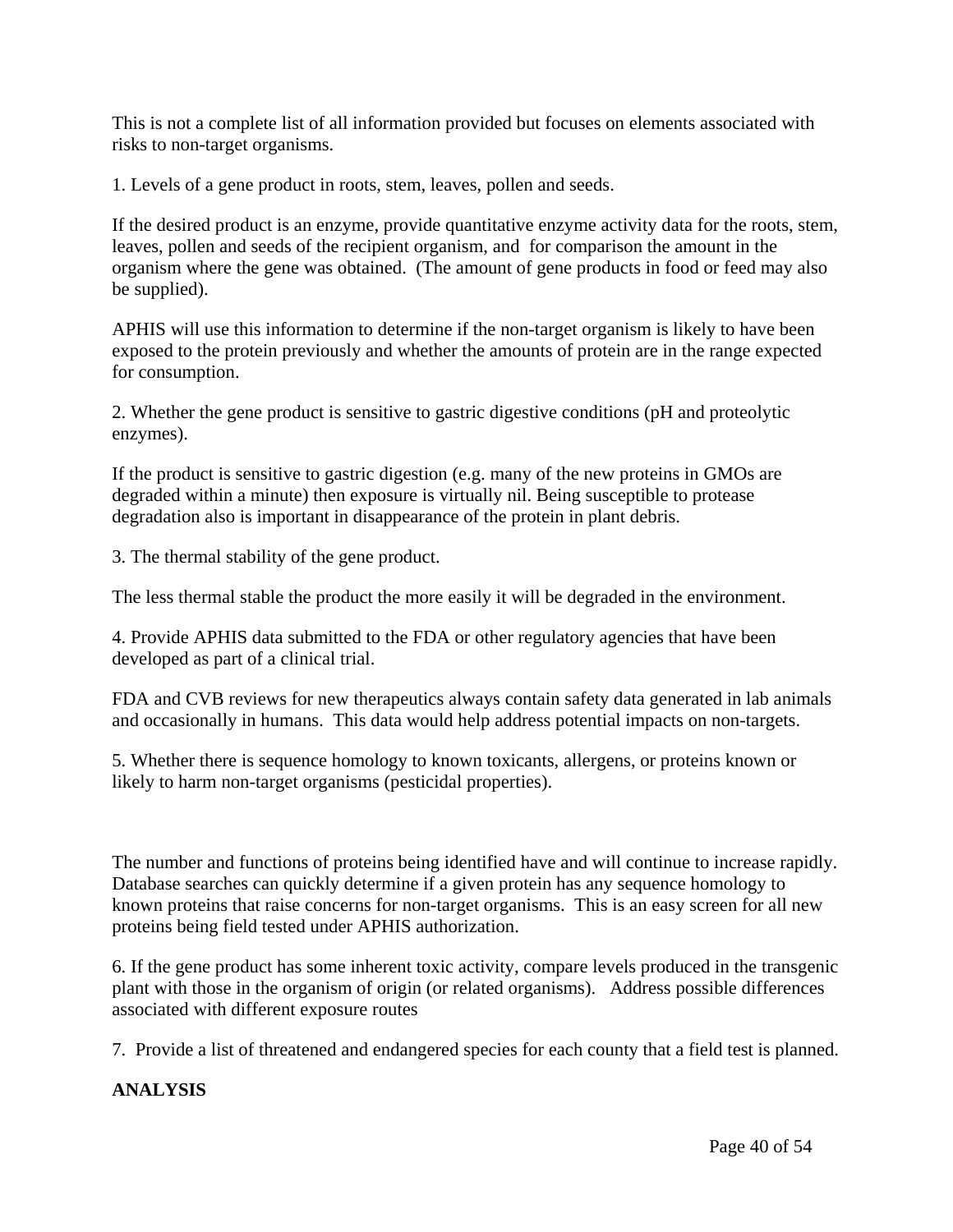This is not a complete list of all information provided but focuses on elements associated with risks to non-target organisms.

1. Levels of a gene product in roots, stem, leaves, pollen and seeds.

If the desired product is an enzyme, provide quantitative enzyme activity data for the roots, stem, leaves, pollen and seeds of the recipient organism, and for comparison the amount in the organism where the gene was obtained. (The amount of gene products in food or feed may also be supplied).

APHIS will use this information to determine if the non-target organism is likely to have been exposed to the protein previously and whether the amounts of protein are in the range expected for consumption.

2. Whether the gene product is sensitive to gastric digestive conditions (pH and proteolytic enzymes).

If the product is sensitive to gastric digestion (e.g. many of the new proteins in GMOs are degraded within a minute) then exposure is virtually nil. Being susceptible to protease degradation also is important in disappearance of the protein in plant debris.

3. The thermal stability of the gene product.

The less thermal stable the product the more easily it will be degraded in the environment.

4. Provide APHIS data submitted to the FDA or other regulatory agencies that have been developed as part of a clinical trial.

FDA and CVB reviews for new therapeutics always contain safety data generated in lab animals and occasionally in humans. This data would help address potential impacts on non-targets.

5. Whether there is sequence homology to known toxicants, allergens, or proteins known or likely to harm non-target organisms (pesticidal properties).

The number and functions of proteins being identified have and will continue to increase rapidly. Database searches can quickly determine if a given protein has any sequence homology to known proteins that raise concerns for non-target organisms. This is an easy screen for all new proteins being field tested under APHIS authorization.

6. If the gene product has some inherent toxic activity, compare levels produced in the transgenic plant with those in the organism of origin (or related organisms). Address possible differences associated with different exposure routes

7. Provide a list of threatened and endangered species for each county that a field test is planned.

**ANALYSIS**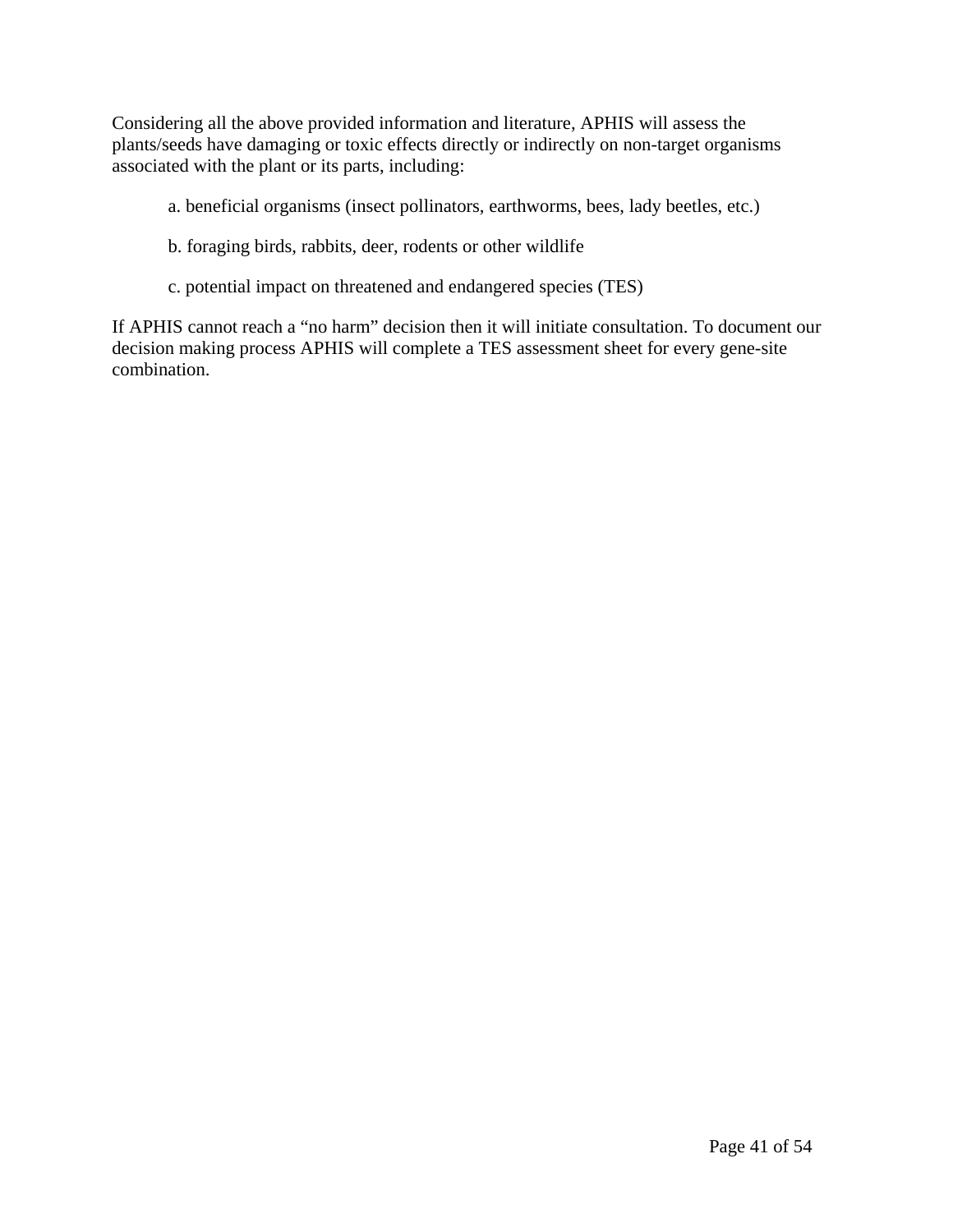Considering all the above provided information and literature, APHIS will assess the plants/seeds have damaging or toxic effects directly or indirectly on non-target organisms associated with the plant or its parts, including:

a. beneficial organisms (insect pollinators, earthworms, bees, lady beetles, etc.)

b. foraging birds, rabbits, deer, rodents or other wildlife

c. potential impact on threatened and endangered species (TES)

If APHIS cannot reach a "no harm" decision then it will initiate consultation. To document our decision making process APHIS will complete a TES assessment sheet for every gene-site combination.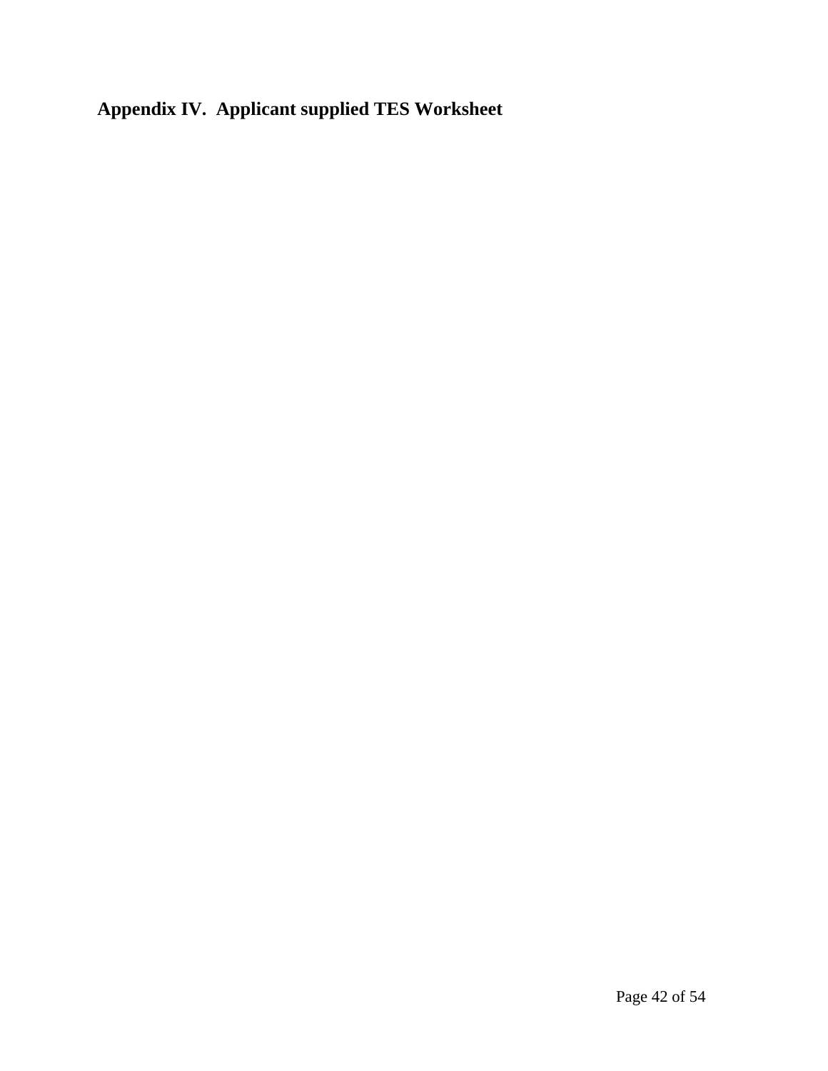## Appendix IV. Applicant supplied TES Worksheet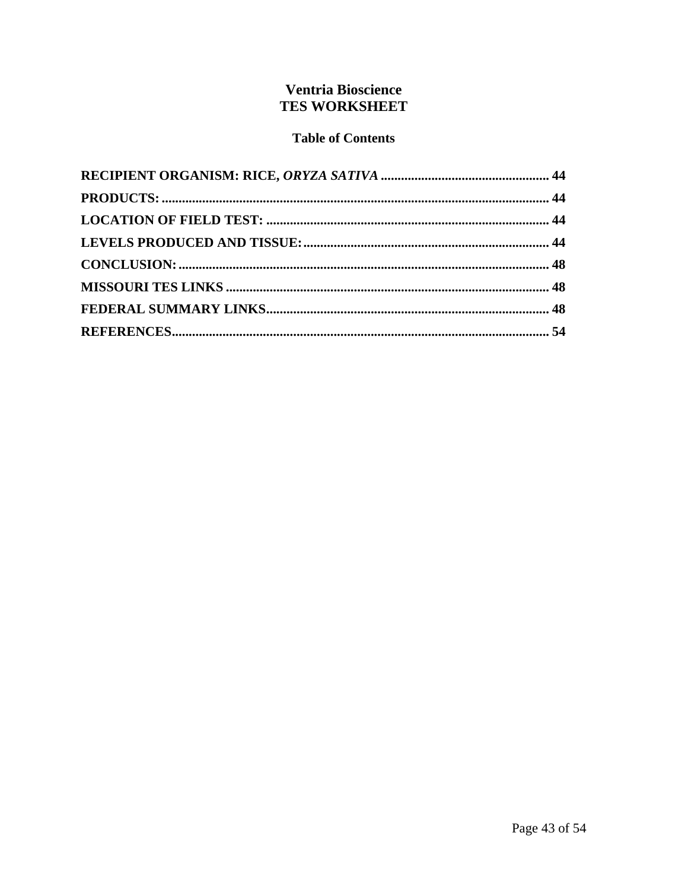# Ventria Bioscience
# TES WORKSHEET

## Table of Contents

**RECIPIENT ORGANISM: RICE, *ORYZA SATIVA*** .................................................. **44**

**PRODUCTS:** .................................................................................................... **44**

**LOCATION OF FIELD TEST:** .................................................................................... **44**

**LEVELS PRODUCED AND TISSUE:** ......................................................................... **44**

**CONCLUSION:** ................................................................................................. **48**

**MISSOURI TES LINKS** ..................................................................................... **48**

**FEDERAL SUMMARY LINKS** .............................................................................. **48**

**REFERENCES** ................................................................................................. **54**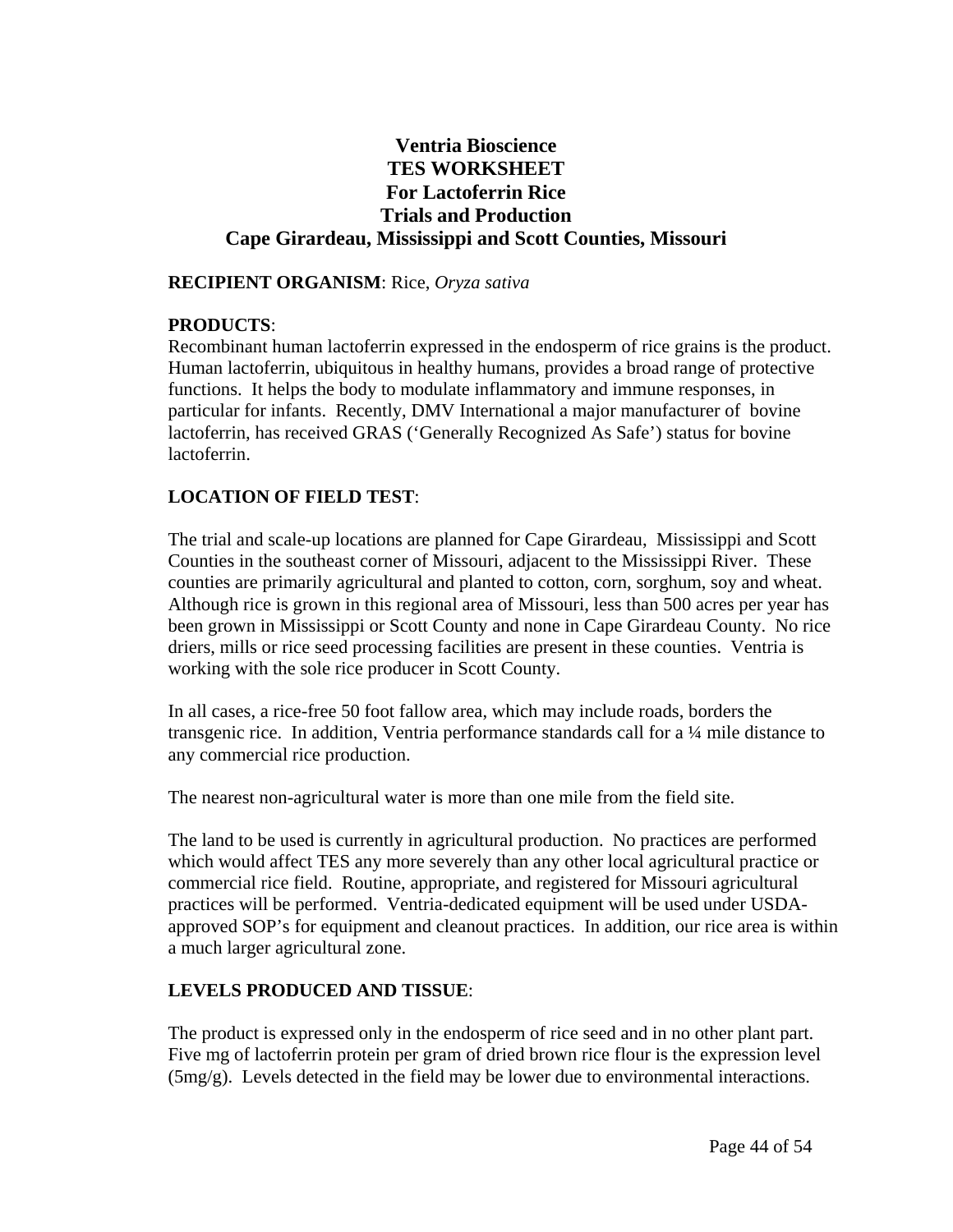# Ventria Bioscience
# TES WORKSHEET
# For Lactoferrin Rice
# Trials and Production
# Cape Girardeau, Mississippi and Scott Counties, Missouri

**RECIPIENT ORGANISM**: Rice, *Oryza sativa*

**PRODUCTS**:
Recombinant human lactoferrin expressed in the endosperm of rice grains is the product. Human lactoferrin, ubiquitous in healthy humans, provides a broad range of protective functions. It helps the body to modulate inflammatory and immune responses, in particular for infants. Recently, DMV International a major manufacturer of bovine lactoferrin, has received GRAS ('Generally Recognized As Safe') status for bovine lactoferrin.

**LOCATION OF FIELD TEST**:

The trial and scale-up locations are planned for Cape Girardeau, Mississippi and Scott Counties in the southeast corner of Missouri, adjacent to the Mississippi River. These counties are primarily agricultural and planted to cotton, corn, sorghum, soy and wheat. Although rice is grown in this regional area of Missouri, less than 500 acres per year has been grown in Mississippi or Scott County and none in Cape Girardeau County. No rice driers, mills or rice seed processing facilities are present in these counties. Ventria is working with the sole rice producer in Scott County.

In all cases, a rice-free 50 foot fallow area, which may include roads, borders the transgenic rice. In addition, Ventria performance standards call for a ¼ mile distance to any commercial rice production.

The nearest non-agricultural water is more than one mile from the field site.

The land to be used is currently in agricultural production. No practices are performed which would affect TES any more severely than any other local agricultural practice or commercial rice field. Routine, appropriate, and registered for Missouri agricultural practices will be performed. Ventria-dedicated equipment will be used under USDA-approved SOP's for equipment and cleanout practices. In addition, our rice area is within a much larger agricultural zone.

**LEVELS PRODUCED AND TISSUE**:

The product is expressed only in the endosperm of rice seed and in no other plant part. Five mg of lactoferrin protein per gram of dried brown rice flour is the expression level (5mg/g). Levels detected in the field may be lower due to environmental interactions.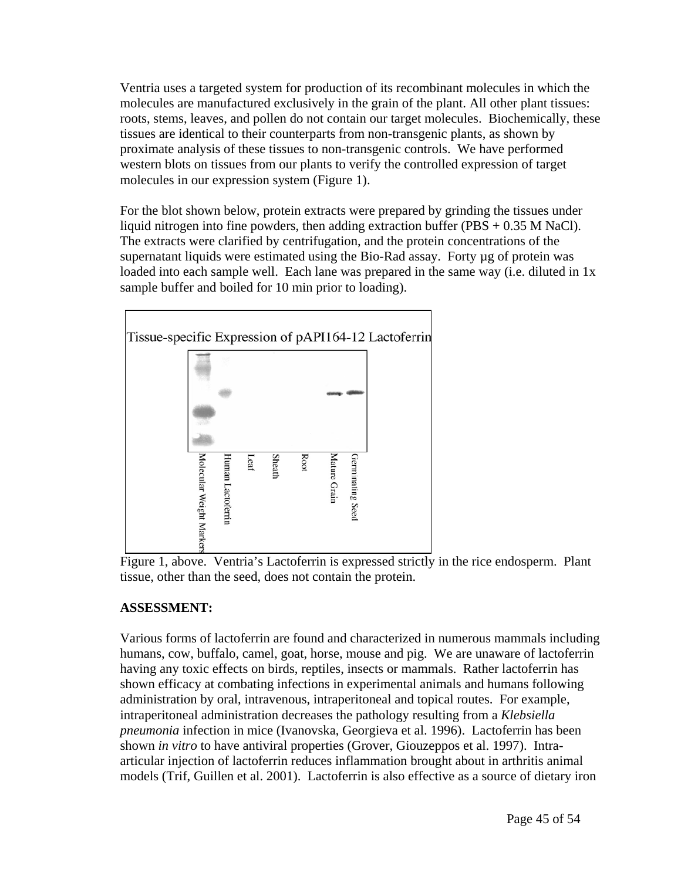Ventria uses a targeted system for production of its recombinant molecules in which the molecules are manufactured exclusively in the grain of the plant. All other plant tissues: roots, stems, leaves, and pollen do not contain our target molecules. Biochemically, these tissues are identical to their counterparts from non-transgenic plants, as shown by proximate analysis of these tissues to non-transgenic controls. We have performed western blots on tissues from our plants to verify the controlled expression of target molecules in our expression system (Figure 1).

For the blot shown below, protein extracts were prepared by grinding the tissues under liquid nitrogen into fine powders, then adding extraction buffer (PBS + 0.35 M NaCl). The extracts were clarified by centrifugation, and the protein concentrations of the supernatant liquids were estimated using the Bio-Rad assay. Forty µg of protein was loaded into each sample well. Each lane was prepared in the same way (i.e. diluted in 1x sample buffer and boiled for 10 min prior to loading).

Tissue-specific Expression of pAPI164-12 Lactoferrin

Molecular Weight Markers | Human Lactoferrin | Leaf | Sheath | Root | Mature Grain | Germinating Seed

Figure 1, above. Ventria's Lactoferrin is expressed strictly in the rice endosperm. Plant tissue, other than the seed, does not contain the protein.

**ASSESSMENT:**

Various forms of lactoferrin are found and characterized in numerous mammals including humans, cow, buffalo, camel, goat, horse, mouse and pig. We are unaware of lactoferrin having any toxic effects on birds, reptiles, insects or mammals. Rather lactoferrin has shown efficacy at combating infections in experimental animals and humans following administration by oral, intravenous, intraperitoneal and topical routes. For example, intraperitoneal administration decreases the pathology resulting from a *Klebsiella pneumonia* infection in mice (Ivanovska, Georgieva et al. 1996). Lactoferrin has been shown *in vitro* to have antiviral properties (Grover, Giouzeppos et al. 1997). Intra-articular injection of lactoferrin reduces inflammation brought about in arthritis animal models (Trif, Guillen et al. 2001). Lactoferrin is also effective as a source of dietary iron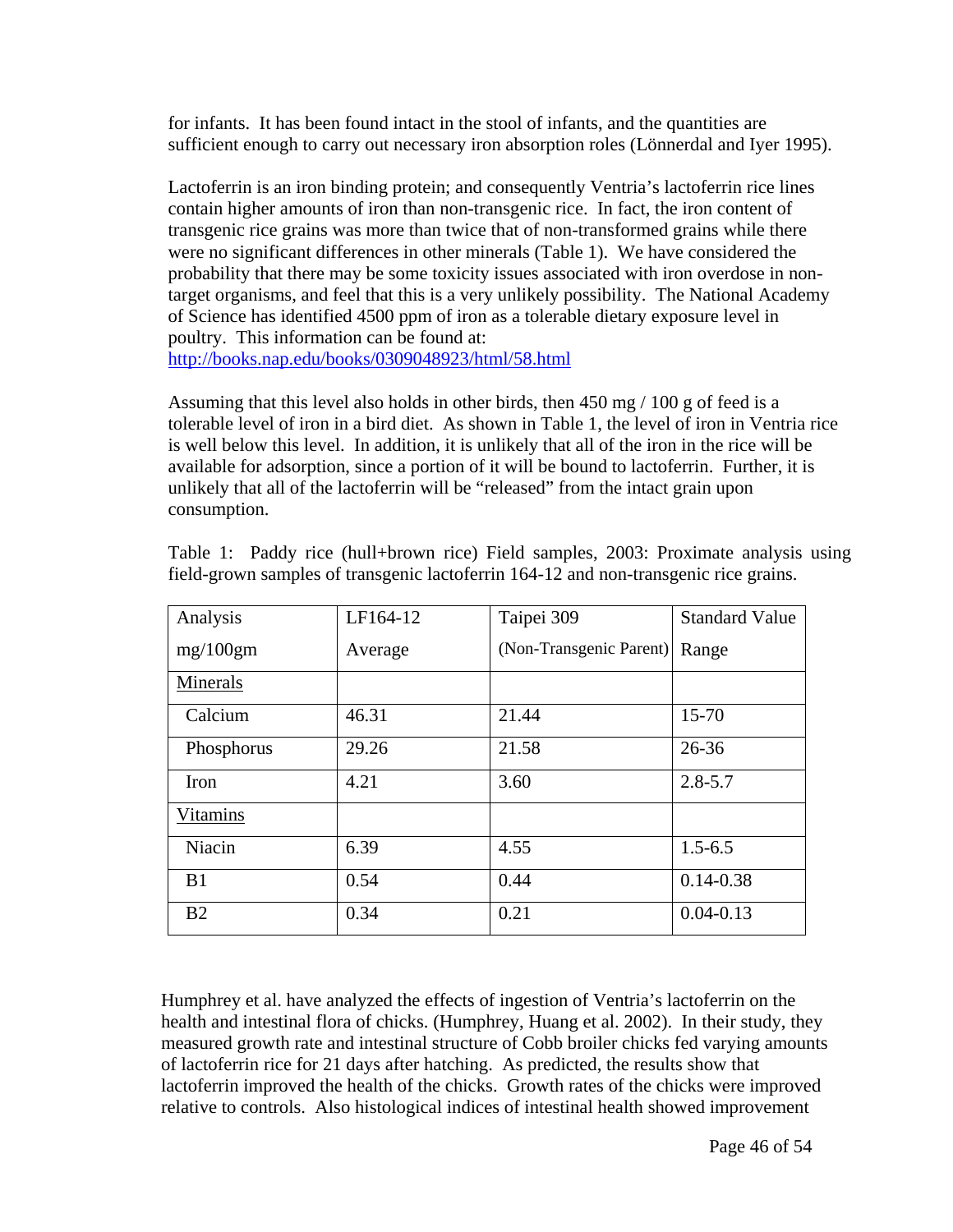for infants. It has been found intact in the stool of infants, and the quantities are sufficient enough to carry out necessary iron absorption roles (Lönnerdal and Iyer 1995).

Lactoferrin is an iron binding protein; and consequently Ventria's lactoferrin rice lines contain higher amounts of iron than non-transgenic rice. In fact, the iron content of transgenic rice grains was more than twice that of non-transformed grains while there were no significant differences in other minerals (Table 1). We have considered the probability that there may be some toxicity issues associated with iron overdose in non-target organisms, and feel that this is a very unlikely possibility. The National Academy of Science has identified 4500 ppm of iron as a tolerable dietary exposure level in poultry. This information can be found at: http://books.nap.edu/books/0309048923/html/58.html

Assuming that this level also holds in other birds, then 450 mg / 100 g of feed is a tolerable level of iron in a bird diet. As shown in Table 1, the level of iron in Ventria rice is well below this level. In addition, it is unlikely that all of the iron in the rice will be available for adsorption, since a portion of it will be bound to lactoferrin. Further, it is unlikely that all of the lactoferrin will be "released" from the intact grain upon consumption.

Table 1: Paddy rice (hull+brown rice) Field samples, 2003: Proximate analysis using field-grown samples of transgenic lactoferrin 164-12 and non-transgenic rice grains.

| Analysis mg/100gm | LF164-12 Average | Taipei 309 (Non-Transgenic Parent) | Standard Value Range |
|---|---|---|---|
| Minerals | | | |
| Calcium | 46.31 | 21.44 | 15-70 |
| Phosphorus | 29.26 | 21.58 | 26-36 |
| Iron | 4.21 | 3.60 | 2.8-5.7 |
| Vitamins | | | |
| Niacin | 6.39 | 4.55 | 1.5-6.5 |
| B1 | 0.54 | 0.44 | 0.14-0.38 |
| B2 | 0.34 | 0.21 | 0.04-0.13 |

Humphrey et al. have analyzed the effects of ingestion of Ventria's lactoferrin on the health and intestinal flora of chicks. (Humphrey, Huang et al. 2002). In their study, they measured growth rate and intestinal structure of Cobb broiler chicks fed varying amounts of lactoferrin rice for 21 days after hatching. As predicted, the results show that lactoferrin improved the health of the chicks. Growth rates of the chicks were improved relative to controls. Also histological indices of intestinal health showed improvement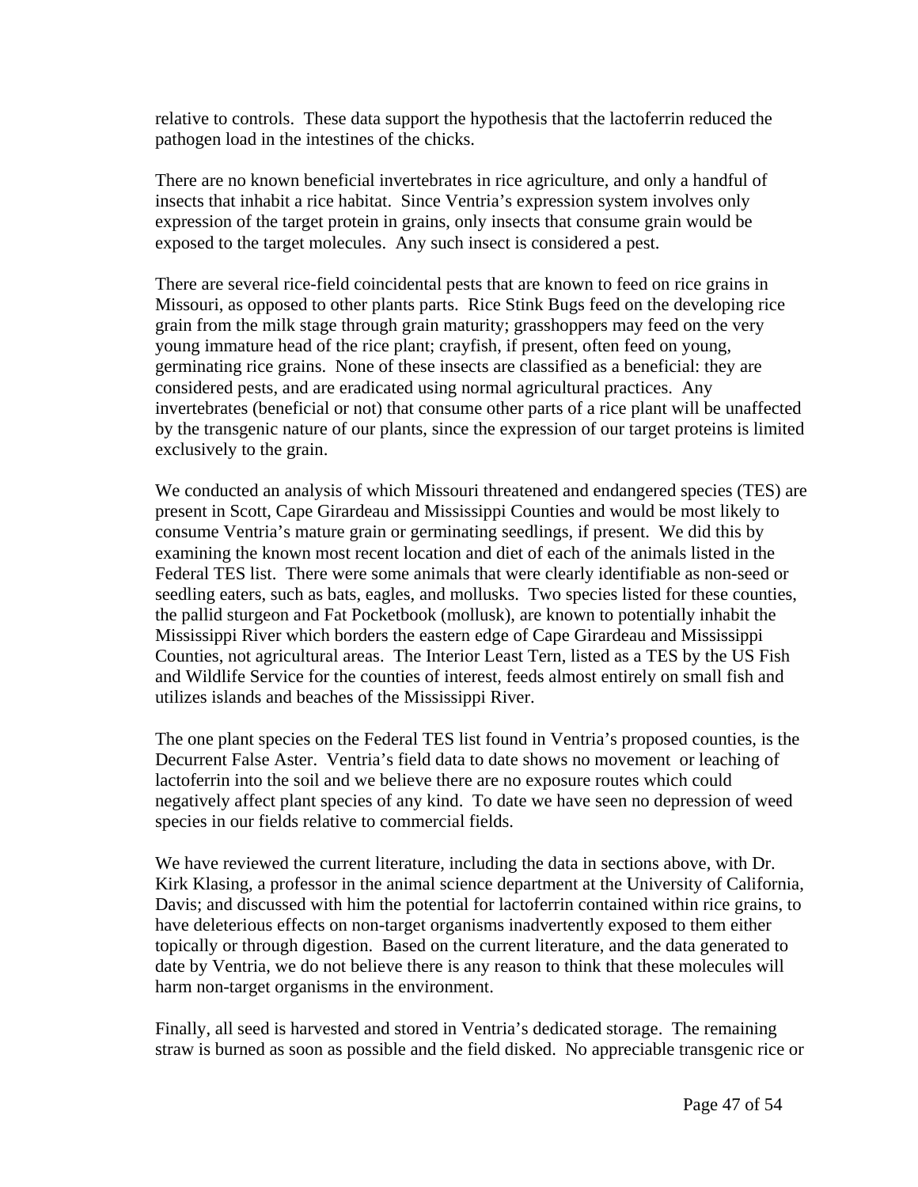relative to controls. These data support the hypothesis that the lactoferrin reduced the pathogen load in the intestines of the chicks.

There are no known beneficial invertebrates in rice agriculture, and only a handful of insects that inhabit a rice habitat. Since Ventria's expression system involves only expression of the target protein in grains, only insects that consume grain would be exposed to the target molecules. Any such insect is considered a pest.

There are several rice-field coincidental pests that are known to feed on rice grains in Missouri, as opposed to other plants parts. Rice Stink Bugs feed on the developing rice grain from the milk stage through grain maturity; grasshoppers may feed on the very young immature head of the rice plant; crayfish, if present, often feed on young, germinating rice grains. None of these insects are classified as a beneficial: they are considered pests, and are eradicated using normal agricultural practices. Any invertebrates (beneficial or not) that consume other parts of a rice plant will be unaffected by the transgenic nature of our plants, since the expression of our target proteins is limited exclusively to the grain.

We conducted an analysis of which Missouri threatened and endangered species (TES) are present in Scott, Cape Girardeau and Mississippi Counties and would be most likely to consume Ventria's mature grain or germinating seedlings, if present. We did this by examining the known most recent location and diet of each of the animals listed in the Federal TES list. There were some animals that were clearly identifiable as non-seed or seedling eaters, such as bats, eagles, and mollusks. Two species listed for these counties, the pallid sturgeon and Fat Pocketbook (mollusk), are known to potentially inhabit the Mississippi River which borders the eastern edge of Cape Girardeau and Mississippi Counties, not agricultural areas. The Interior Least Tern, listed as a TES by the US Fish and Wildlife Service for the counties of interest, feeds almost entirely on small fish and utilizes islands and beaches of the Mississippi River.

The one plant species on the Federal TES list found in Ventria's proposed counties, is the Decurrent False Aster. Ventria's field data to date shows no movement or leaching of lactoferrin into the soil and we believe there are no exposure routes which could negatively affect plant species of any kind. To date we have seen no depression of weed species in our fields relative to commercial fields.

We have reviewed the current literature, including the data in sections above, with Dr. Kirk Klasing, a professor in the animal science department at the University of California, Davis; and discussed with him the potential for lactoferrin contained within rice grains, to have deleterious effects on non-target organisms inadvertently exposed to them either topically or through digestion. Based on the current literature, and the data generated to date by Ventria, we do not believe there is any reason to think that these molecules will harm non-target organisms in the environment.

Finally, all seed is harvested and stored in Ventria's dedicated storage. The remaining straw is burned as soon as possible and the field disked. No appreciable transgenic rice or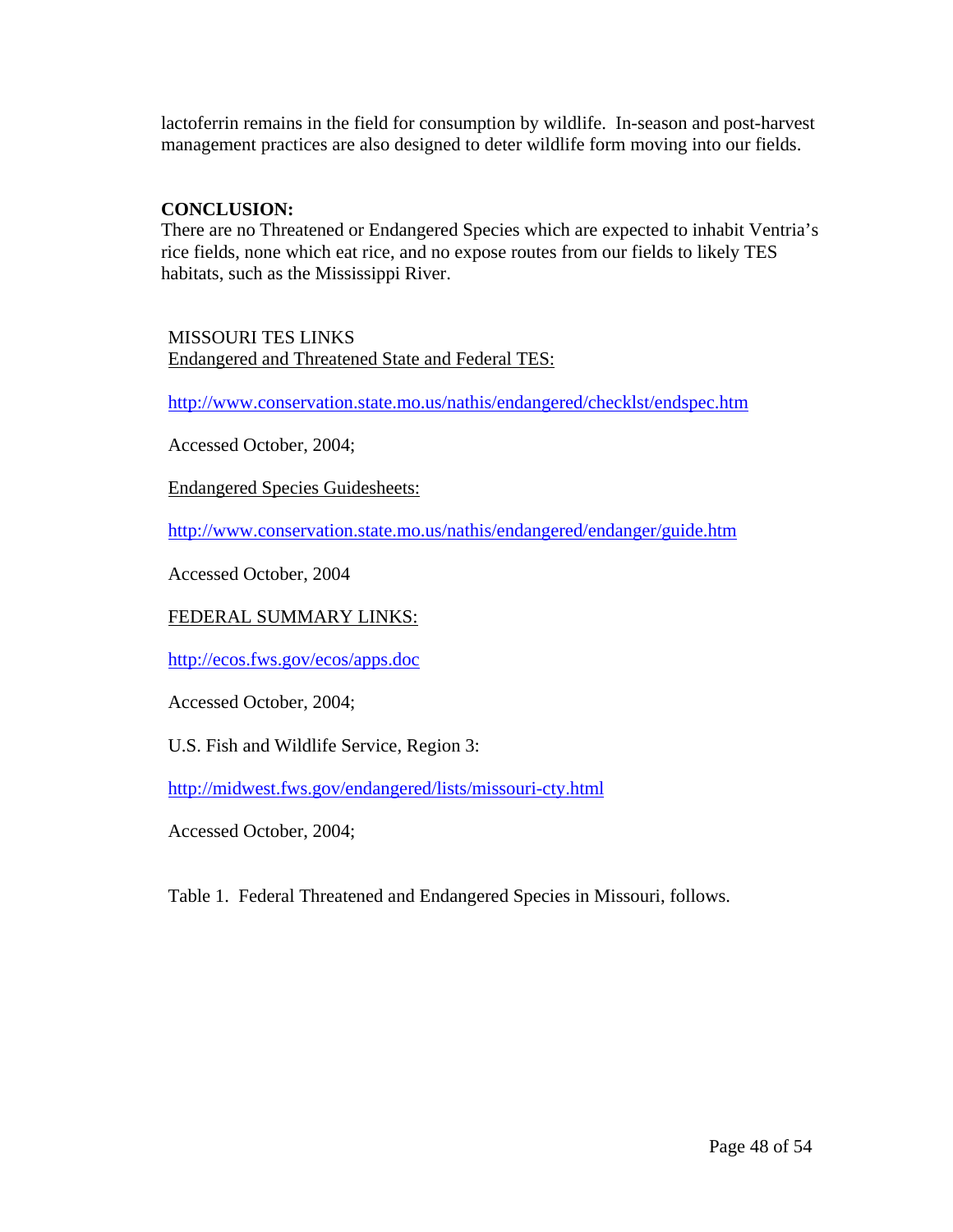lactoferrin remains in the field for consumption by wildlife. In-season and post-harvest management practices are also designed to deter wildlife form moving into our fields.

**CONCLUSION:**
There are no Threatened or Endangered Species which are expected to inhabit Ventria's rice fields, none which eat rice, and no expose routes from our fields to likely TES habitats, such as the Mississippi River.

MISSOURI TES LINKS
Endangered and Threatened State and Federal TES:

http://www.conservation.state.mo.us/nathis/endangered/checklst/endspec.htm

Accessed October, 2004;

Endangered Species Guidesheets:

http://www.conservation.state.mo.us/nathis/endangered/endanger/guide.htm

Accessed October, 2004

FEDERAL SUMMARY LINKS:

http://ecos.fws.gov/ecos/apps.doc

Accessed October, 2004;

U.S. Fish and Wildlife Service, Region 3:

http://midwest.fws.gov/endangered/lists/missouri-cty.html

Accessed October, 2004;

Table 1. Federal Threatened and Endangered Species in Missouri, follows.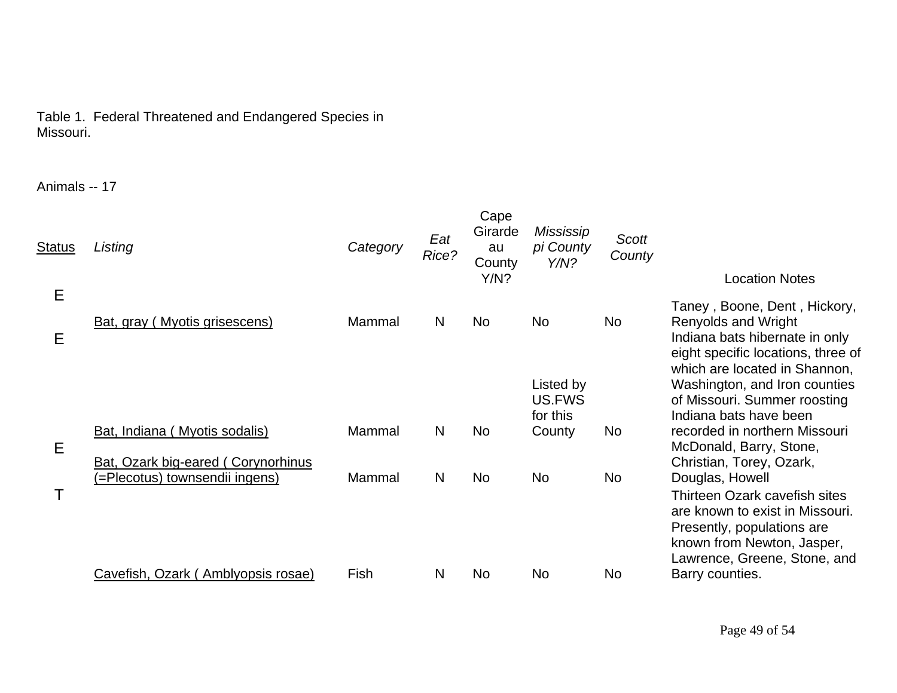Table 1. Federal Threatened and Endangered Species in Missouri.

Animals -- 17

| Status | Listing | Category | Eat Rice? | Cape Girardeau County Y/N? | Mississippi County Y/N? | Scott County | Location Notes |
|---|---|---|---|---|---|---|---|
| E | Bat, gray ( Myotis grisescens) | Mammal | N | No | No | No | Taney , Boone, Dent , Hickory, Renyolds and Wright |
| E | Bat, Indiana ( Myotis sodalis) | Mammal | N | No | Listed by US.FWS for this County | No | Indiana bats hibernate in only eight specific locations, three of which are located in Shannon, Washington, and Iron counties of Missouri. Summer roosting Indiana bats have been recorded in northern Missouri |
| E | Bat, Ozark big-eared ( Corynorhinus (=Plecotus) townsendii ingens) | Mammal | N | No | No | No | McDonald, Barry, Stone, Christian, Torey, Ozark, Douglas, Howell |
| T | Cavefish, Ozark ( Amblyopsis rosae) | Fish | N | No | No | No | Thirteen Ozark cavefish sites are known to exist in Missouri. Presently, populations are known from Newton, Jasper, Lawrence, Greene, Stone, and Barry counties. |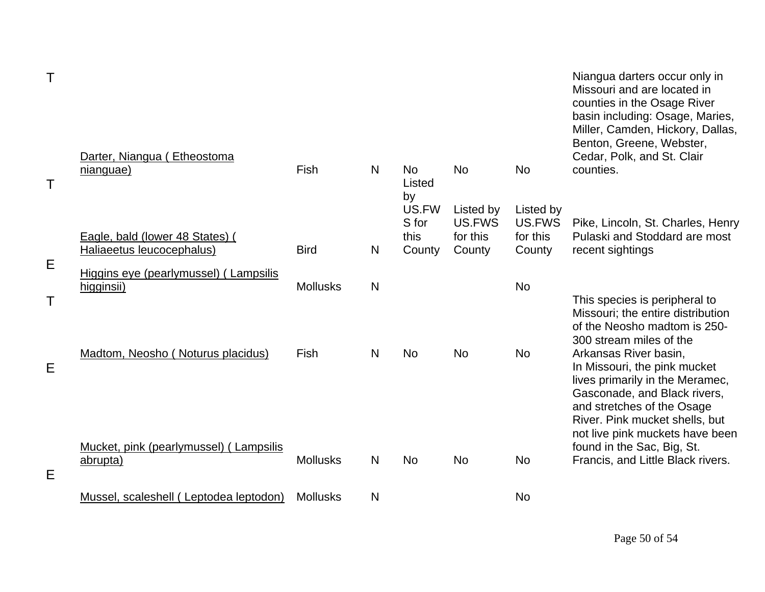| | | | | | | | |
|---|---|---|---|---|---|---|---|
| T | Darter, Niangua ( Etheostoma nianguae) | Fish | N | No | No | No | Niangua darters occur only in Missouri and are located in counties in the Osage River basin including: Osage, Maries, Miller, Camden, Hickory, Dallas, Benton, Greene, Webster, Cedar, Polk, and St. Clair counties. |
| T | Eagle, bald (lower 48 States) ( Haliaeetus leucocephalus) | Bird | N | No Listed by US.FWS for this County | Listed by US.FWS for this County | Listed by US.FWS for this County | Pike, Lincoln, St. Charles, Henry Pulaski and Stoddard are most recent sightings |
| E | Higgins eye (pearlymussel) ( Lampsilis higginsii) | Mollusks | N | | | No | |
| T | Madtom, Neosho ( Noturus placidus) | Fish | N | No | No | No | This species is peripheral to Missouri; the entire distribution of the Neosho madtom is 250-300 stream miles of the Arkansas River basin, |
| E | Mucket, pink (pearlymussel) ( Lampsilis abrupta) | Mollusks | N | No | No | No | In Missouri, the pink mucket lives primarily in the Meramec, Gasconade, and Black rivers, and stretches of the Osage River. Pink mucket shells, but not live pink muckets have been found in the Sac, Big, St. Francis, and Little Black rivers. |
| E | Mussel, scaleshell ( Leptodea leptodon) | Mollusks | N | | | No | |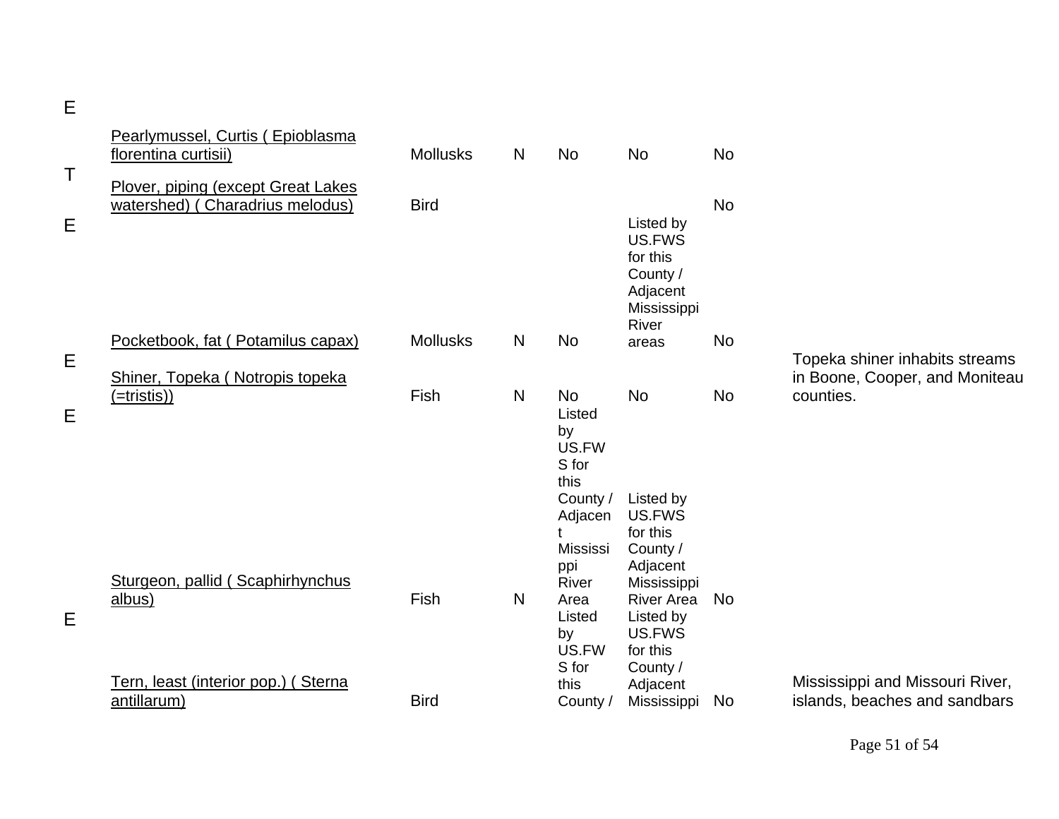| | | | | | | |
|---|---|---|---|---|---|---|
| E | Pearlymussel, Curtis ( Epioblasma florentina curtisii) | Mollusks | N | No | No | No | |
| T | Plover, piping (except Great Lakes watershed) ( Charadrius melodus) | Bird | | | | No | |
| E | Pocketbook, fat ( Potamilus capax) | Mollusks | N | No | Listed by US.FWS for this County / Adjacent Mississippi River areas | No | |
| E | Shiner, Topeka ( Notropis topeka (=tristis)) | Fish | N | No | No | No | Topeka shiner inhabits streams in Boone, Cooper, and Moniteau counties. |
| E | Sturgeon, pallid ( Scaphirhynchus albus) | Fish | N | Listed by US.FWS for this County / Adjacent Mississippi River Area | Listed by US.FWS for this County / Adjacent Mississippi River Area | No | |
| E | Tern, least (interior pop.) ( Sterna antillarum) | Bird | | Listed by US.FWS for this County / | Listed by US.FWS for this County / Adjacent Mississippi | No | Mississippi and Missouri River, islands, beaches and sandbars |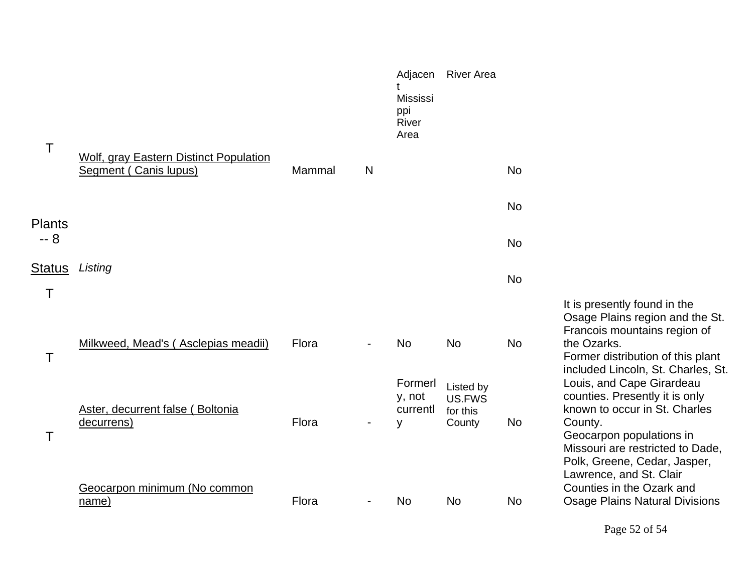| | | | | Adjacent Mississippi River Area | River Area | | |
|---|---|---|---|---|---|---|---|
| T | Wolf, gray Eastern Distinct Population Segment ( Canis lupus) | Mammal | N | | | No | |
| | | | | | | No | |
| Plants -- 8 | | | | | | No | |
| Status | *Listing* | | | | | No | |
| T | Milkweed, Mead's ( Asclepias meadii) | Flora | - | No | No | No | It is presently found in the Osage Plains region and the St. Francois mountains region of the Ozarks. |
| T | Aster, decurrent false ( Boltonia decurrens) | Flora | - | Formerly, not currently | Listed by US.FWS for this County | No | Former distribution of this plant included Lincoln, St. Charles, St. Louis, and Cape Girardeau counties. Presently it is only known to occur in St. Charles County. |
| T | Geocarpon minimum (No common name) | Flora | - | No | No | No | Geocarpon populations in Missouri are restricted to Dade, Polk, Greene, Cedar, Jasper, Lawrence, and St. Clair Counties in the Ozark and Osage Plains Natural Divisions |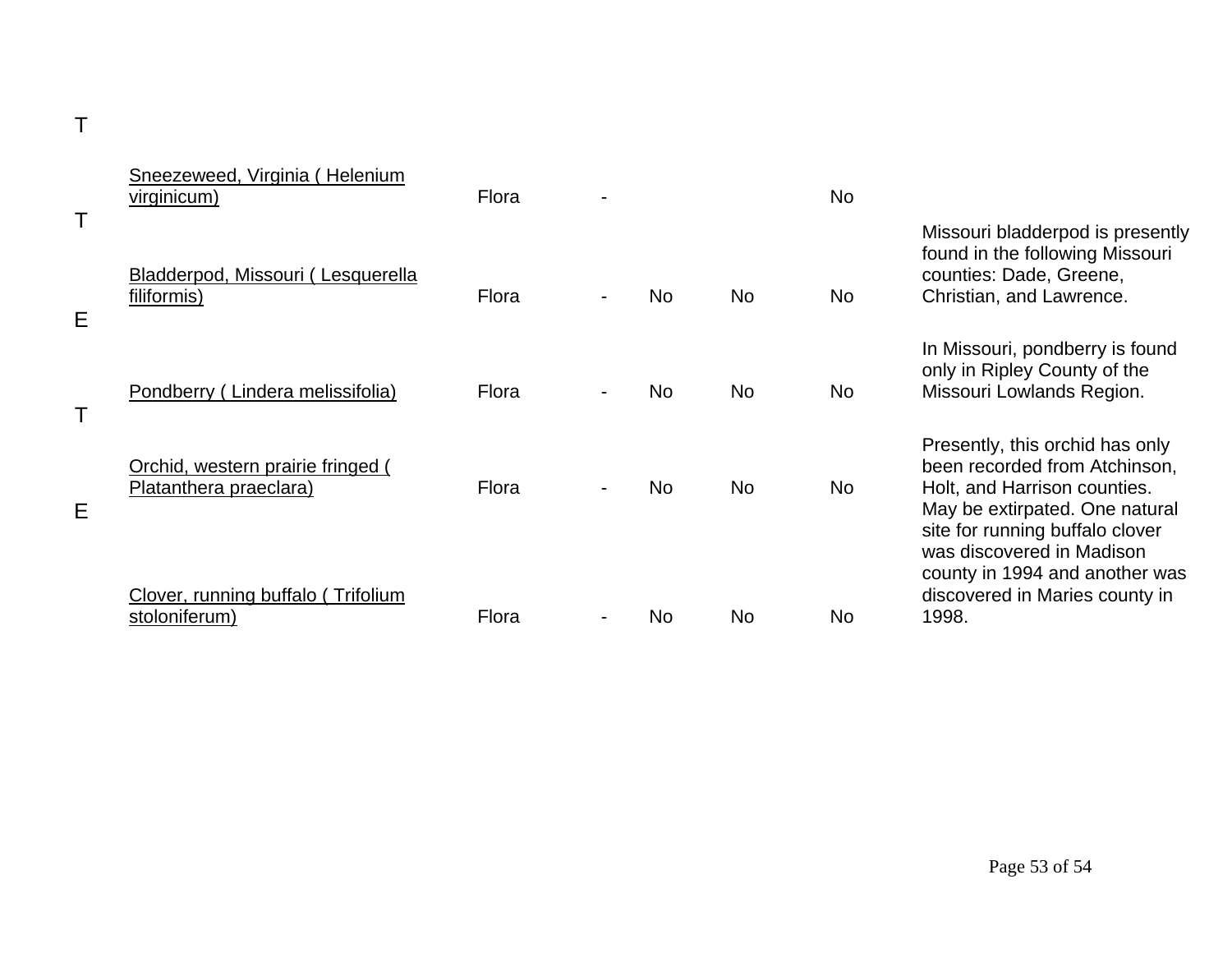| | | | | | | | |
|---|---|---|---|---|---|---|---|
| T | Sneezeweed, Virginia ( Helenium virginicum) | Flora | - | | | No | |
| T | Bladderpod, Missouri ( Lesquerella filiformis) | Flora | - | No | No | No | Missouri bladderpod is presently found in the following Missouri counties: Dade, Greene, Christian, and Lawrence. |
| E | Pondberry ( Lindera melissifolia) | Flora | - | No | No | No | In Missouri, pondberry is found only in Ripley County of the Missouri Lowlands Region. |
| T | Orchid, western prairie fringed ( Platanthera praeclara) | Flora | - | No | No | No | Presently, this orchid has only been recorded from Atchinson, Holt, and Harrison counties. |
| E | Clover, running buffalo ( Trifolium stoloniferum) | Flora | - | No | No | No | May be extirpated. One natural site for running buffalo clover was discovered in Madison county in 1994 and another was discovered in Maries county in 1998. |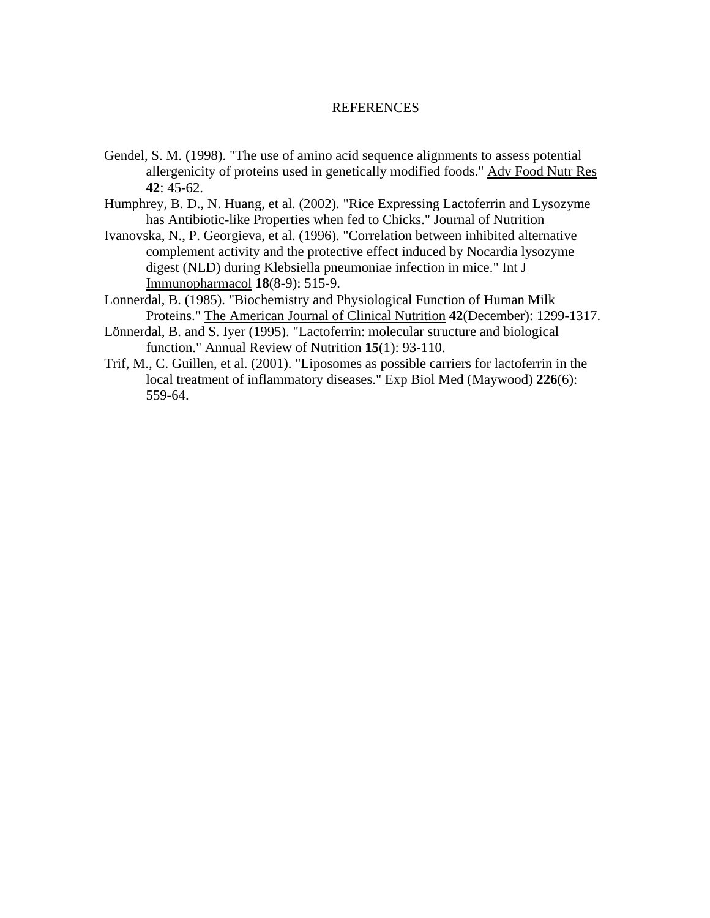# REFERENCES

Gendel, S. M. (1998). "The use of amino acid sequence alignments to assess potential allergenicity of proteins used in genetically modified foods." Adv Food Nutr Res **42**: 45-62.

Humphrey, B. D., N. Huang, et al. (2002). "Rice Expressing Lactoferrin and Lysozyme has Antibiotic-like Properties when fed to Chicks." Journal of Nutrition

Ivanovska, N., P. Georgieva, et al. (1996). "Correlation between inhibited alternative complement activity and the protective effect induced by Nocardia lysozyme digest (NLD) during Klebsiella pneumoniae infection in mice." Int J Immunopharmacol **18**(8-9): 515-9.

Lonnerdal, B. (1985). "Biochemistry and Physiological Function of Human Milk Proteins." The American Journal of Clinical Nutrition **42**(December): 1299-1317.

Lönnerdal, B. and S. Iyer (1995). "Lactoferrin: molecular structure and biological function." Annual Review of Nutrition **15**(1): 93-110.

Trif, M., C. Guillen, et al. (2001). "Liposomes as possible carriers for lactoferrin in the local treatment of inflammatory diseases." Exp Biol Med (Maywood) **226**(6): 559-64.